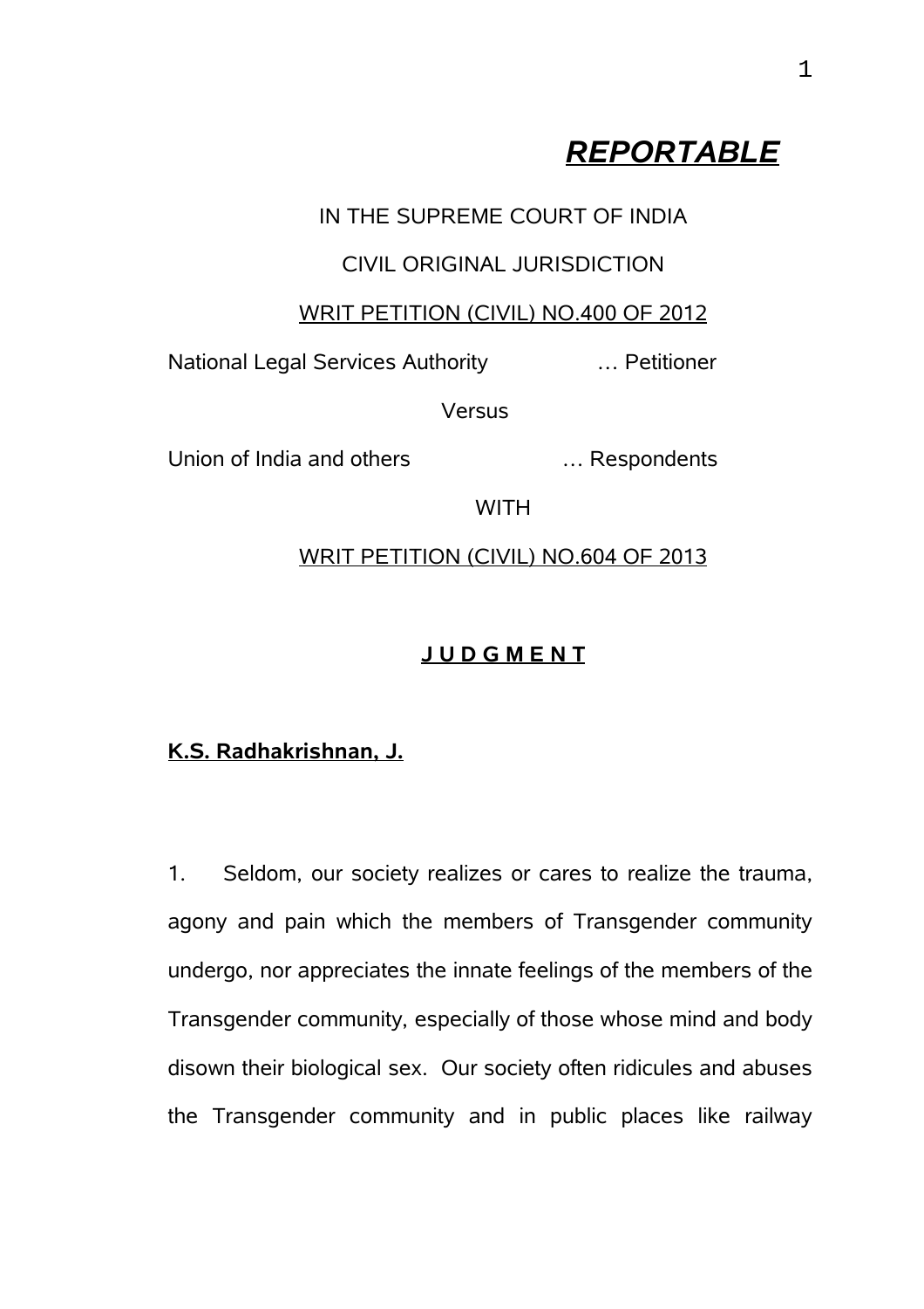***REPORTABLE***

IN THE SUPREME COURT OF INDIA

CIVIL ORIGINAL JURISDICTION

WRIT PETITION (CIVIL) NO.400 OF 2012

National Legal Services Authority … Petitioner

Versus

Union of India and others … Respondents

WITH

WRIT PETITION (CIVIL) NO.604 OF 2013

**J U D G M E N T**

**K.S. Radhakrishnan, J.**

1. Seldom, our society realizes or cares to realize the trauma, agony and pain which the members of Transgender community undergo, nor appreciates the innate feelings of the members of the Transgender community, especially of those whose mind and body disown their biological sex. Our society often ridicules and abuses the Transgender community and in public places like railway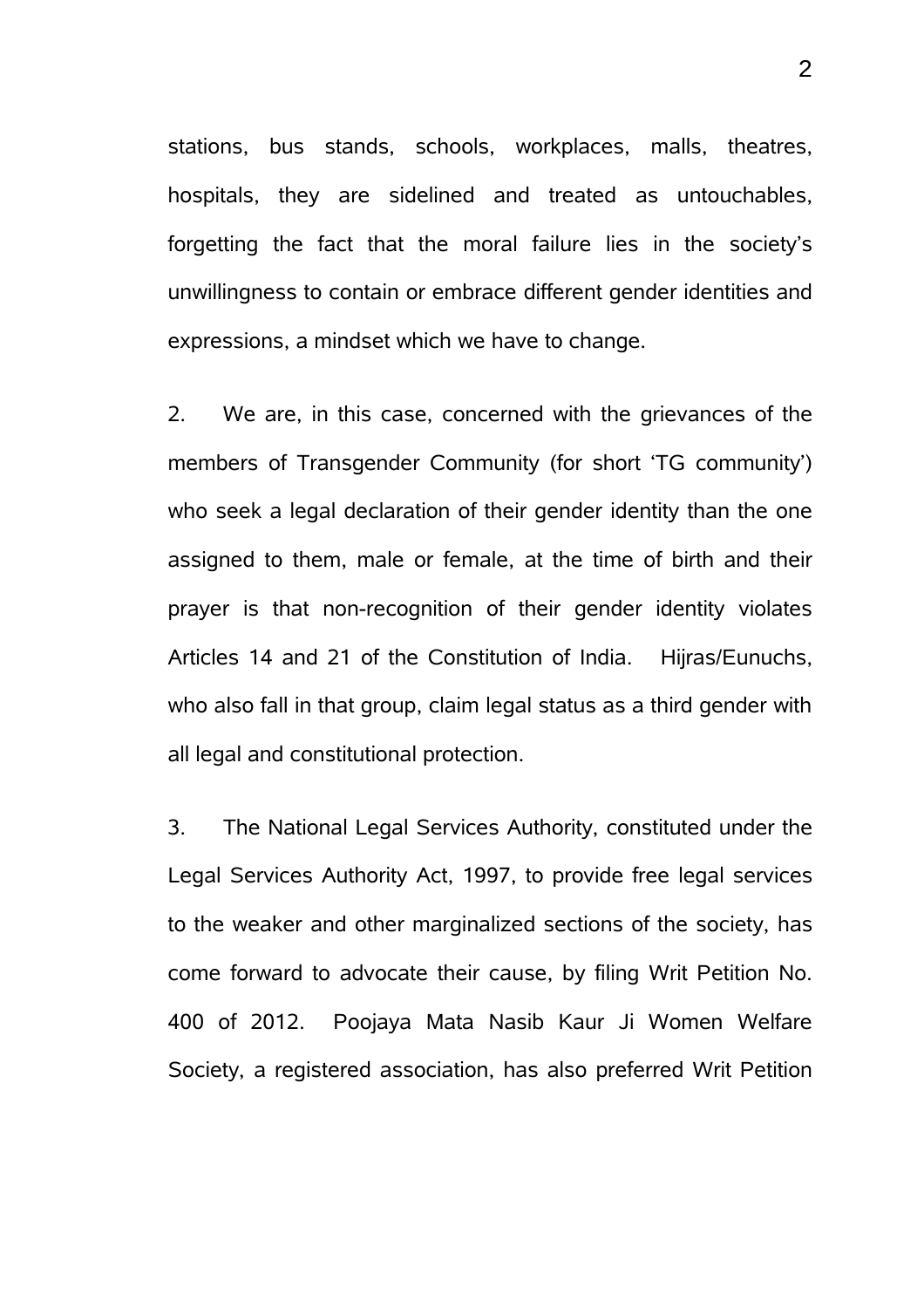stations, bus stands, schools, workplaces, malls, theatres, hospitals, they are sidelined and treated as untouchables, forgetting the fact that the moral failure lies in the society's unwillingness to contain or embrace different gender identities and expressions, a mindset which we have to change.

2. We are, in this case, concerned with the grievances of the members of Transgender Community (for short 'TG community') who seek a legal declaration of their gender identity than the one assigned to them, male or female, at the time of birth and their prayer is that non-recognition of their gender identity violates Articles 14 and 21 of the Constitution of India. Hijras/Eunuchs, who also fall in that group, claim legal status as a third gender with all legal and constitutional protection.

3. The National Legal Services Authority, constituted under the Legal Services Authority Act, 1997, to provide free legal services to the weaker and other marginalized sections of the society, has come forward to advocate their cause, by filing Writ Petition No. 400 of 2012. Poojaya Mata Nasib Kaur Ji Women Welfare Society, a registered association, has also preferred Writ Petition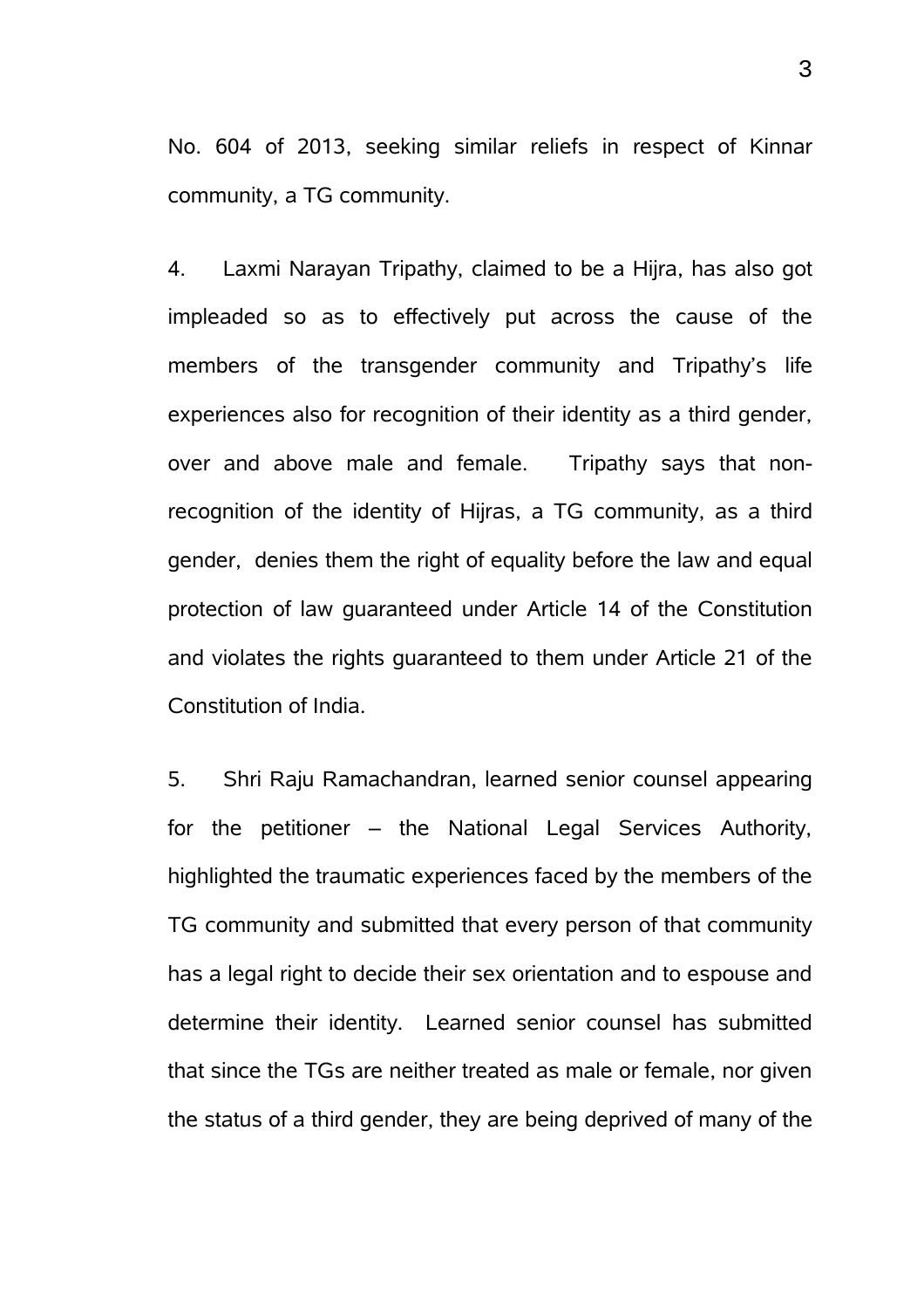No. 604 of 2013, seeking similar reliefs in respect of Kinnar community, a TG community.

4. Laxmi Narayan Tripathy, claimed to be a Hijra, has also got impleaded so as to effectively put across the cause of the members of the transgender community and Tripathy's life experiences also for recognition of their identity as a third gender, over and above male and female. Tripathy says that non-recognition of the identity of Hijras, a TG community, as a third gender, denies them the right of equality before the law and equal protection of law guaranteed under Article 14 of the Constitution and violates the rights guaranteed to them under Article 21 of the Constitution of India.

5. Shri Raju Ramachandran, learned senior counsel appearing for the petitioner – the National Legal Services Authority, highlighted the traumatic experiences faced by the members of the TG community and submitted that every person of that community has a legal right to decide their sex orientation and to espouse and determine their identity. Learned senior counsel has submitted that since the TGs are neither treated as male or female, nor given the status of a third gender, they are being deprived of many of the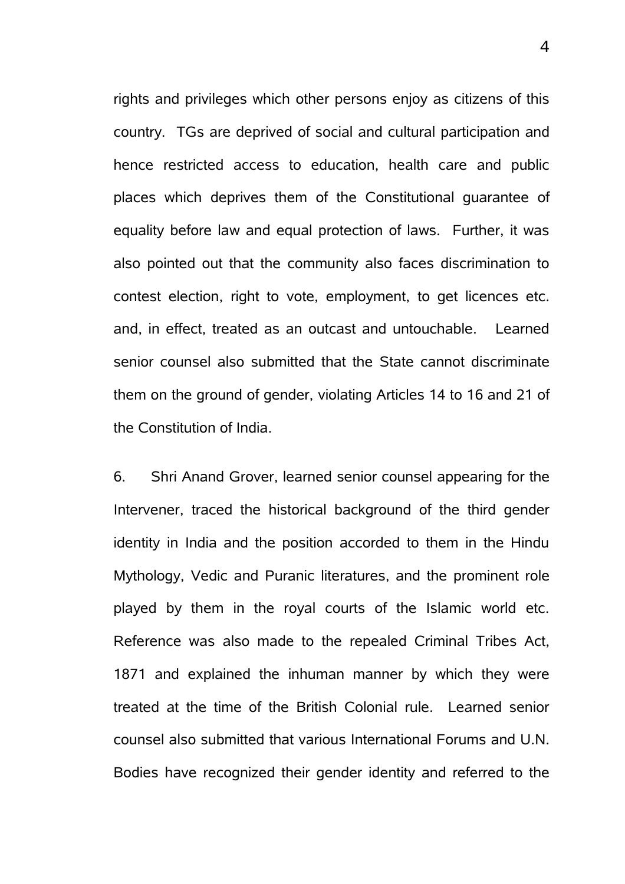rights and privileges which other persons enjoy as citizens of this country. TGs are deprived of social and cultural participation and hence restricted access to education, health care and public places which deprives them of the Constitutional guarantee of equality before law and equal protection of laws. Further, it was also pointed out that the community also faces discrimination to contest election, right to vote, employment, to get licences etc. and, in effect, treated as an outcast and untouchable. Learned senior counsel also submitted that the State cannot discriminate them on the ground of gender, violating Articles 14 to 16 and 21 of the Constitution of India.

6. Shri Anand Grover, learned senior counsel appearing for the Intervener, traced the historical background of the third gender identity in India and the position accorded to them in the Hindu Mythology, Vedic and Puranic literatures, and the prominent role played by them in the royal courts of the Islamic world etc. Reference was also made to the repealed Criminal Tribes Act, 1871 and explained the inhuman manner by which they were treated at the time of the British Colonial rule. Learned senior counsel also submitted that various International Forums and U.N. Bodies have recognized their gender identity and referred to the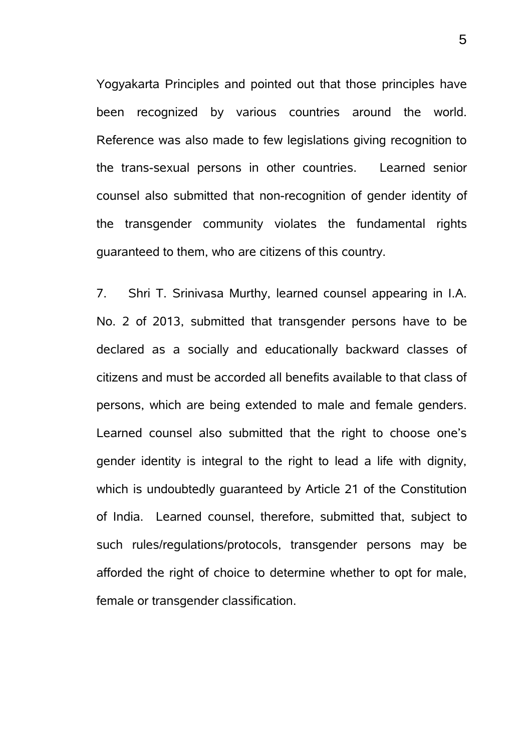Yogyakarta Principles and pointed out that those principles have been recognized by various countries around the world. Reference was also made to few legislations giving recognition to the trans-sexual persons in other countries. Learned senior counsel also submitted that non-recognition of gender identity of the transgender community violates the fundamental rights guaranteed to them, who are citizens of this country.

7. Shri T. Srinivasa Murthy, learned counsel appearing in I.A. No. 2 of 2013, submitted that transgender persons have to be declared as a socially and educationally backward classes of citizens and must be accorded all benefits available to that class of persons, which are being extended to male and female genders. Learned counsel also submitted that the right to choose one's gender identity is integral to the right to lead a life with dignity, which is undoubtedly guaranteed by Article 21 of the Constitution of India. Learned counsel, therefore, submitted that, subject to such rules/regulations/protocols, transgender persons may be afforded the right of choice to determine whether to opt for male, female or transgender classification.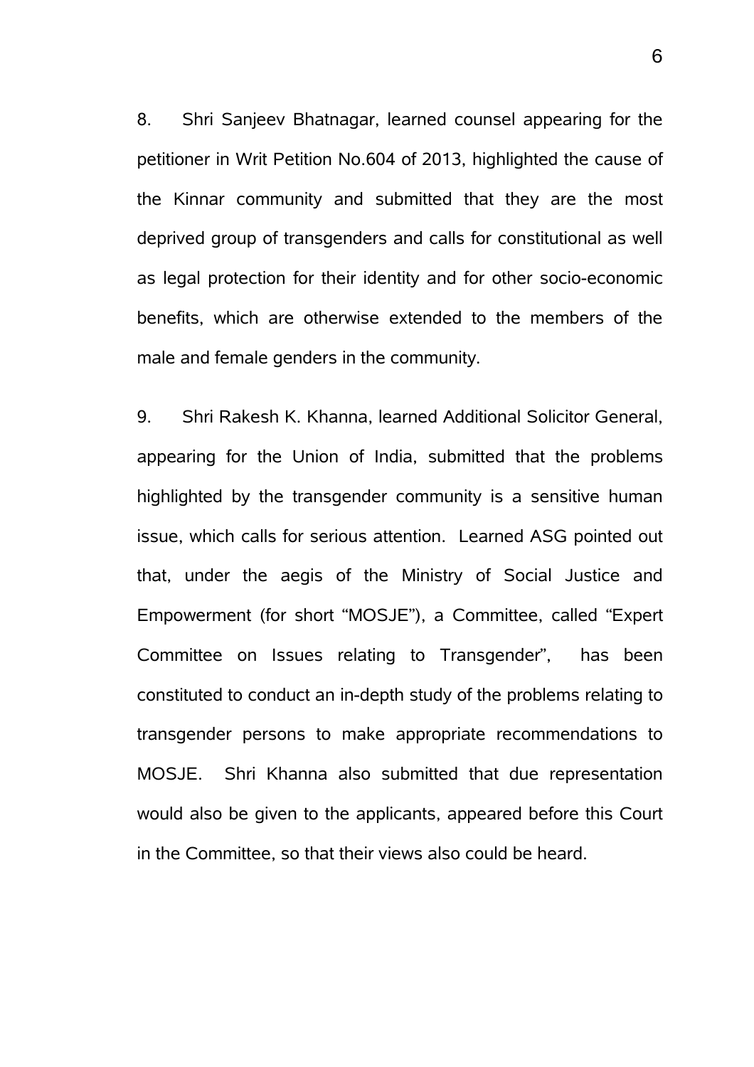8. Shri Sanjeev Bhatnagar, learned counsel appearing for the petitioner in Writ Petition No.604 of 2013, highlighted the cause of the Kinnar community and submitted that they are the most deprived group of transgenders and calls for constitutional as well as legal protection for their identity and for other socio-economic benefits, which are otherwise extended to the members of the male and female genders in the community.

9. Shri Rakesh K. Khanna, learned Additional Solicitor General, appearing for the Union of India, submitted that the problems highlighted by the transgender community is a sensitive human issue, which calls for serious attention. Learned ASG pointed out that, under the aegis of the Ministry of Social Justice and Empowerment (for short "MOSJE"), a Committee, called "Expert Committee on Issues relating to Transgender", has been constituted to conduct an in-depth study of the problems relating to transgender persons to make appropriate recommendations to MOSJE. Shri Khanna also submitted that due representation would also be given to the applicants, appeared before this Court in the Committee, so that their views also could be heard.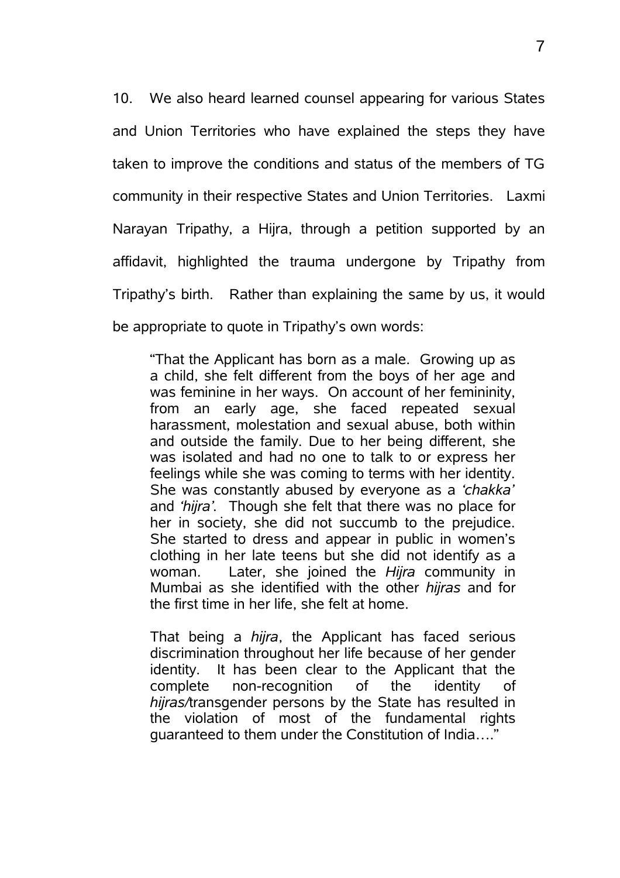10. We also heard learned counsel appearing for various States and Union Territories who have explained the steps they have taken to improve the conditions and status of the members of TG community in their respective States and Union Territories. Laxmi Narayan Tripathy, a Hijra, through a petition supported by an affidavit, highlighted the trauma undergone by Tripathy from Tripathy's birth. Rather than explaining the same by us, it would be appropriate to quote in Tripathy's own words:

> "That the Applicant has born as a male. Growing up as a child, she felt different from the boys of her age and was feminine in her ways. On account of her femininity, from an early age, she faced repeated sexual harassment, molestation and sexual abuse, both within and outside the family. Due to her being different, she was isolated and had no one to talk to or express her feelings while she was coming to terms with her identity. She was constantly abused by everyone as a *'chakka'* and *'hijra'*. Though she felt that there was no place for her in society, she did not succumb to the prejudice. She started to dress and appear in public in women's clothing in her late teens but she did not identify as a woman. Later, she joined the *Hijra* community in Mumbai as she identified with the other *hijras* and for the first time in her life, she felt at home.
>
> That being a *hijra*, the Applicant has faced serious discrimination throughout her life because of her gender identity. It has been clear to the Applicant that the complete non-recognition of the identity of *hijras/*transgender persons by the State has resulted in the violation of most of the fundamental rights guaranteed to them under the Constitution of India…."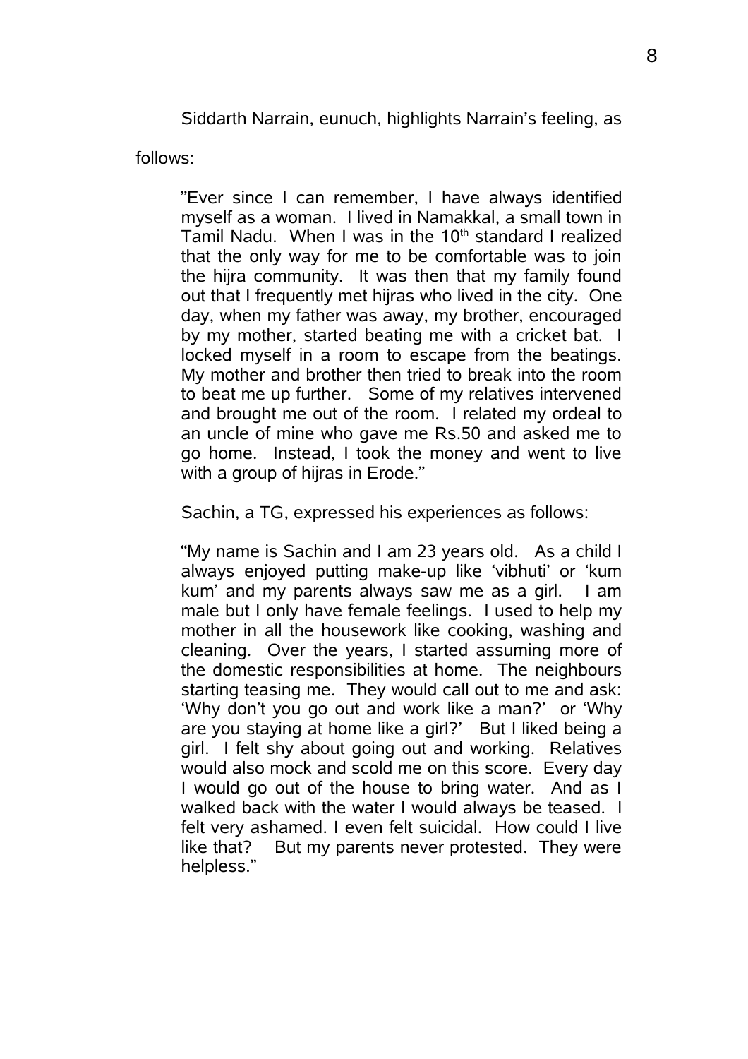Siddarth Narrain, eunuch, highlights Narrain's feeling, as follows:

> "Ever since I can remember, I have always identified myself as a woman. I lived in Namakkal, a small town in Tamil Nadu. When I was in the 10th standard I realized that the only way for me to be comfortable was to join the hijra community. It was then that my family found out that I frequently met hijras who lived in the city. One day, when my father was away, my brother, encouraged by my mother, started beating me with a cricket bat. I locked myself in a room to escape from the beatings. My mother and brother then tried to break into the room to beat me up further. Some of my relatives intervened and brought me out of the room. I related my ordeal to an uncle of mine who gave me Rs.50 and asked me to go home. Instead, I took the money and went to live with a group of hijras in Erode."

Sachin, a TG, expressed his experiences as follows:

> "My name is Sachin and I am 23 years old. As a child I always enjoyed putting make-up like 'vibhuti' or 'kum kum' and my parents always saw me as a girl. I am male but I only have female feelings. I used to help my mother in all the housework like cooking, washing and cleaning. Over the years, I started assuming more of the domestic responsibilities at home. The neighbours starting teasing me. They would call out to me and ask: 'Why don't you go out and work like a man?' or 'Why are you staying at home like a girl?' But I liked being a girl. I felt shy about going out and working. Relatives would also mock and scold me on this score. Every day I would go out of the house to bring water. And as I walked back with the water I would always be teased. I felt very ashamed. I even felt suicidal. How could I live like that? But my parents never protested. They were helpless."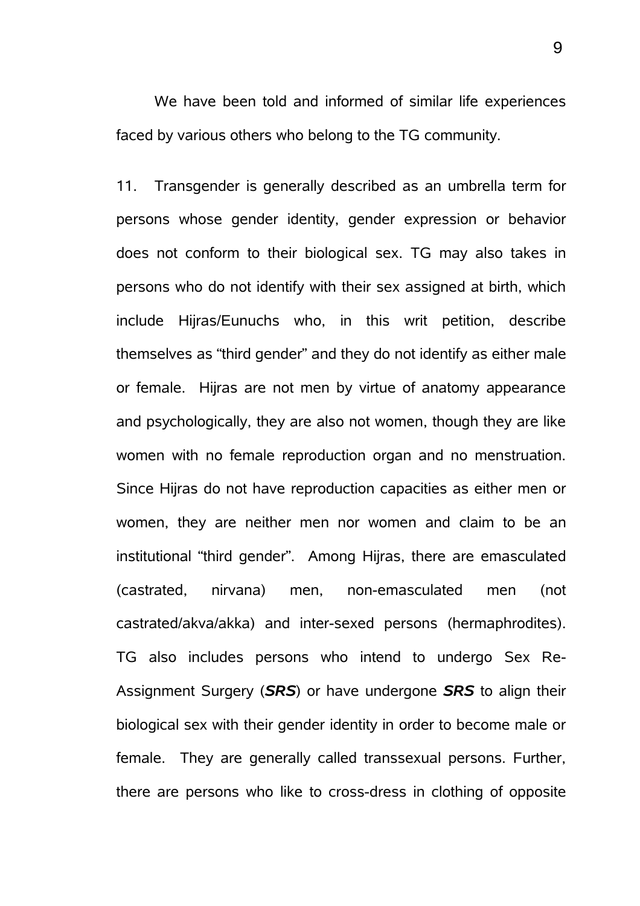We have been told and informed of similar life experiences faced by various others who belong to the TG community.

11. Transgender is generally described as an umbrella term for persons whose gender identity, gender expression or behavior does not conform to their biological sex. TG may also takes in persons who do not identify with their sex assigned at birth, which include Hijras/Eunuchs who, in this writ petition, describe themselves as "third gender" and they do not identify as either male or female. Hijras are not men by virtue of anatomy appearance and psychologically, they are also not women, though they are like women with no female reproduction organ and no menstruation. Since Hijras do not have reproduction capacities as either men or women, they are neither men nor women and claim to be an institutional "third gender". Among Hijras, there are emasculated (castrated, nirvana) men, non-emasculated men (not castrated/akva/akka) and inter-sexed persons (hermaphrodites). TG also includes persons who intend to undergo Sex Re-Assignment Surgery (***SRS***) or have undergone ***SRS*** to align their biological sex with their gender identity in order to become male or female. They are generally called transsexual persons. Further, there are persons who like to cross-dress in clothing of opposite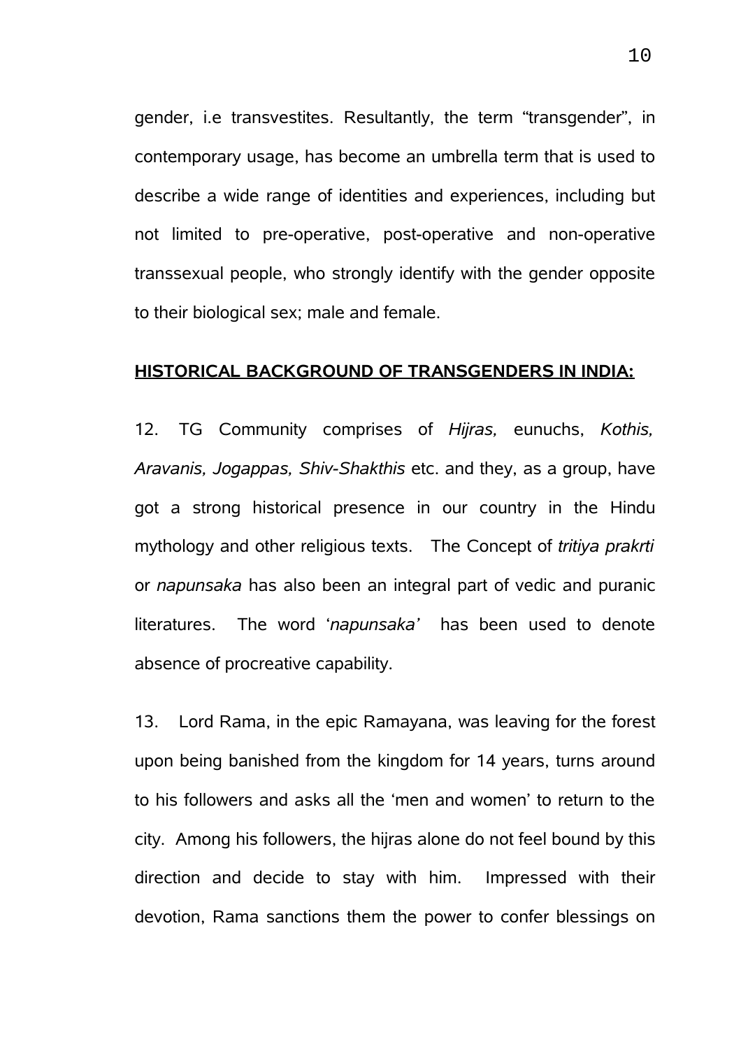gender, i.e transvestites. Resultantly, the term "transgender", in contemporary usage, has become an umbrella term that is used to describe a wide range of identities and experiences, including but not limited to pre-operative, post-operative and non-operative transsexual people, who strongly identify with the gender opposite to their biological sex; male and female.

**HISTORICAL BACKGROUND OF TRANSGENDERS IN INDIA:**

12. TG Community comprises of *Hijras,* eunuchs, *Kothis, Aravanis, Jogappas, Shiv-Shakthis* etc. and they, as a group, have got a strong historical presence in our country in the Hindu mythology and other religious texts. The Concept of *tritiya prakrti* or *napunsaka* has also been an integral part of vedic and puranic literatures. The word '*napunsaka'* has been used to denote absence of procreative capability.

13. Lord Rama, in the epic Ramayana, was leaving for the forest upon being banished from the kingdom for 14 years, turns around to his followers and asks all the 'men and women' to return to the city. Among his followers, the hijras alone do not feel bound by this direction and decide to stay with him. Impressed with their devotion, Rama sanctions them the power to confer blessings on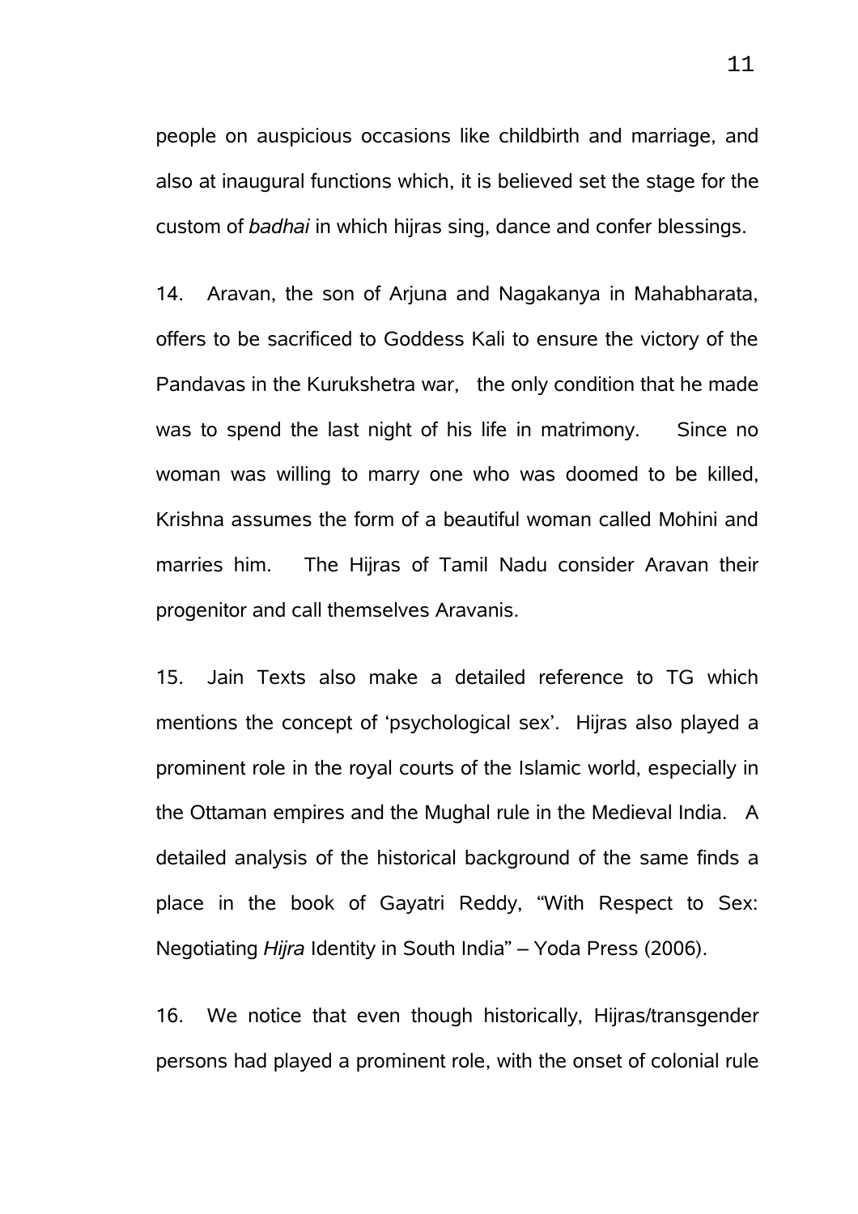people on auspicious occasions like childbirth and marriage, and also at inaugural functions which, it is believed set the stage for the custom of *badhai* in which hijras sing, dance and confer blessings.

14. Aravan, the son of Arjuna and Nagakanya in Mahabharata, offers to be sacrificed to Goddess Kali to ensure the victory of the Pandavas in the Kurukshetra war, the only condition that he made was to spend the last night of his life in matrimony. Since no woman was willing to marry one who was doomed to be killed, Krishna assumes the form of a beautiful woman called Mohini and marries him. The Hijras of Tamil Nadu consider Aravan their progenitor and call themselves Aravanis.

15. Jain Texts also make a detailed reference to TG which mentions the concept of 'psychological sex'. Hijras also played a prominent role in the royal courts of the Islamic world, especially in the Ottaman empires and the Mughal rule in the Medieval India. A detailed analysis of the historical background of the same finds a place in the book of Gayatri Reddy, "With Respect to Sex: Negotiating *Hijra* Identity in South India" – Yoda Press (2006).

16. We notice that even though historically, Hijras/transgender persons had played a prominent role, with the onset of colonial rule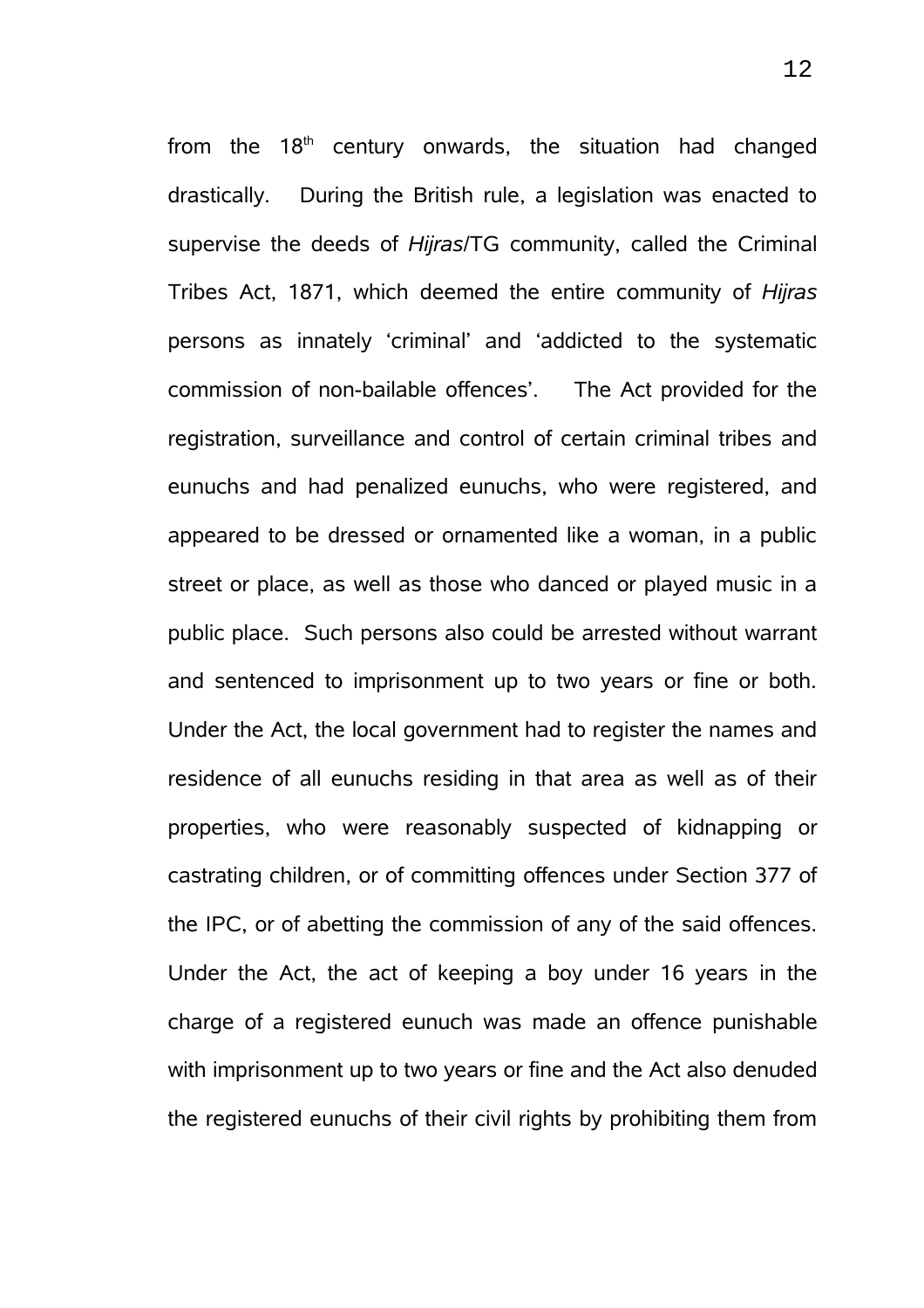from the 18th century onwards, the situation had changed drastically. During the British rule, a legislation was enacted to supervise the deeds of *Hijras*/TG community, called the Criminal Tribes Act, 1871, which deemed the entire community of *Hijras* persons as innately 'criminal' and 'addicted to the systematic commission of non-bailable offences'. The Act provided for the registration, surveillance and control of certain criminal tribes and eunuchs and had penalized eunuchs, who were registered, and appeared to be dressed or ornamented like a woman, in a public street or place, as well as those who danced or played music in a public place. Such persons also could be arrested without warrant and sentenced to imprisonment up to two years or fine or both. Under the Act, the local government had to register the names and residence of all eunuchs residing in that area as well as of their properties, who were reasonably suspected of kidnapping or castrating children, or of committing offences under Section 377 of the IPC, or of abetting the commission of any of the said offences. Under the Act, the act of keeping a boy under 16 years in the charge of a registered eunuch was made an offence punishable with imprisonment up to two years or fine and the Act also denuded the registered eunuchs of their civil rights by prohibiting them from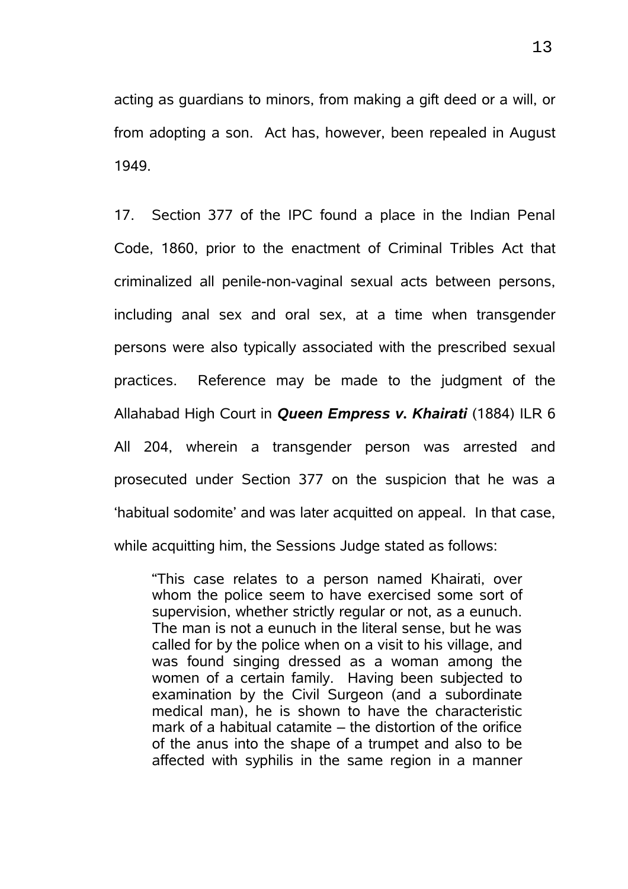acting as guardians to minors, from making a gift deed or a will, or from adopting a son. Act has, however, been repealed in August 1949.

17. Section 377 of the IPC found a place in the Indian Penal Code, 1860, prior to the enactment of Criminal Tribles Act that criminalized all penile-non-vaginal sexual acts between persons, including anal sex and oral sex, at a time when transgender persons were also typically associated with the prescribed sexual practices. Reference may be made to the judgment of the Allahabad High Court in ***Queen Empress v. Khairati*** (1884) ILR 6 All 204, wherein a transgender person was arrested and prosecuted under Section 377 on the suspicion that he was a 'habitual sodomite' and was later acquitted on appeal. In that case, while acquitting him, the Sessions Judge stated as follows:

> "This case relates to a person named Khairati, over whom the police seem to have exercised some sort of supervision, whether strictly regular or not, as a eunuch. The man is not a eunuch in the literal sense, but he was called for by the police when on a visit to his village, and was found singing dressed as a woman among the women of a certain family. Having been subjected to examination by the Civil Surgeon (and a subordinate medical man), he is shown to have the characteristic mark of a habitual catamite – the distortion of the orifice of the anus into the shape of a trumpet and also to be affected with syphilis in the same region in a manner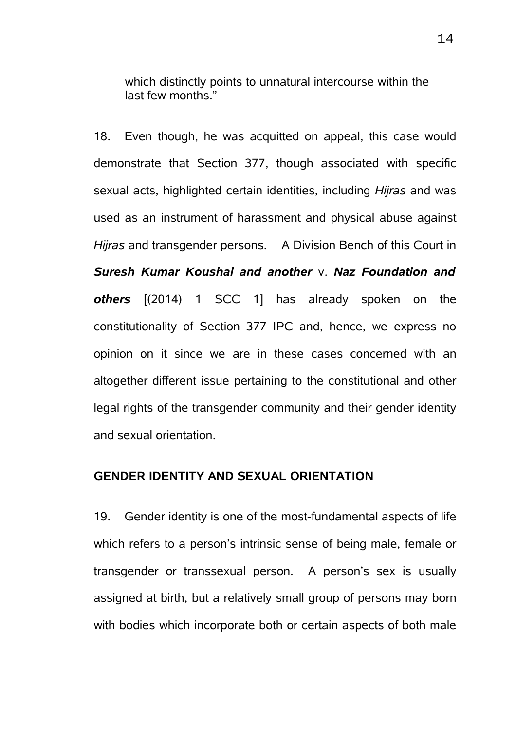which distinctly points to unnatural intercourse within the last few months."

18. Even though, he was acquitted on appeal, this case would demonstrate that Section 377, though associated with specific sexual acts, highlighted certain identities, including *Hijras* and was used as an instrument of harassment and physical abuse against *Hijras* and transgender persons. A Division Bench of this Court in ***Suresh Kumar Koushal and another*** v. ***Naz Foundation and others*** [(2014) 1 SCC 1] has already spoken on the constitutionality of Section 377 IPC and, hence, we express no opinion on it since we are in these cases concerned with an altogether different issue pertaining to the constitutional and other legal rights of the transgender community and their gender identity and sexual orientation.

## GENDER IDENTITY AND SEXUAL ORIENTATION

19. Gender identity is one of the most-fundamental aspects of life which refers to a person's intrinsic sense of being male, female or transgender or transsexual person. A person's sex is usually assigned at birth, but a relatively small group of persons may born with bodies which incorporate both or certain aspects of both male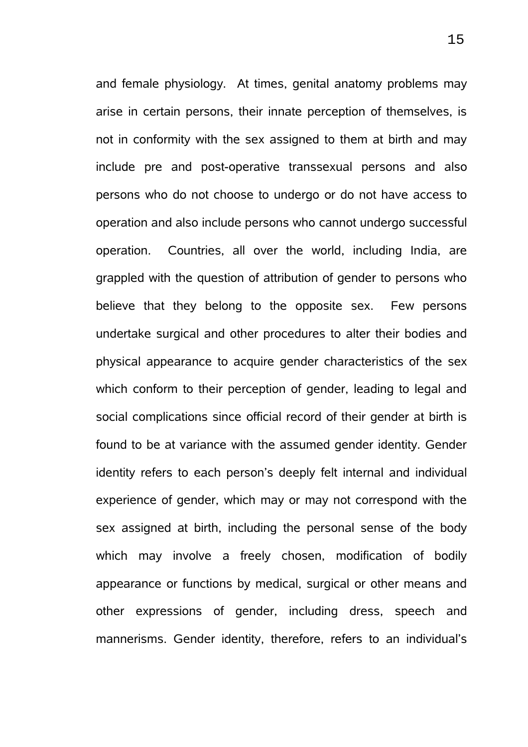and female physiology. At times, genital anatomy problems may arise in certain persons, their innate perception of themselves, is not in conformity with the sex assigned to them at birth and may include pre and post-operative transsexual persons and also persons who do not choose to undergo or do not have access to operation and also include persons who cannot undergo successful operation. Countries, all over the world, including India, are grappled with the question of attribution of gender to persons who believe that they belong to the opposite sex. Few persons undertake surgical and other procedures to alter their bodies and physical appearance to acquire gender characteristics of the sex which conform to their perception of gender, leading to legal and social complications since official record of their gender at birth is found to be at variance with the assumed gender identity. Gender identity refers to each person's deeply felt internal and individual experience of gender, which may or may not correspond with the sex assigned at birth, including the personal sense of the body which may involve a freely chosen, modification of bodily appearance or functions by medical, surgical or other means and other expressions of gender, including dress, speech and mannerisms. Gender identity, therefore, refers to an individual's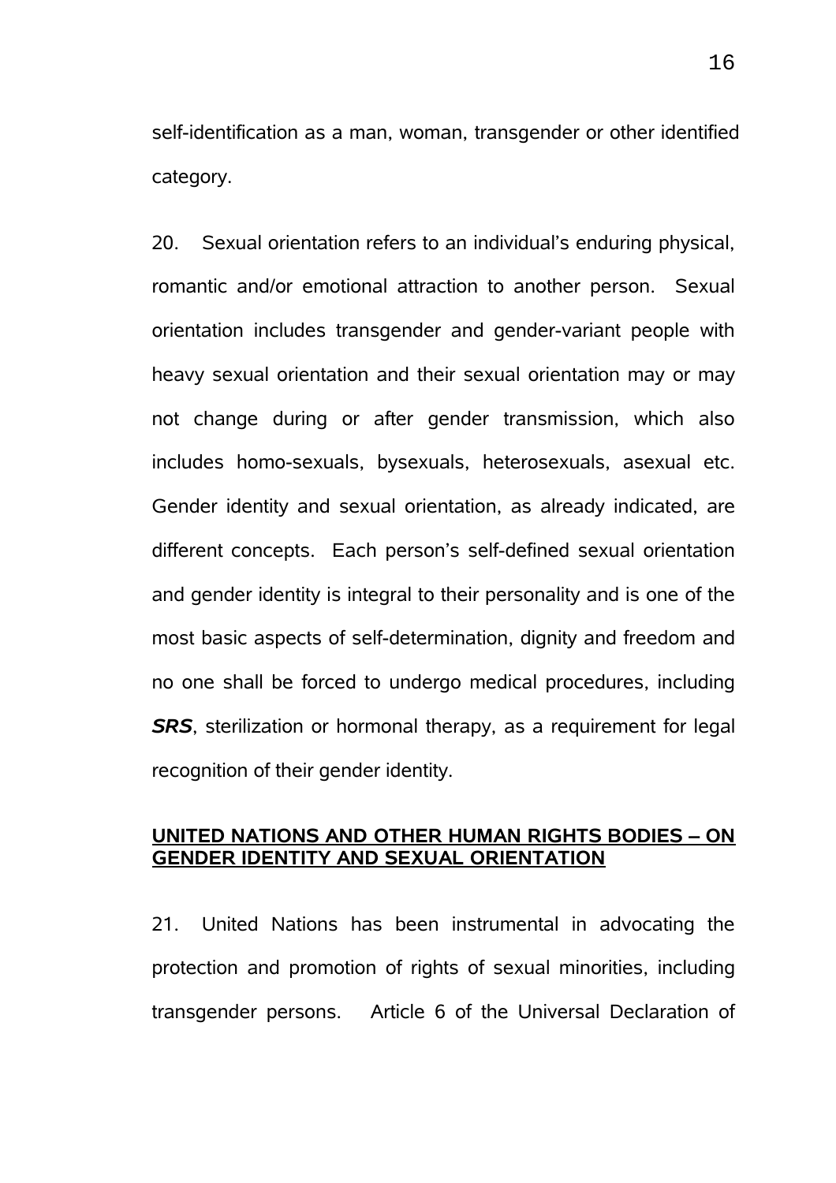self-identification as a man, woman, transgender or other identified category.

20. Sexual orientation refers to an individual's enduring physical, romantic and/or emotional attraction to another person. Sexual orientation includes transgender and gender-variant people with heavy sexual orientation and their sexual orientation may or may not change during or after gender transmission, which also includes homo-sexuals, bysexuals, heterosexuals, asexual etc. Gender identity and sexual orientation, as already indicated, are different concepts. Each person's self-defined sexual orientation and gender identity is integral to their personality and is one of the most basic aspects of self-determination, dignity and freedom and no one shall be forced to undergo medical procedures, including ***SRS***, sterilization or hormonal therapy, as a requirement for legal recognition of their gender identity.

**UNITED NATIONS AND OTHER HUMAN RIGHTS BODIES – ON GENDER IDENTITY AND SEXUAL ORIENTATION**

21. United Nations has been instrumental in advocating the protection and promotion of rights of sexual minorities, including transgender persons. Article 6 of the Universal Declaration of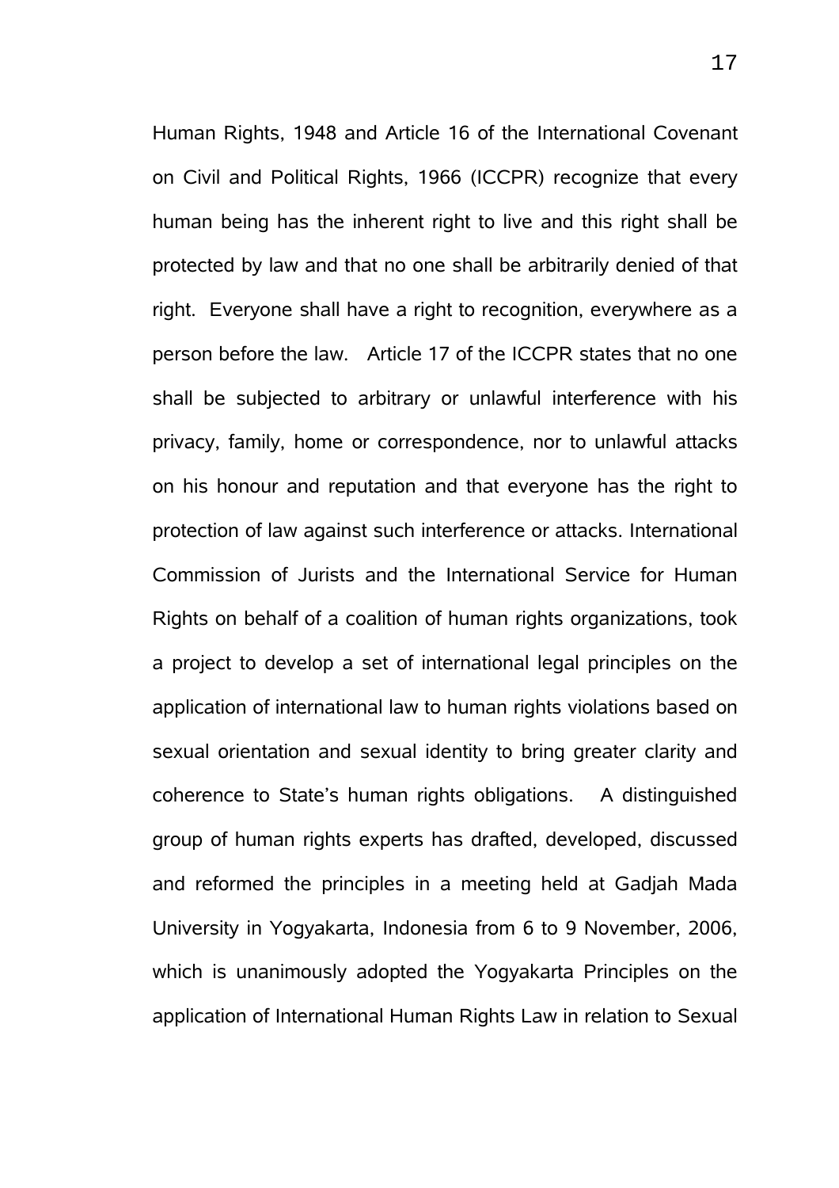Human Rights, 1948 and Article 16 of the International Covenant on Civil and Political Rights, 1966 (ICCPR) recognize that every human being has the inherent right to live and this right shall be protected by law and that no one shall be arbitrarily denied of that right. Everyone shall have a right to recognition, everywhere as a person before the law. Article 17 of the ICCPR states that no one shall be subjected to arbitrary or unlawful interference with his privacy, family, home or correspondence, nor to unlawful attacks on his honour and reputation and that everyone has the right to protection of law against such interference or attacks. International Commission of Jurists and the International Service for Human Rights on behalf of a coalition of human rights organizations, took a project to develop a set of international legal principles on the application of international law to human rights violations based on sexual orientation and sexual identity to bring greater clarity and coherence to State's human rights obligations. A distinguished group of human rights experts has drafted, developed, discussed and reformed the principles in a meeting held at Gadjah Mada University in Yogyakarta, Indonesia from 6 to 9 November, 2006, which is unanimously adopted the Yogyakarta Principles on the application of International Human Rights Law in relation to Sexual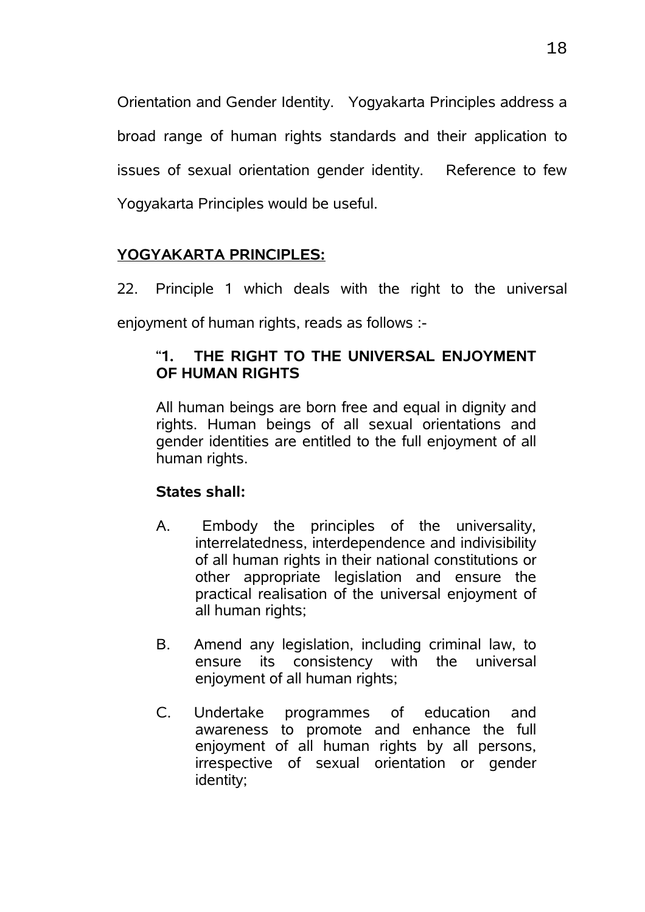Orientation and Gender Identity. Yogyakarta Principles address a broad range of human rights standards and their application to issues of sexual orientation gender identity. Reference to few Yogyakarta Principles would be useful.

**YOGYAKARTA PRINCIPLES:**

22. Principle 1 which deals with the right to the universal enjoyment of human rights, reads as follows :-

> "**1. THE RIGHT TO THE UNIVERSAL ENJOYMENT OF HUMAN RIGHTS**
>
> All human beings are born free and equal in dignity and rights. Human beings of all sexual orientations and gender identities are entitled to the full enjoyment of all human rights.
>
> **States shall:**
>
> A. Embody the principles of the universality, interrelatedness, interdependence and indivisibility of all human rights in their national constitutions or other appropriate legislation and ensure the practical realisation of the universal enjoyment of all human rights;
>
> B. Amend any legislation, including criminal law, to ensure its consistency with the universal enjoyment of all human rights;
>
> C. Undertake programmes of education and awareness to promote and enhance the full enjoyment of all human rights by all persons, irrespective of sexual orientation or gender identity;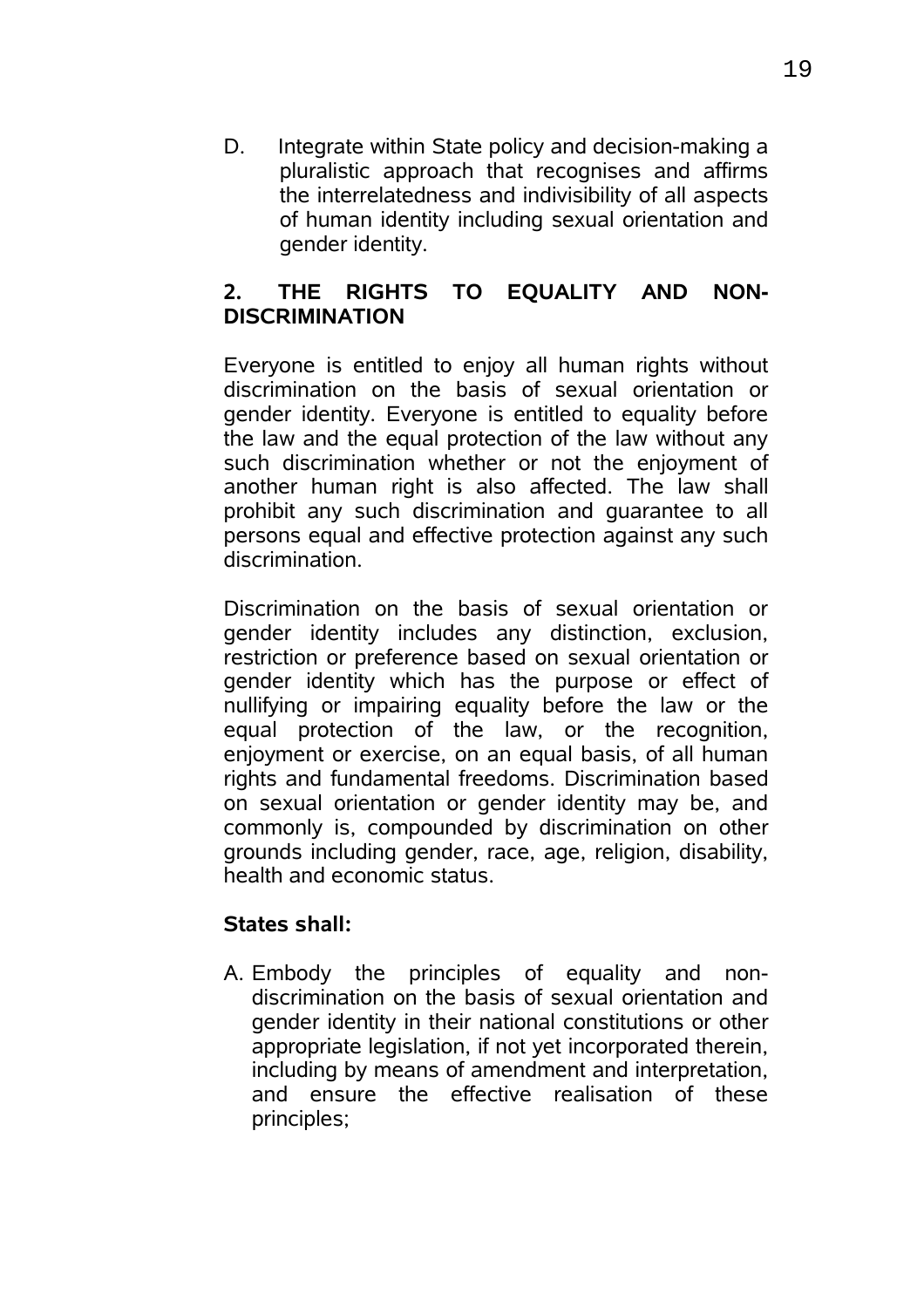D. Integrate within State policy and decision-making a pluralistic approach that recognises and affirms the interrelatedness and indivisibility of all aspects of human identity including sexual orientation and gender identity.

## 2. THE RIGHTS TO EQUALITY AND NON-DISCRIMINATION

Everyone is entitled to enjoy all human rights without discrimination on the basis of sexual orientation or gender identity. Everyone is entitled to equality before the law and the equal protection of the law without any such discrimination whether or not the enjoyment of another human right is also affected. The law shall prohibit any such discrimination and guarantee to all persons equal and effective protection against any such discrimination.

Discrimination on the basis of sexual orientation or gender identity includes any distinction, exclusion, restriction or preference based on sexual orientation or gender identity which has the purpose or effect of nullifying or impairing equality before the law or the equal protection of the law, or the recognition, enjoyment or exercise, on an equal basis, of all human rights and fundamental freedoms. Discrimination based on sexual orientation or gender identity may be, and commonly is, compounded by discrimination on other grounds including gender, race, age, religion, disability, health and economic status.

**States shall:**

A. Embody the principles of equality and non-discrimination on the basis of sexual orientation and gender identity in their national constitutions or other appropriate legislation, if not yet incorporated therein, including by means of amendment and interpretation, and ensure the effective realisation of these principles;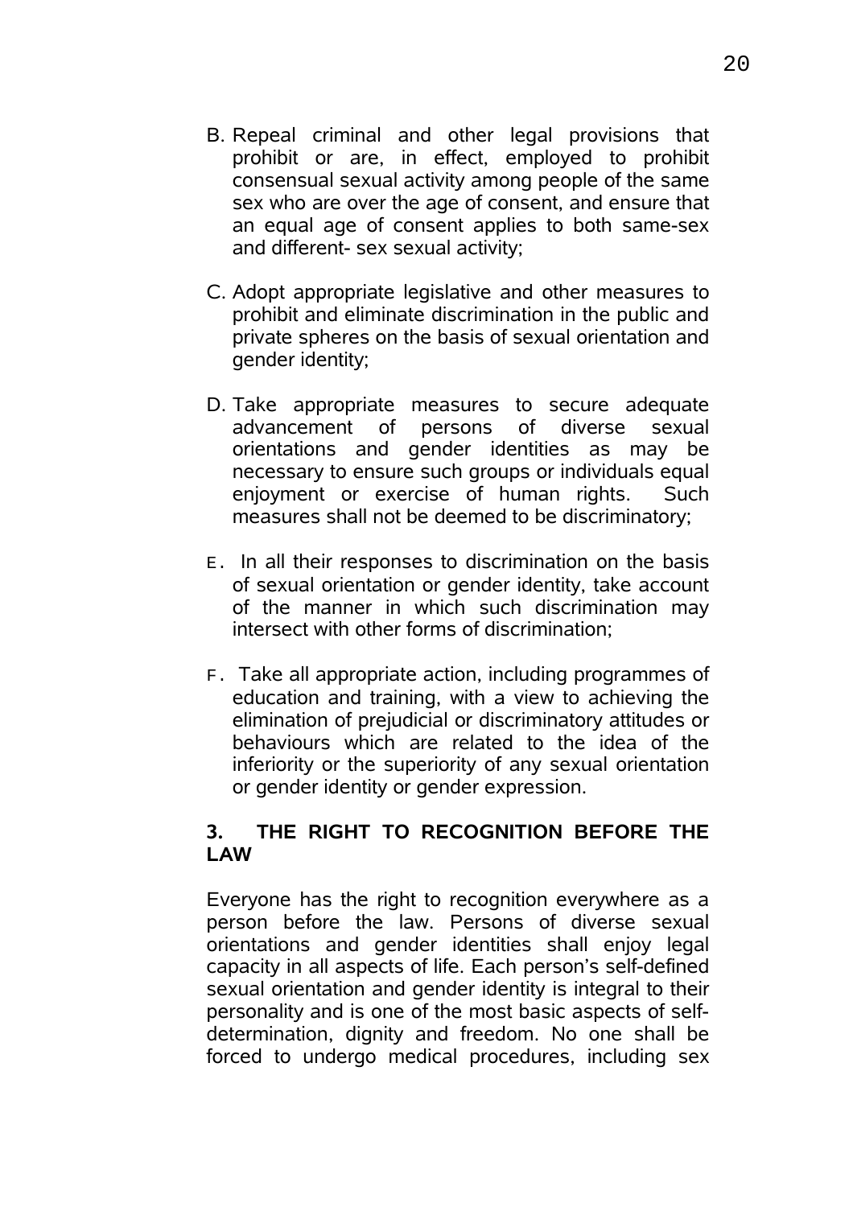B. Repeal criminal and other legal provisions that prohibit or are, in effect, employed to prohibit consensual sexual activity among people of the same sex who are over the age of consent, and ensure that an equal age of consent applies to both same-sex and different- sex sexual activity;

C. Adopt appropriate legislative and other measures to prohibit and eliminate discrimination in the public and private spheres on the basis of sexual orientation and gender identity;

D. Take appropriate measures to secure adequate advancement of persons of diverse sexual orientations and gender identities as may be necessary to ensure such groups or individuals equal enjoyment or exercise of human rights. Such measures shall not be deemed to be discriminatory;

E. In all their responses to discrimination on the basis of sexual orientation or gender identity, take account of the manner in which such discrimination may intersect with other forms of discrimination;

F. Take all appropriate action, including programmes of education and training, with a view to achieving the elimination of prejudicial or discriminatory attitudes or behaviours which are related to the idea of the inferiority or the superiority of any sexual orientation or gender identity or gender expression.

## 3. THE RIGHT TO RECOGNITION BEFORE THE LAW

Everyone has the right to recognition everywhere as a person before the law. Persons of diverse sexual orientations and gender identities shall enjoy legal capacity in all aspects of life. Each person's self-defined sexual orientation and gender identity is integral to their personality and is one of the most basic aspects of self-determination, dignity and freedom. No one shall be forced to undergo medical procedures, including sex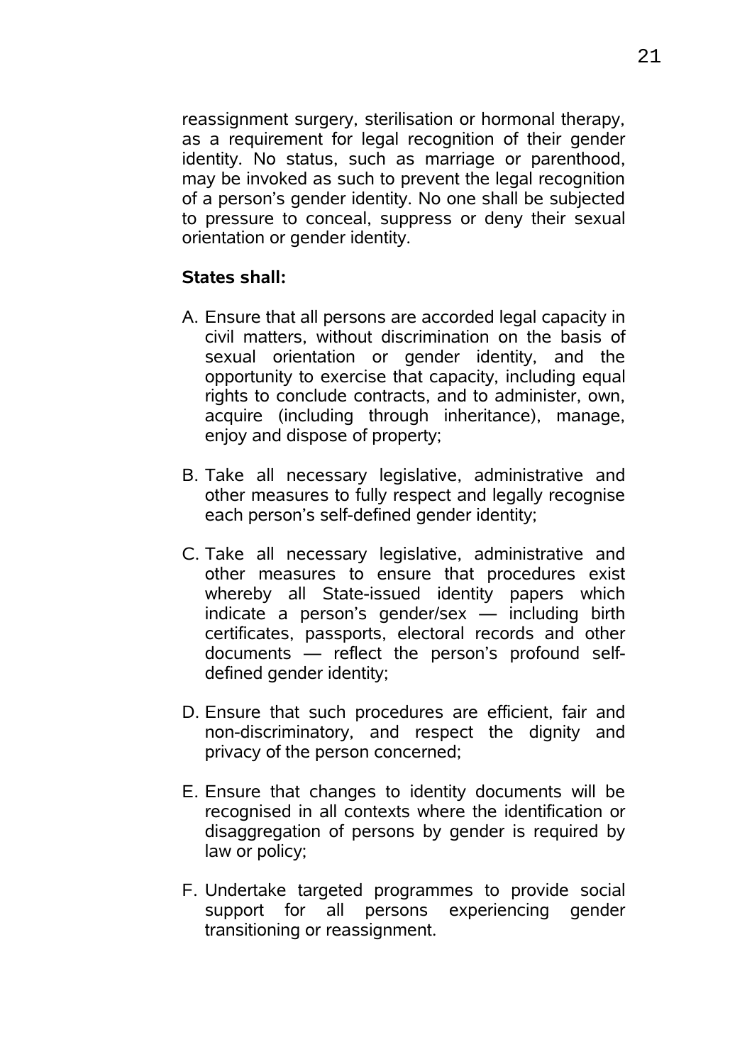reassignment surgery, sterilisation or hormonal therapy, as a requirement for legal recognition of their gender identity. No status, such as marriage or parenthood, may be invoked as such to prevent the legal recognition of a person's gender identity. No one shall be subjected to pressure to conceal, suppress or deny their sexual orientation or gender identity.

**States shall:**

A. Ensure that all persons are accorded legal capacity in civil matters, without discrimination on the basis of sexual orientation or gender identity, and the opportunity to exercise that capacity, including equal rights to conclude contracts, and to administer, own, acquire (including through inheritance), manage, enjoy and dispose of property;

B. Take all necessary legislative, administrative and other measures to fully respect and legally recognise each person's self-defined gender identity;

C. Take all necessary legislative, administrative and other measures to ensure that procedures exist whereby all State-issued identity papers which indicate a person's gender/sex — including birth certificates, passports, electoral records and other documents — reflect the person's profound self-defined gender identity;

D. Ensure that such procedures are efficient, fair and non-discriminatory, and respect the dignity and privacy of the person concerned;

E. Ensure that changes to identity documents will be recognised in all contexts where the identification or disaggregation of persons by gender is required by law or policy;

F. Undertake targeted programmes to provide social support for all persons experiencing gender transitioning or reassignment.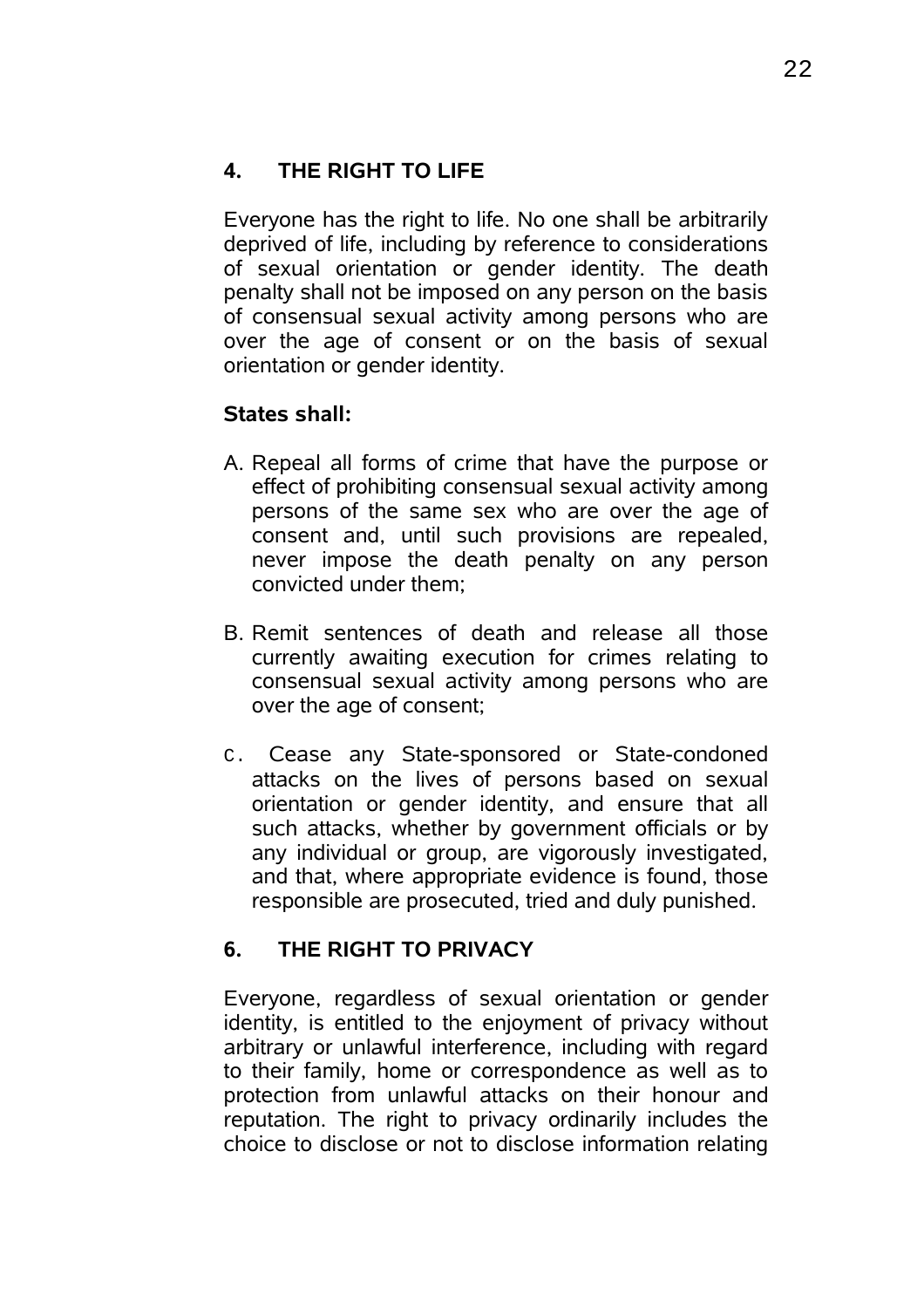## 4. THE RIGHT TO LIFE

Everyone has the right to life. No one shall be arbitrarily deprived of life, including by reference to considerations of sexual orientation or gender identity. The death penalty shall not be imposed on any person on the basis of consensual sexual activity among persons who are over the age of consent or on the basis of sexual orientation or gender identity.

**States shall:**

A. Repeal all forms of crime that have the purpose or effect of prohibiting consensual sexual activity among persons of the same sex who are over the age of consent and, until such provisions are repealed, never impose the death penalty on any person convicted under them;

B. Remit sentences of death and release all those currently awaiting execution for crimes relating to consensual sexual activity among persons who are over the age of consent;

C. Cease any State-sponsored or State-condoned attacks on the lives of persons based on sexual orientation or gender identity, and ensure that all such attacks, whether by government officials or by any individual or group, are vigorously investigated, and that, where appropriate evidence is found, those responsible are prosecuted, tried and duly punished.

## 6. THE RIGHT TO PRIVACY

Everyone, regardless of sexual orientation or gender identity, is entitled to the enjoyment of privacy without arbitrary or unlawful interference, including with regard to their family, home or correspondence as well as to protection from unlawful attacks on their honour and reputation. The right to privacy ordinarily includes the choice to disclose or not to disclose information relating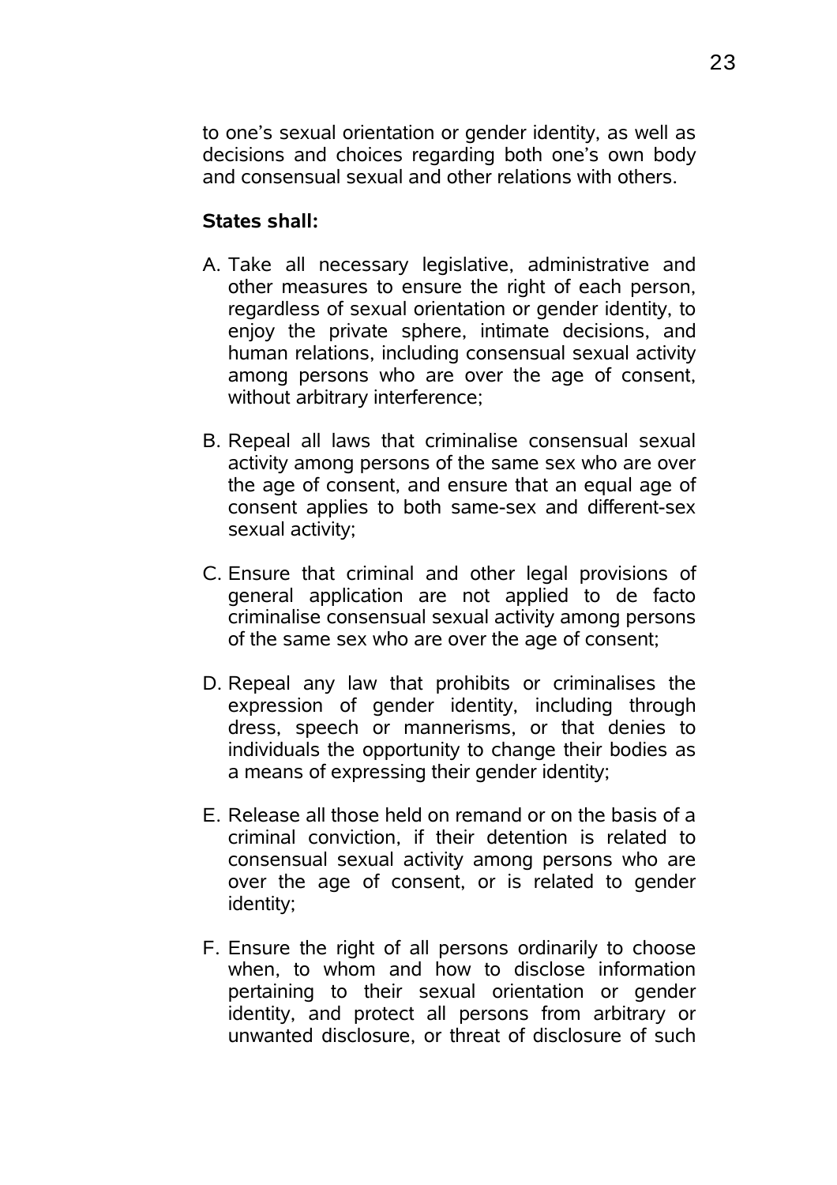to one's sexual orientation or gender identity, as well as decisions and choices regarding both one's own body and consensual sexual and other relations with others.

**States shall:**

A. Take all necessary legislative, administrative and other measures to ensure the right of each person, regardless of sexual orientation or gender identity, to enjoy the private sphere, intimate decisions, and human relations, including consensual sexual activity among persons who are over the age of consent, without arbitrary interference;

B. Repeal all laws that criminalise consensual sexual activity among persons of the same sex who are over the age of consent, and ensure that an equal age of consent applies to both same-sex and different-sex sexual activity;

C. Ensure that criminal and other legal provisions of general application are not applied to de facto criminalise consensual sexual activity among persons of the same sex who are over the age of consent;

D. Repeal any law that prohibits or criminalises the expression of gender identity, including through dress, speech or mannerisms, or that denies to individuals the opportunity to change their bodies as a means of expressing their gender identity;

E. Release all those held on remand or on the basis of a criminal conviction, if their detention is related to consensual sexual activity among persons who are over the age of consent, or is related to gender identity;

F. Ensure the right of all persons ordinarily to choose when, to whom and how to disclose information pertaining to their sexual orientation or gender identity, and protect all persons from arbitrary or unwanted disclosure, or threat of disclosure of such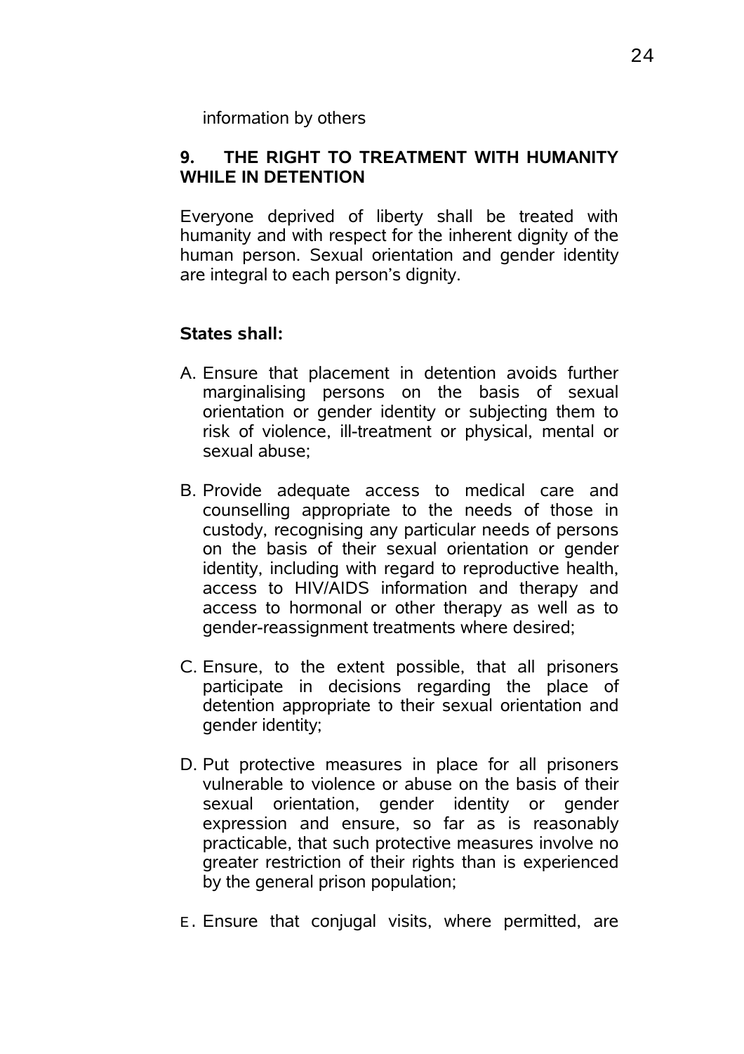information by others

## 9. THE RIGHT TO TREATMENT WITH HUMANITY WHILE IN DETENTION

Everyone deprived of liberty shall be treated with humanity and with respect for the inherent dignity of the human person. Sexual orientation and gender identity are integral to each person's dignity.

**States shall:**

A. Ensure that placement in detention avoids further marginalising persons on the basis of sexual orientation or gender identity or subjecting them to risk of violence, ill-treatment or physical, mental or sexual abuse;

B. Provide adequate access to medical care and counselling appropriate to the needs of those in custody, recognising any particular needs of persons on the basis of their sexual orientation or gender identity, including with regard to reproductive health, access to HIV/AIDS information and therapy and access to hormonal or other therapy as well as to gender-reassignment treatments where desired;

C. Ensure, to the extent possible, that all prisoners participate in decisions regarding the place of detention appropriate to their sexual orientation and gender identity;

D. Put protective measures in place for all prisoners vulnerable to violence or abuse on the basis of their sexual orientation, gender identity or gender expression and ensure, so far as is reasonably practicable, that such protective measures involve no greater restriction of their rights than is experienced by the general prison population;

E. Ensure that conjugal visits, where permitted, are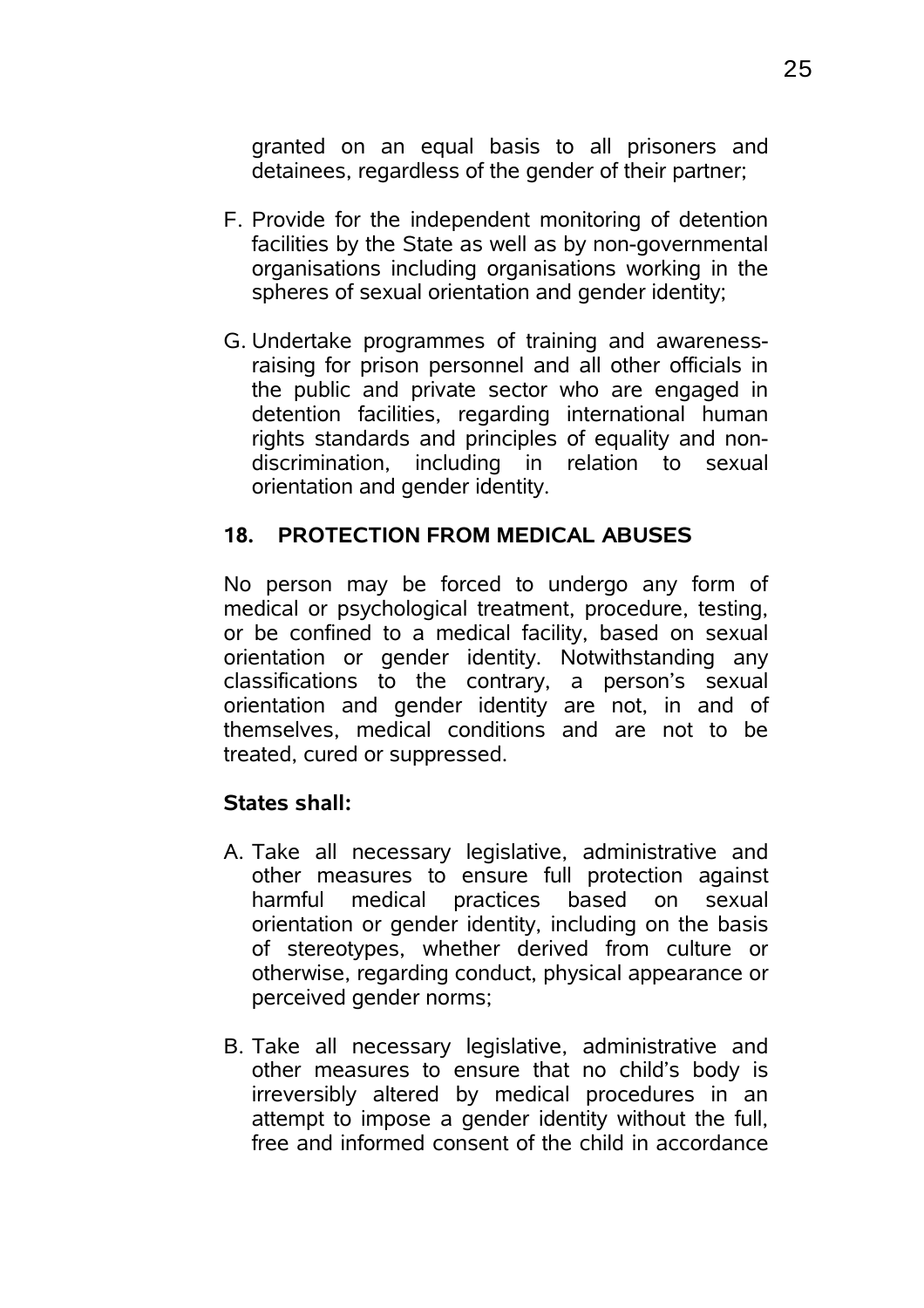granted on an equal basis to all prisoners and detainees, regardless of the gender of their partner;

F. Provide for the independent monitoring of detention facilities by the State as well as by non-governmental organisations including organisations working in the spheres of sexual orientation and gender identity;

G. Undertake programmes of training and awareness-raising for prison personnel and all other officials in the public and private sector who are engaged in detention facilities, regarding international human rights standards and principles of equality and non-discrimination, including in relation to sexual orientation and gender identity.

## 18. PROTECTION FROM MEDICAL ABUSES

No person may be forced to undergo any form of medical or psychological treatment, procedure, testing, or be confined to a medical facility, based on sexual orientation or gender identity. Notwithstanding any classifications to the contrary, a person's sexual orientation and gender identity are not, in and of themselves, medical conditions and are not to be treated, cured or suppressed.

**States shall:**

A. Take all necessary legislative, administrative and other measures to ensure full protection against harmful medical practices based on sexual orientation or gender identity, including on the basis of stereotypes, whether derived from culture or otherwise, regarding conduct, physical appearance or perceived gender norms;

B. Take all necessary legislative, administrative and other measures to ensure that no child's body is irreversibly altered by medical procedures in an attempt to impose a gender identity without the full, free and informed consent of the child in accordance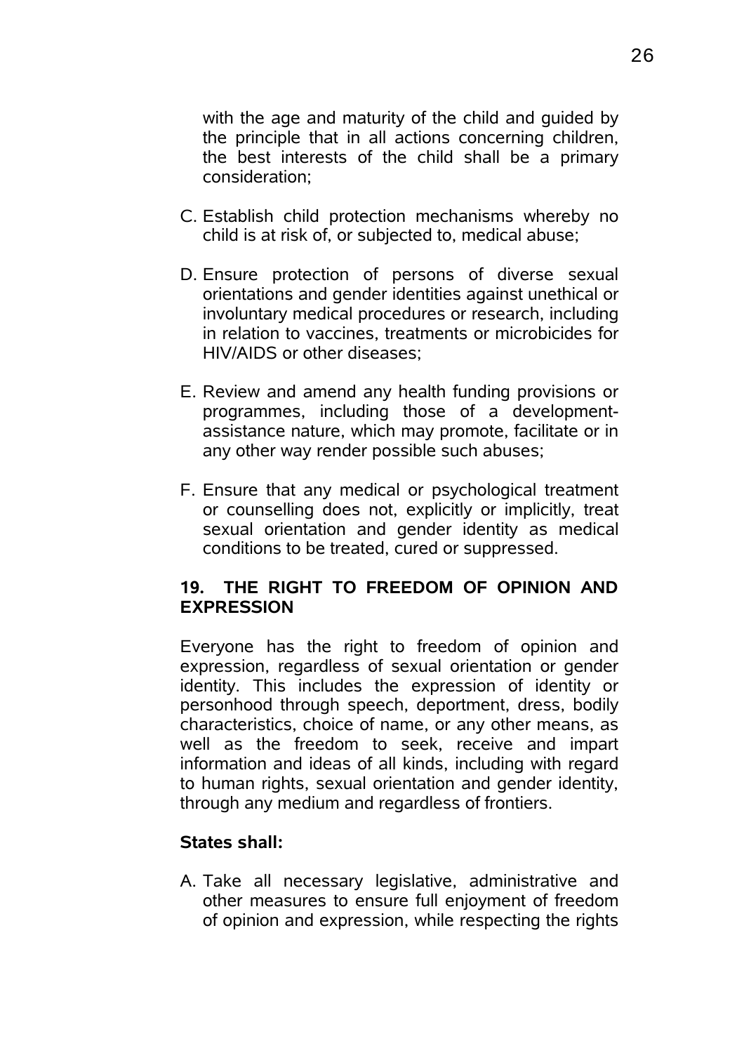with the age and maturity of the child and guided by the principle that in all actions concerning children, the best interests of the child shall be a primary consideration;

C. Establish child protection mechanisms whereby no child is at risk of, or subjected to, medical abuse;

D. Ensure protection of persons of diverse sexual orientations and gender identities against unethical or involuntary medical procedures or research, including in relation to vaccines, treatments or microbicides for HIV/AIDS or other diseases;

E. Review and amend any health funding provisions or programmes, including those of a development-assistance nature, which may promote, facilitate or in any other way render possible such abuses;

F. Ensure that any medical or psychological treatment or counselling does not, explicitly or implicitly, treat sexual orientation and gender identity as medical conditions to be treated, cured or suppressed.

## 19. THE RIGHT TO FREEDOM OF OPINION AND EXPRESSION

Everyone has the right to freedom of opinion and expression, regardless of sexual orientation or gender identity. This includes the expression of identity or personhood through speech, deportment, dress, bodily characteristics, choice of name, or any other means, as well as the freedom to seek, receive and impart information and ideas of all kinds, including with regard to human rights, sexual orientation and gender identity, through any medium and regardless of frontiers.

**States shall:**

A. Take all necessary legislative, administrative and other measures to ensure full enjoyment of freedom of opinion and expression, while respecting the rights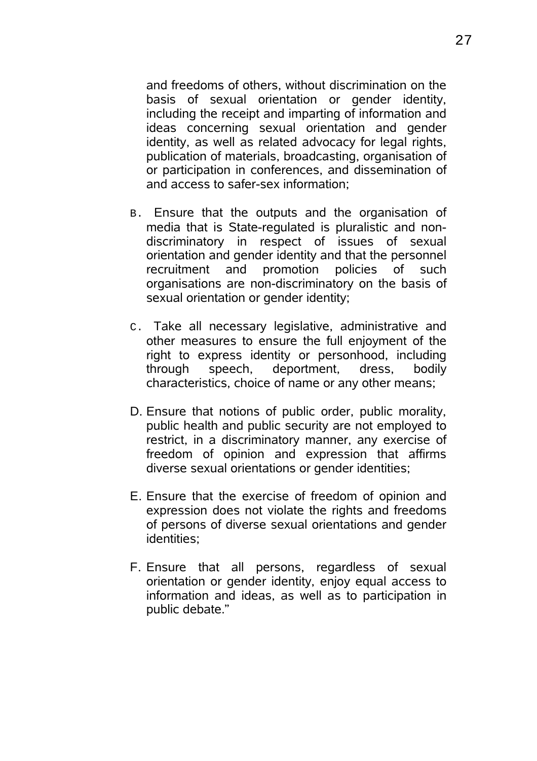and freedoms of others, without discrimination on the basis of sexual orientation or gender identity, including the receipt and imparting of information and ideas concerning sexual orientation and gender identity, as well as related advocacy for legal rights, publication of materials, broadcasting, organisation of or participation in conferences, and dissemination of and access to safer-sex information;

B. Ensure that the outputs and the organisation of media that is State-regulated is pluralistic and non-discriminatory in respect of issues of sexual orientation and gender identity and that the personnel recruitment and promotion policies of such organisations are non-discriminatory on the basis of sexual orientation or gender identity;

C. Take all necessary legislative, administrative and other measures to ensure the full enjoyment of the right to express identity or personhood, including through speech, deportment, dress, bodily characteristics, choice of name or any other means;

D. Ensure that notions of public order, public morality, public health and public security are not employed to restrict, in a discriminatory manner, any exercise of freedom of opinion and expression that affirms diverse sexual orientations or gender identities;

E. Ensure that the exercise of freedom of opinion and expression does not violate the rights and freedoms of persons of diverse sexual orientations and gender identities;

F. Ensure that all persons, regardless of sexual orientation or gender identity, enjoy equal access to information and ideas, as well as to participation in public debate."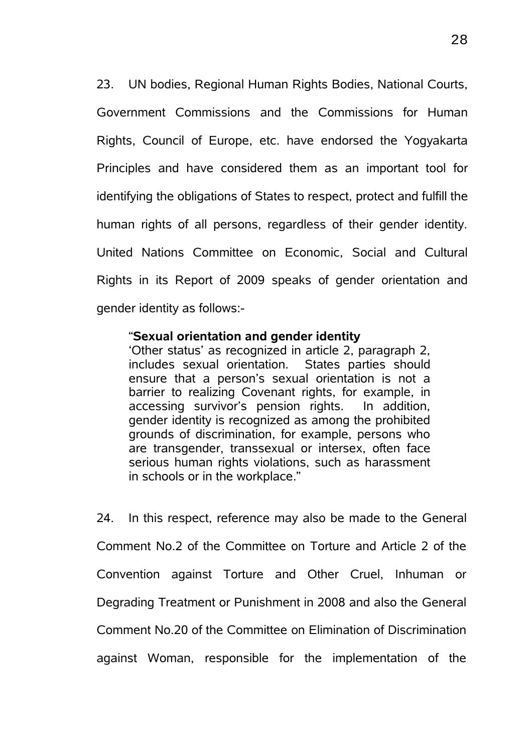23. UN bodies, Regional Human Rights Bodies, National Courts, Government Commissions and the Commissions for Human Rights, Council of Europe, etc. have endorsed the Yogyakarta Principles and have considered them as an important tool for identifying the obligations of States to respect, protect and fulfill the human rights of all persons, regardless of their gender identity. United Nations Committee on Economic, Social and Cultural Rights in its Report of 2009 speaks of gender orientation and gender identity as follows:-

> "**Sexual orientation and gender identity**
> 'Other status' as recognized in article 2, paragraph 2, includes sexual orientation. States parties should ensure that a person's sexual orientation is not a barrier to realizing Covenant rights, for example, in accessing survivor's pension rights. In addition, gender identity is recognized as among the prohibited grounds of discrimination, for example, persons who are transgender, transsexual or intersex, often face serious human rights violations, such as harassment in schools or in the workplace."

24. In this respect, reference may also be made to the General Comment No.2 of the Committee on Torture and Article 2 of the Convention against Torture and Other Cruel, Inhuman or Degrading Treatment or Punishment in 2008 and also the General Comment No.20 of the Committee on Elimination of Discrimination against Woman, responsible for the implementation of the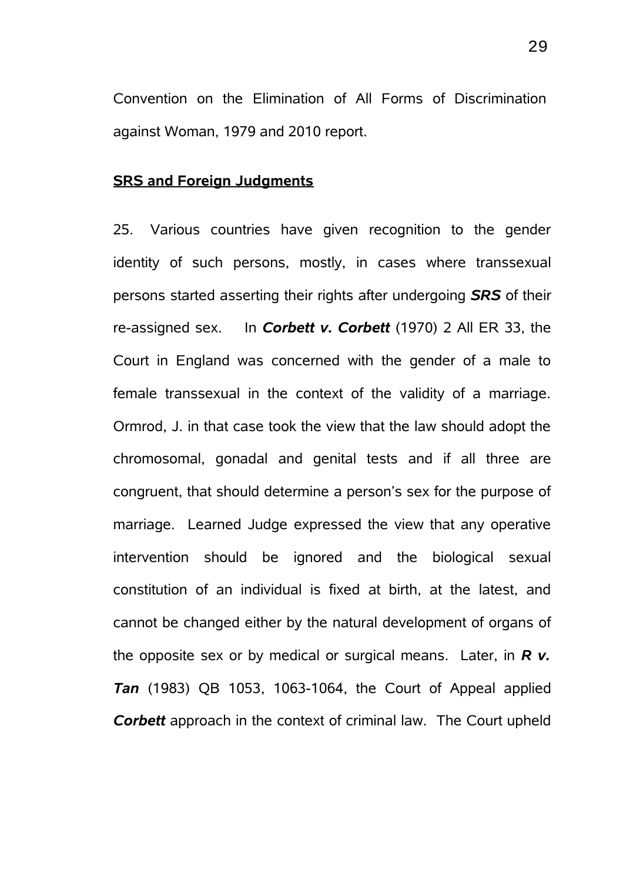Convention on the Elimination of All Forms of Discrimination against Woman, 1979 and 2010 report.

**SRS and Foreign Judgments**

25. Various countries have given recognition to the gender identity of such persons, mostly, in cases where transsexual persons started asserting their rights after undergoing ***SRS*** of their re-assigned sex. In ***Corbett v. Corbett*** (1970) 2 All ER 33, the Court in England was concerned with the gender of a male to female transsexual in the context of the validity of a marriage. Ormrod, J. in that case took the view that the law should adopt the chromosomal, gonadal and genital tests and if all three are congruent, that should determine a person's sex for the purpose of marriage. Learned Judge expressed the view that any operative intervention should be ignored and the biological sexual constitution of an individual is fixed at birth, at the latest, and cannot be changed either by the natural development of organs of the opposite sex or by medical or surgical means. Later, in ***R v. Tan*** (1983) QB 1053, 1063-1064, the Court of Appeal applied ***Corbett*** approach in the context of criminal law. The Court upheld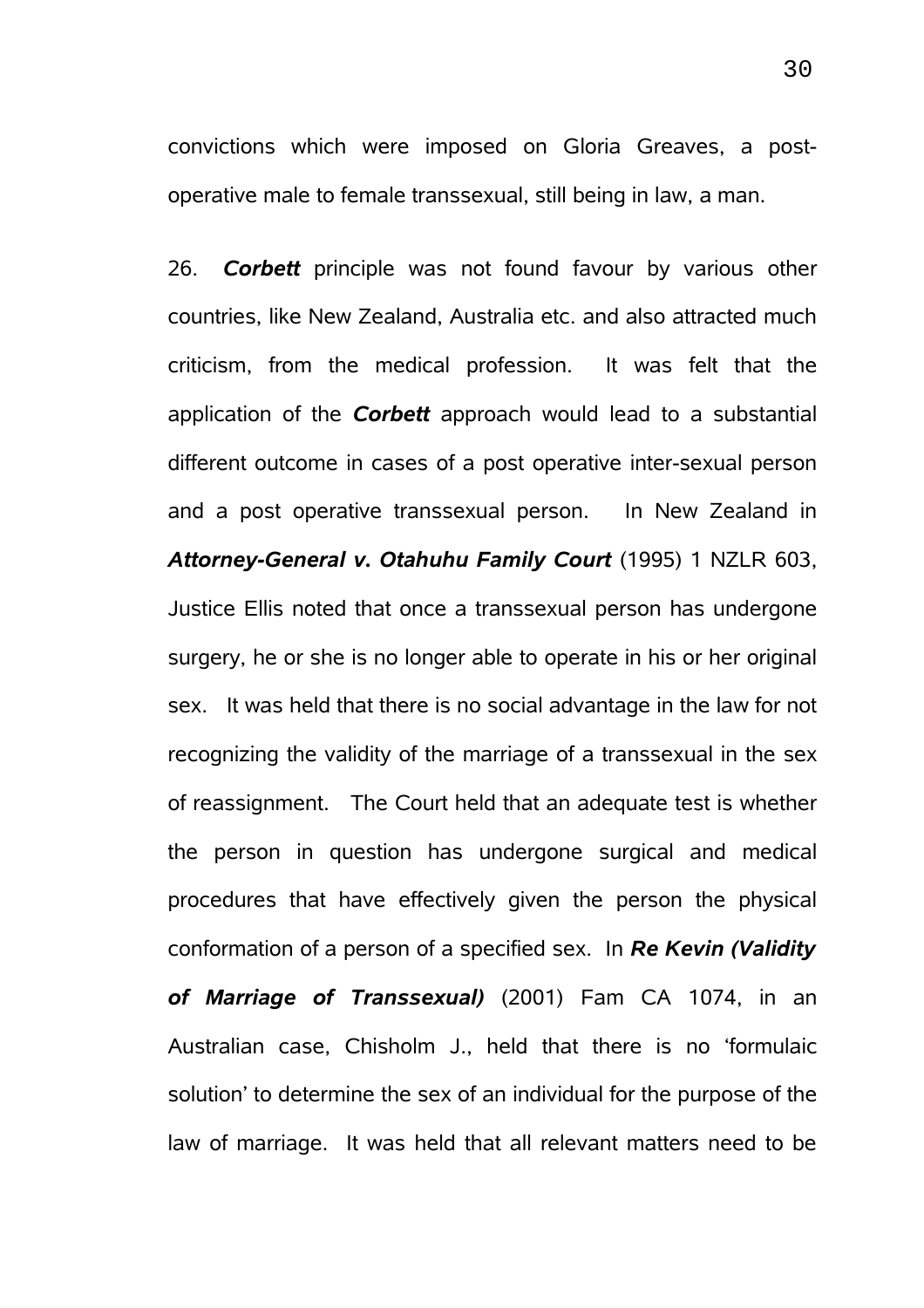convictions which were imposed on Gloria Greaves, a post-operative male to female transsexual, still being in law, a man.

26. ***Corbett*** principle was not found favour by various other countries, like New Zealand, Australia etc. and also attracted much criticism, from the medical profession. It was felt that the application of the ***Corbett*** approach would lead to a substantial different outcome in cases of a post operative inter-sexual person and a post operative transsexual person. In New Zealand in ***Attorney-General v. Otahuhu Family Court*** (1995) 1 NZLR 603, Justice Ellis noted that once a transsexual person has undergone surgery, he or she is no longer able to operate in his or her original sex. It was held that there is no social advantage in the law for not recognizing the validity of the marriage of a transsexual in the sex of reassignment. The Court held that an adequate test is whether the person in question has undergone surgical and medical procedures that have effectively given the person the physical conformation of a person of a specified sex. In ***Re Kevin (Validity of Marriage of Transsexual)*** (2001) Fam CA 1074, in an Australian case, Chisholm J., held that there is no 'formulaic solution' to determine the sex of an individual for the purpose of the law of marriage. It was held that all relevant matters need to be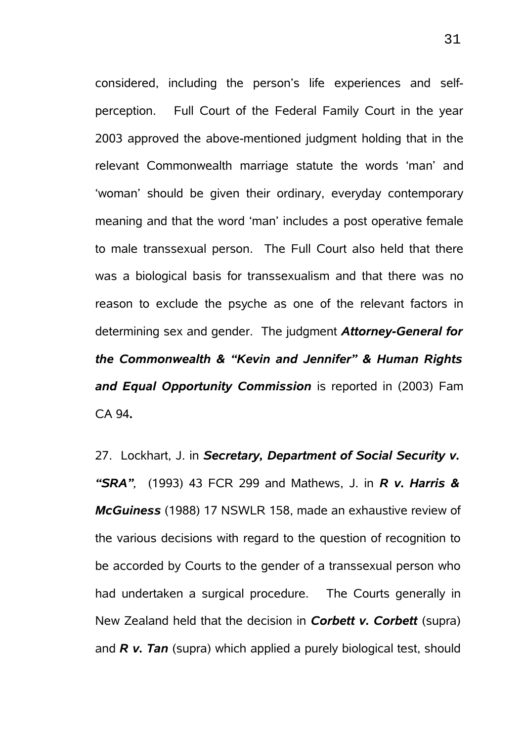considered, including the person's life experiences and self-perception. Full Court of the Federal Family Court in the year 2003 approved the above-mentioned judgment holding that in the relevant Commonwealth marriage statute the words 'man' and 'woman' should be given their ordinary, everyday contemporary meaning and that the word 'man' includes a post operative female to male transsexual person. The Full Court also held that there was a biological basis for transsexualism and that there was no reason to exclude the psyche as one of the relevant factors in determining sex and gender. The judgment ***Attorney-General for the Commonwealth & "Kevin and Jennifer" & Human Rights and Equal Opportunity Commission*** is reported in (2003) Fam CA 94**.**

27. Lockhart, J. in ***Secretary, Department of Social Security v. "SRA",*** (1993) 43 FCR 299 and Mathews, J. in ***R v. Harris & McGuiness*** (1988) 17 NSWLR 158, made an exhaustive review of the various decisions with regard to the question of recognition to be accorded by Courts to the gender of a transsexual person who had undertaken a surgical procedure. The Courts generally in New Zealand held that the decision in ***Corbett v. Corbett*** (supra) and ***R v. Tan*** (supra) which applied a purely biological test, should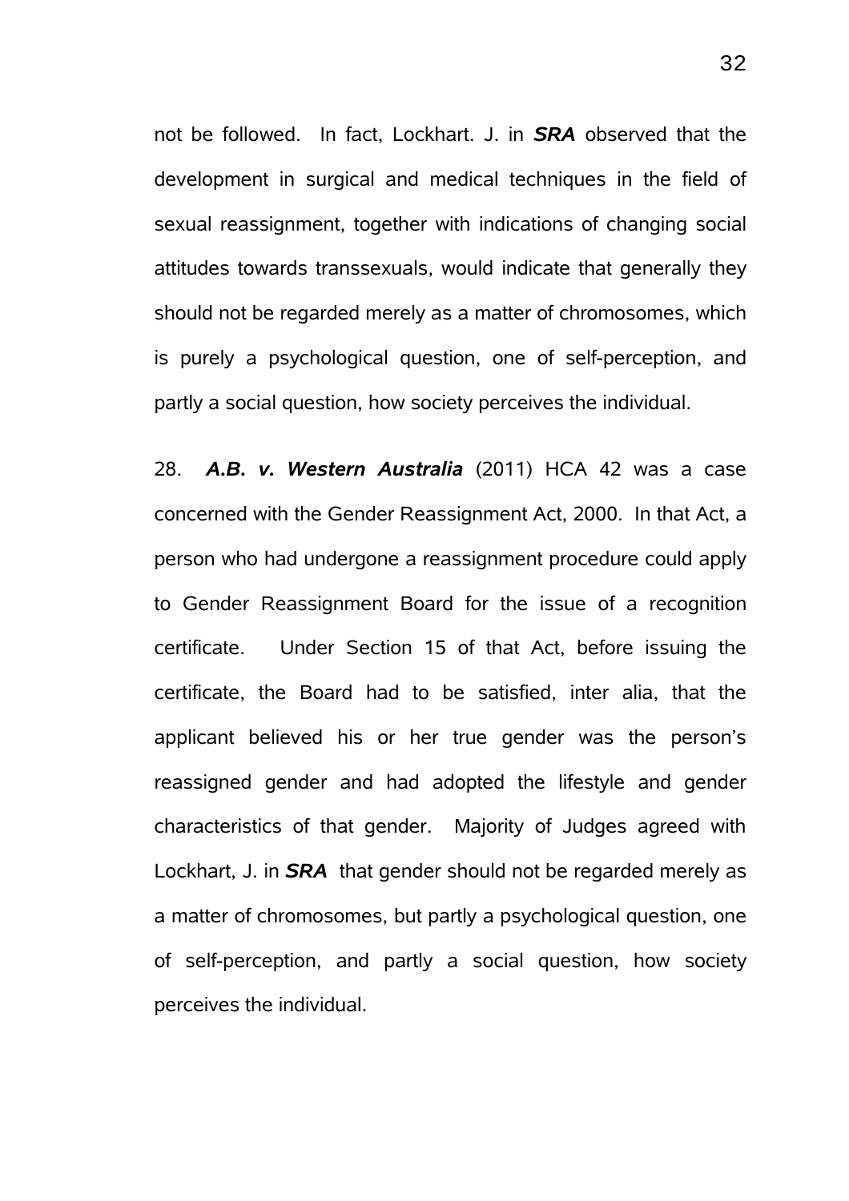not be followed. In fact, Lockhart. J. in ***SRA*** observed that the development in surgical and medical techniques in the field of sexual reassignment, together with indications of changing social attitudes towards transsexuals, would indicate that generally they should not be regarded merely as a matter of chromosomes, which is purely a psychological question, one of self-perception, and partly a social question, how society perceives the individual.

28. ***A.B. v. Western Australia*** (2011) HCA 42 was a case concerned with the Gender Reassignment Act, 2000. In that Act, a person who had undergone a reassignment procedure could apply to Gender Reassignment Board for the issue of a recognition certificate. Under Section 15 of that Act, before issuing the certificate, the Board had to be satisfied, inter alia, that the applicant believed his or her true gender was the person's reassigned gender and had adopted the lifestyle and gender characteristics of that gender. Majority of Judges agreed with Lockhart, J. in ***SRA*** that gender should not be regarded merely as a matter of chromosomes, but partly a psychological question, one of self-perception, and partly a social question, how society perceives the individual.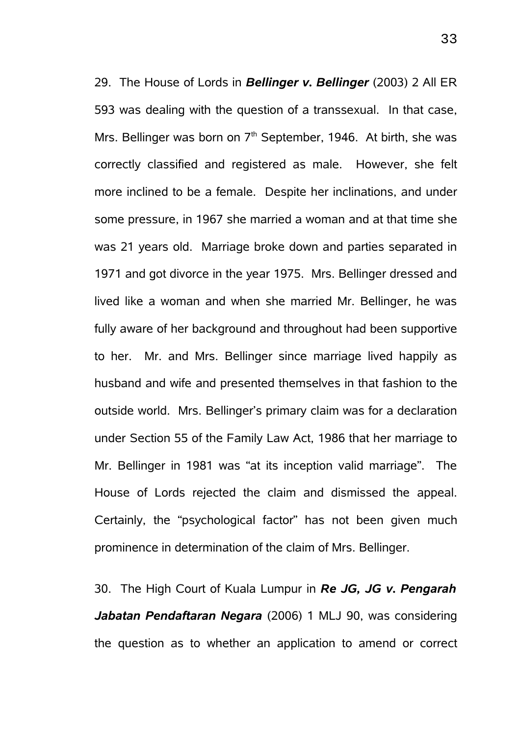29. The House of Lords in ***Bellinger v. Bellinger*** (2003) 2 All ER 593 was dealing with the question of a transsexual. In that case, Mrs. Bellinger was born on 7th September, 1946. At birth, she was correctly classified and registered as male. However, she felt more inclined to be a female. Despite her inclinations, and under some pressure, in 1967 she married a woman and at that time she was 21 years old. Marriage broke down and parties separated in 1971 and got divorce in the year 1975. Mrs. Bellinger dressed and lived like a woman and when she married Mr. Bellinger, he was fully aware of her background and throughout had been supportive to her. Mr. and Mrs. Bellinger since marriage lived happily as husband and wife and presented themselves in that fashion to the outside world. Mrs. Bellinger's primary claim was for a declaration under Section 55 of the Family Law Act, 1986 that her marriage to Mr. Bellinger in 1981 was "at its inception valid marriage". The House of Lords rejected the claim and dismissed the appeal. Certainly, the "psychological factor" has not been given much prominence in determination of the claim of Mrs. Bellinger.

30. The High Court of Kuala Lumpur in ***Re JG, JG v. Pengarah Jabatan Pendaftaran Negara*** (2006) 1 MLJ 90, was considering the question as to whether an application to amend or correct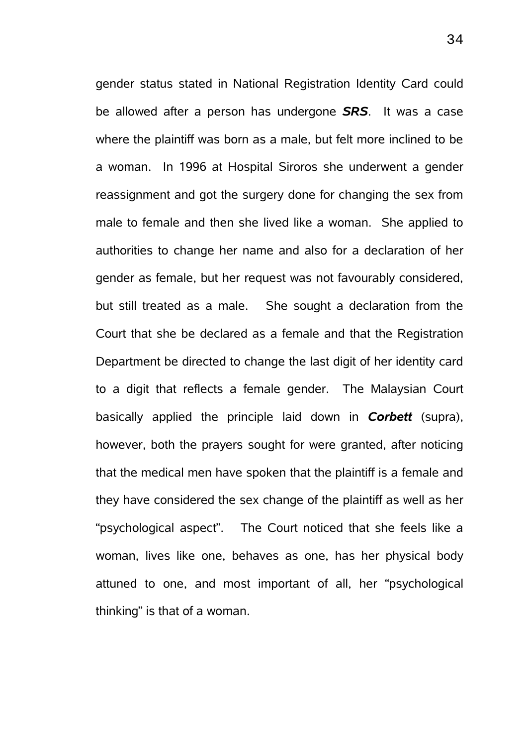gender status stated in National Registration Identity Card could be allowed after a person has undergone ***SRS***. It was a case where the plaintiff was born as a male, but felt more inclined to be a woman. In 1996 at Hospital Siroros she underwent a gender reassignment and got the surgery done for changing the sex from male to female and then she lived like a woman. She applied to authorities to change her name and also for a declaration of her gender as female, but her request was not favourably considered, but still treated as a male. She sought a declaration from the Court that she be declared as a female and that the Registration Department be directed to change the last digit of her identity card to a digit that reflects a female gender. The Malaysian Court basically applied the principle laid down in ***Corbett*** (supra), however, both the prayers sought for were granted, after noticing that the medical men have spoken that the plaintiff is a female and they have considered the sex change of the plaintiff as well as her "psychological aspect". The Court noticed that she feels like a woman, lives like one, behaves as one, has her physical body attuned to one, and most important of all, her "psychological thinking" is that of a woman.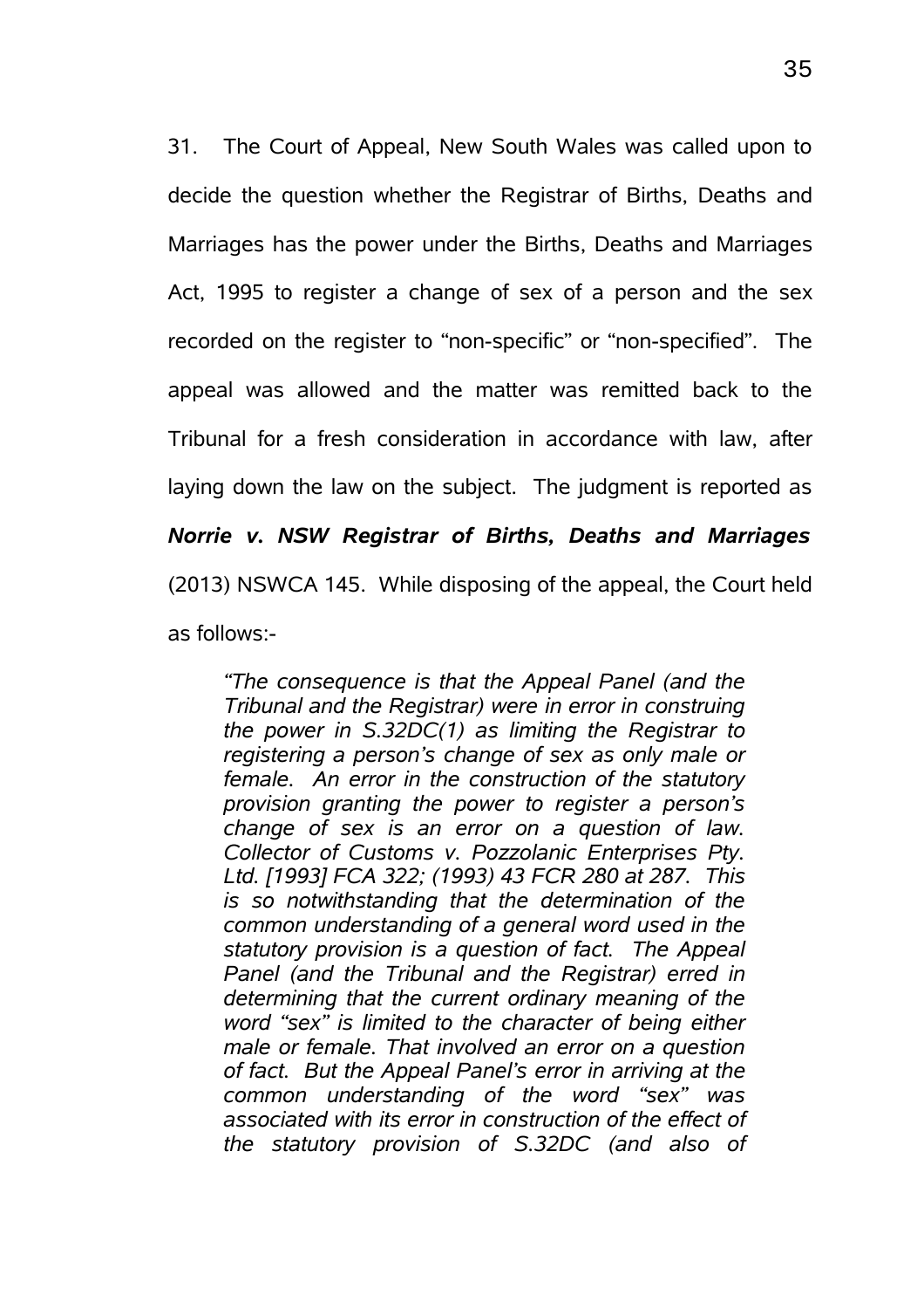31. The Court of Appeal, New South Wales was called upon to decide the question whether the Registrar of Births, Deaths and Marriages has the power under the Births, Deaths and Marriages Act, 1995 to register a change of sex of a person and the sex recorded on the register to "non-specific" or "non-specified". The appeal was allowed and the matter was remitted back to the Tribunal for a fresh consideration in accordance with law, after laying down the law on the subject. The judgment is reported as ***Norrie v. NSW Registrar of Births, Deaths and Marriages*** (2013) NSWCA 145. While disposing of the appeal, the Court held as follows:-

> *"The consequence is that the Appeal Panel (and the Tribunal and the Registrar) were in error in construing the power in S.32DC(1) as limiting the Registrar to registering a person's change of sex as only male or female. An error in the construction of the statutory provision granting the power to register a person's change of sex is an error on a question of law. Collector of Customs v. Pozzolanic Enterprises Pty. Ltd. [1993] FCA 322; (1993) 43 FCR 280 at 287. This is so notwithstanding that the determination of the common understanding of a general word used in the statutory provision is a question of fact. The Appeal Panel (and the Tribunal and the Registrar) erred in determining that the current ordinary meaning of the word "sex" is limited to the character of being either male or female. That involved an error on a question of fact. But the Appeal Panel's error in arriving at the common understanding of the word "sex" was associated with its error in construction of the effect of the statutory provision of S.32DC (and also of*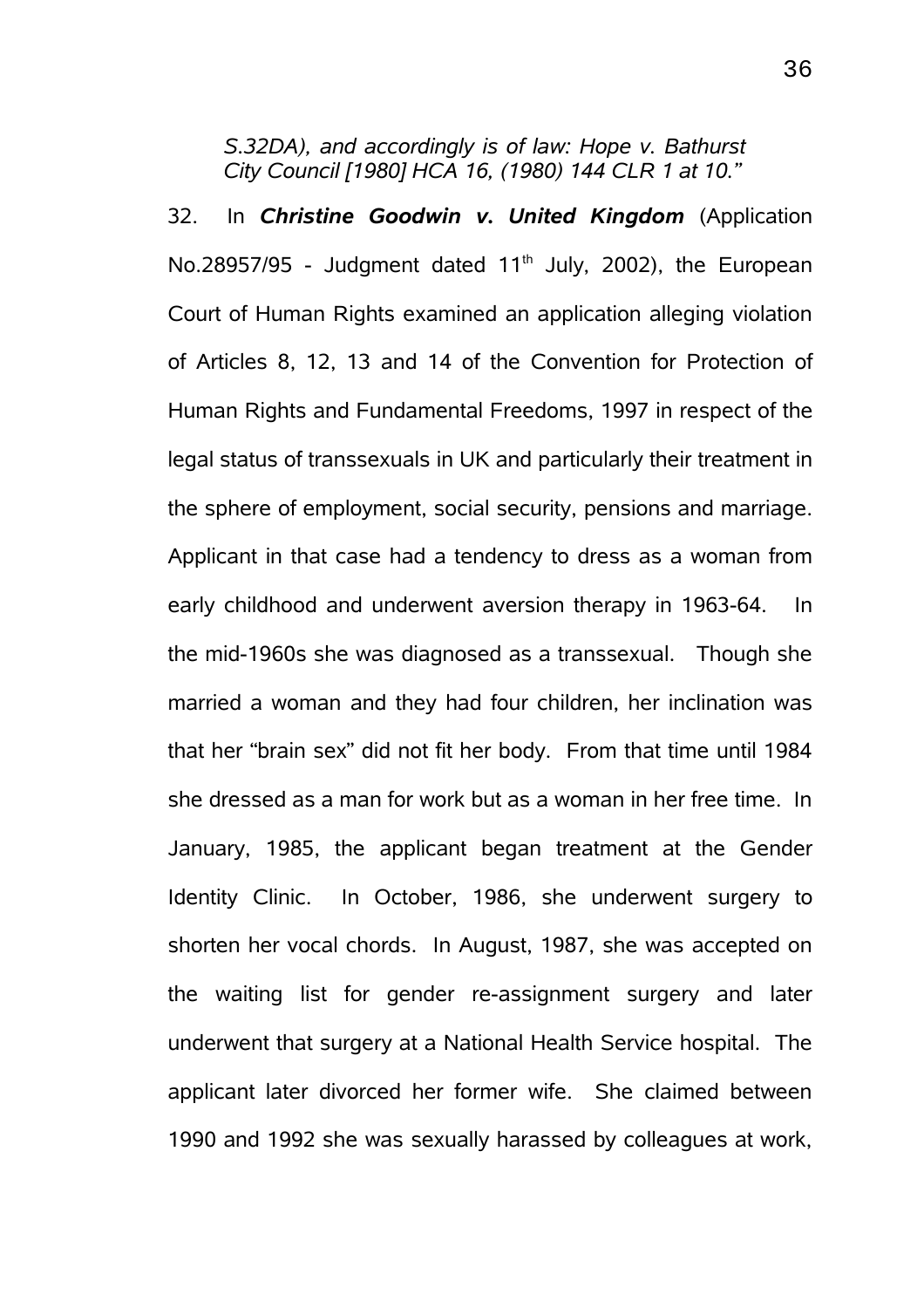*S.32DA), and accordingly is of law: Hope v. Bathurst City Council [1980] HCA 16, (1980) 144 CLR 1 at 10."*

32. In ***Christine Goodwin v. United Kingdom*** (Application No.28957/95 - Judgment dated 11th July, 2002), the European Court of Human Rights examined an application alleging violation of Articles 8, 12, 13 and 14 of the Convention for Protection of Human Rights and Fundamental Freedoms, 1997 in respect of the legal status of transsexuals in UK and particularly their treatment in the sphere of employment, social security, pensions and marriage. Applicant in that case had a tendency to dress as a woman from early childhood and underwent aversion therapy in 1963-64. In the mid-1960s she was diagnosed as a transsexual. Though she married a woman and they had four children, her inclination was that her "brain sex" did not fit her body. From that time until 1984 she dressed as a man for work but as a woman in her free time. In January, 1985, the applicant began treatment at the Gender Identity Clinic. In October, 1986, she underwent surgery to shorten her vocal chords. In August, 1987, she was accepted on the waiting list for gender re-assignment surgery and later underwent that surgery at a National Health Service hospital. The applicant later divorced her former wife. She claimed between 1990 and 1992 she was sexually harassed by colleagues at work,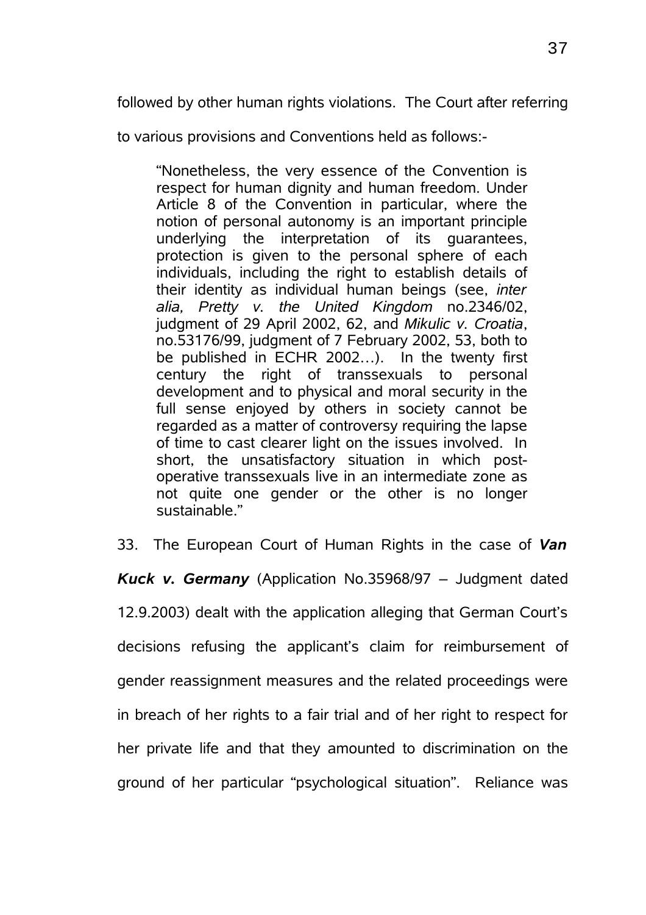followed by other human rights violations. The Court after referring to various provisions and Conventions held as follows:-

> "Nonetheless, the very essence of the Convention is respect for human dignity and human freedom. Under Article 8 of the Convention in particular, where the notion of personal autonomy is an important principle underlying the interpretation of its guarantees, protection is given to the personal sphere of each individuals, including the right to establish details of their identity as individual human beings (see, *inter alia, Pretty v. the United Kingdom* no.2346/02, judgment of 29 April 2002, 62, and *Mikulic v. Croatia*, no.53176/99, judgment of 7 February 2002, 53, both to be published in ECHR 2002…). In the twenty first century the right of transsexuals to personal development and to physical and moral security in the full sense enjoyed by others in society cannot be regarded as a matter of controversy requiring the lapse of time to cast clearer light on the issues involved. In short, the unsatisfactory situation in which post-operative transsexuals live in an intermediate zone as not quite one gender or the other is no longer sustainable."

33. The European Court of Human Rights in the case of ***Van Kuck v. Germany*** (Application No.35968/97 – Judgment dated 12.9.2003) dealt with the application alleging that German Court's decisions refusing the applicant's claim for reimbursement of gender reassignment measures and the related proceedings were in breach of her rights to a fair trial and of her right to respect for her private life and that they amounted to discrimination on the ground of her particular "psychological situation". Reliance was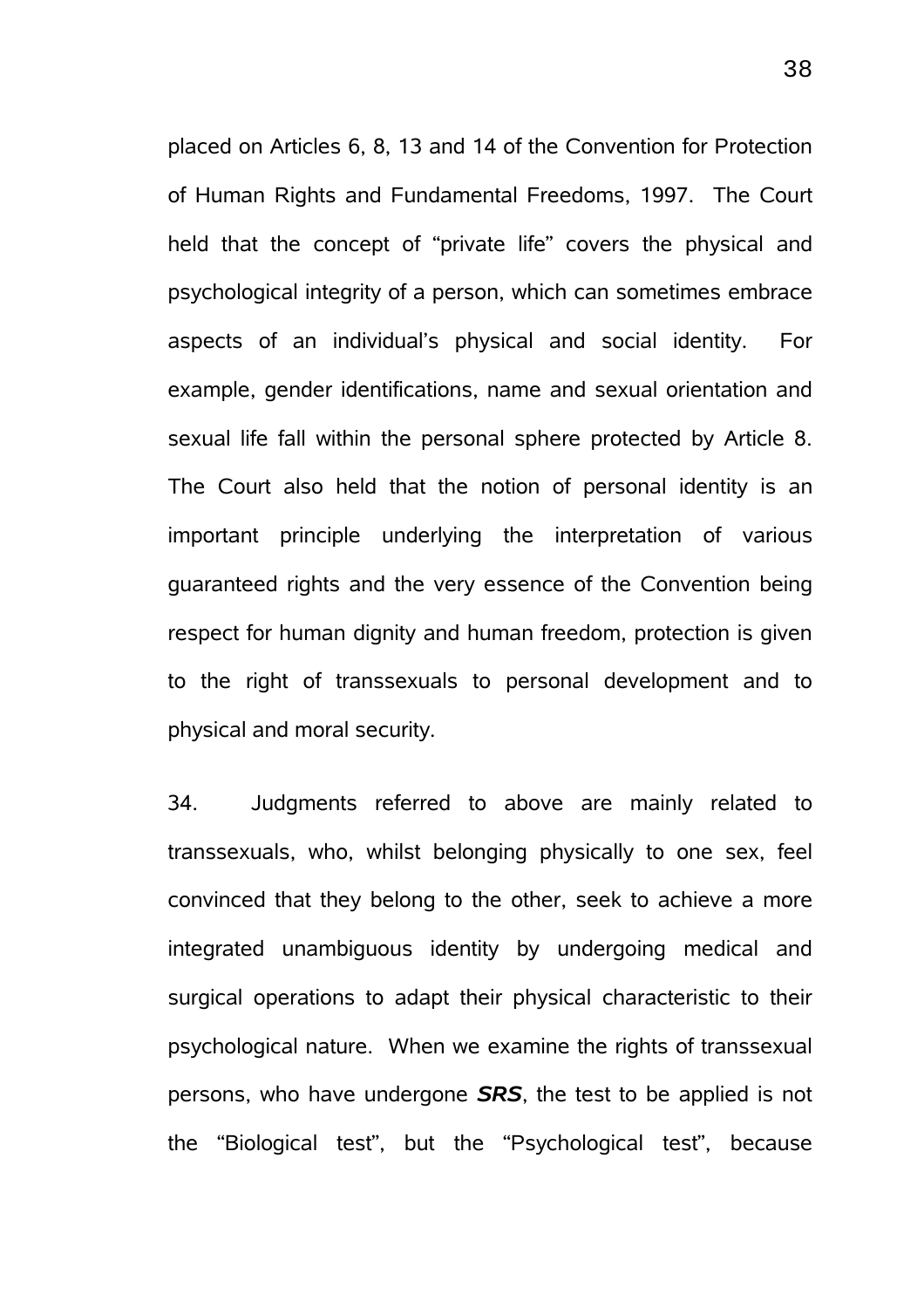placed on Articles 6, 8, 13 and 14 of the Convention for Protection of Human Rights and Fundamental Freedoms, 1997. The Court held that the concept of "private life" covers the physical and psychological integrity of a person, which can sometimes embrace aspects of an individual's physical and social identity. For example, gender identifications, name and sexual orientation and sexual life fall within the personal sphere protected by Article 8. The Court also held that the notion of personal identity is an important principle underlying the interpretation of various guaranteed rights and the very essence of the Convention being respect for human dignity and human freedom, protection is given to the right of transsexuals to personal development and to physical and moral security.

34. Judgments referred to above are mainly related to transsexuals, who, whilst belonging physically to one sex, feel convinced that they belong to the other, seek to achieve a more integrated unambiguous identity by undergoing medical and surgical operations to adapt their physical characteristic to their psychological nature. When we examine the rights of transsexual persons, who have undergone ***SRS***, the test to be applied is not the "Biological test", but the "Psychological test", because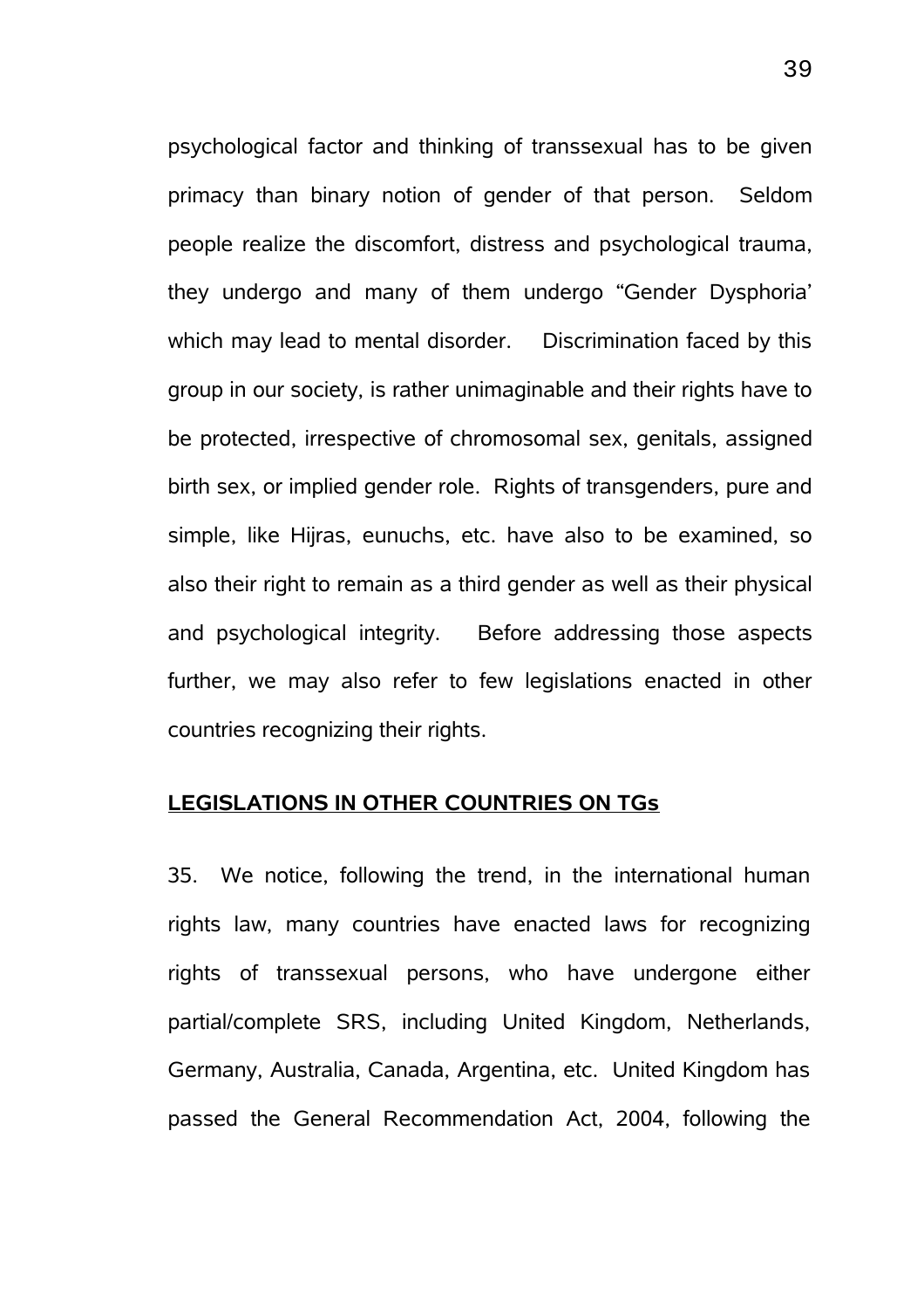psychological factor and thinking of transsexual has to be given primacy than binary notion of gender of that person. Seldom people realize the discomfort, distress and psychological trauma, they undergo and many of them undergo "Gender Dysphoria' which may lead to mental disorder. Discrimination faced by this group in our society, is rather unimaginable and their rights have to be protected, irrespective of chromosomal sex, genitals, assigned birth sex, or implied gender role. Rights of transgenders, pure and simple, like Hijras, eunuchs, etc. have also to be examined, so also their right to remain as a third gender as well as their physical and psychological integrity. Before addressing those aspects further, we may also refer to few legislations enacted in other countries recognizing their rights.

**<u>LEGISLATIONS IN OTHER COUNTRIES ON TGs</u>**

35. We notice, following the trend, in the international human rights law, many countries have enacted laws for recognizing rights of transsexual persons, who have undergone either partial/complete SRS, including United Kingdom, Netherlands, Germany, Australia, Canada, Argentina, etc. United Kingdom has passed the General Recommendation Act, 2004, following the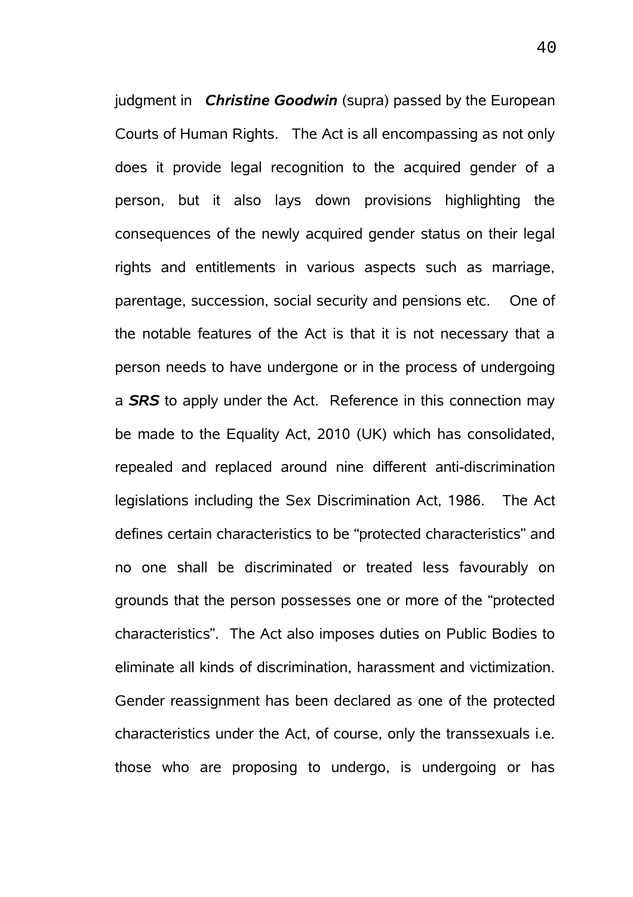judgment in ***Christine Goodwin*** (supra) passed by the European Courts of Human Rights. The Act is all encompassing as not only does it provide legal recognition to the acquired gender of a person, but it also lays down provisions highlighting the consequences of the newly acquired gender status on their legal rights and entitlements in various aspects such as marriage, parentage, succession, social security and pensions etc. One of the notable features of the Act is that it is not necessary that a person needs to have undergone or in the process of undergoing a ***SRS*** to apply under the Act. Reference in this connection may be made to the Equality Act, 2010 (UK) which has consolidated, repealed and replaced around nine different anti-discrimination legislations including the Sex Discrimination Act, 1986. The Act defines certain characteristics to be "protected characteristics" and no one shall be discriminated or treated less favourably on grounds that the person possesses one or more of the "protected characteristics". The Act also imposes duties on Public Bodies to eliminate all kinds of discrimination, harassment and victimization. Gender reassignment has been declared as one of the protected characteristics under the Act, of course, only the transsexuals i.e. those who are proposing to undergo, is undergoing or has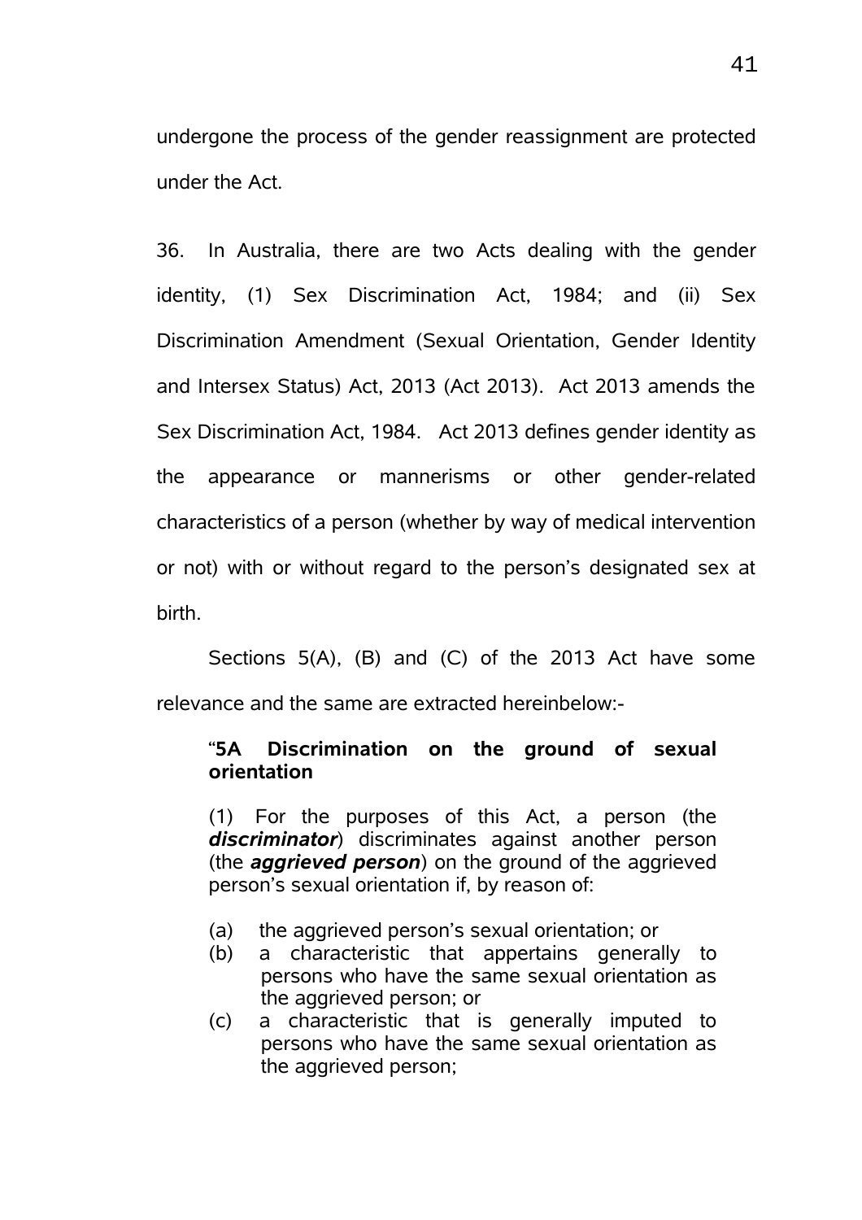undergone the process of the gender reassignment are protected under the Act.

36. In Australia, there are two Acts dealing with the gender identity, (1) Sex Discrimination Act, 1984; and (ii) Sex Discrimination Amendment (Sexual Orientation, Gender Identity and Intersex Status) Act, 2013 (Act 2013). Act 2013 amends the Sex Discrimination Act, 1984. Act 2013 defines gender identity as the appearance or mannerisms or other gender-related characteristics of a person (whether by way of medical intervention or not) with or without regard to the person's designated sex at birth.

Sections 5(A), (B) and (C) of the 2013 Act have some relevance and the same are extracted hereinbelow:-

> "**5A Discrimination on the ground of sexual orientation**
>
> (1) For the purposes of this Act, a person (the ***discriminator***) discriminates against another person (the ***aggrieved person***) on the ground of the aggrieved person's sexual orientation if, by reason of:
>
> (a) the aggrieved person's sexual orientation; or
> (b) a characteristic that appertains generally to persons who have the same sexual orientation as the aggrieved person; or
> (c) a characteristic that is generally imputed to persons who have the same sexual orientation as the aggrieved person;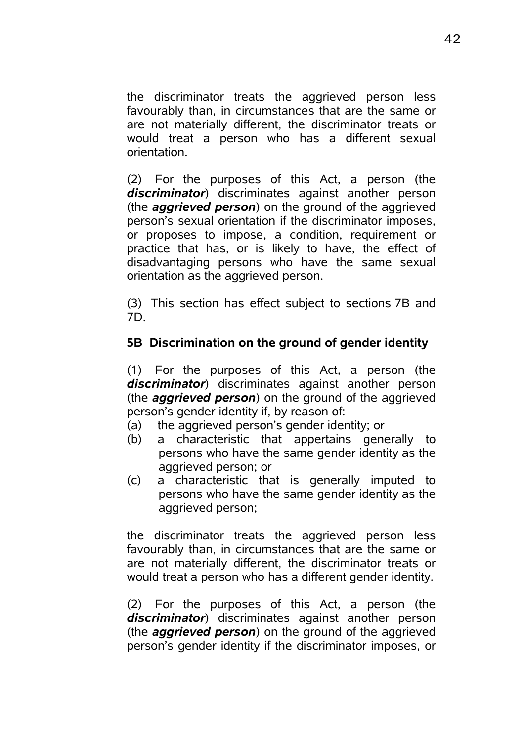the discriminator treats the aggrieved person less favourably than, in circumstances that are the same or are not materially different, the discriminator treats or would treat a person who has a different sexual orientation.

(2) For the purposes of this Act, a person (the ***discriminator***) discriminates against another person (the ***aggrieved person***) on the ground of the aggrieved person's sexual orientation if the discriminator imposes, or proposes to impose, a condition, requirement or practice that has, or is likely to have, the effect of disadvantaging persons who have the same sexual orientation as the aggrieved person.

(3) This section has effect subject to sections 7B and 7D.

### 5B Discrimination on the ground of gender identity

(1) For the purposes of this Act, a person (the ***discriminator***) discriminates against another person (the ***aggrieved person***) on the ground of the aggrieved person's gender identity if, by reason of:

(a) the aggrieved person's gender identity; or
(b) a characteristic that appertains generally to persons who have the same gender identity as the aggrieved person; or
(c) a characteristic that is generally imputed to persons who have the same gender identity as the aggrieved person;

the discriminator treats the aggrieved person less favourably than, in circumstances that are the same or are not materially different, the discriminator treats or would treat a person who has a different gender identity.

(2) For the purposes of this Act, a person (the ***discriminator***) discriminates against another person (the ***aggrieved person***) on the ground of the aggrieved person's gender identity if the discriminator imposes, or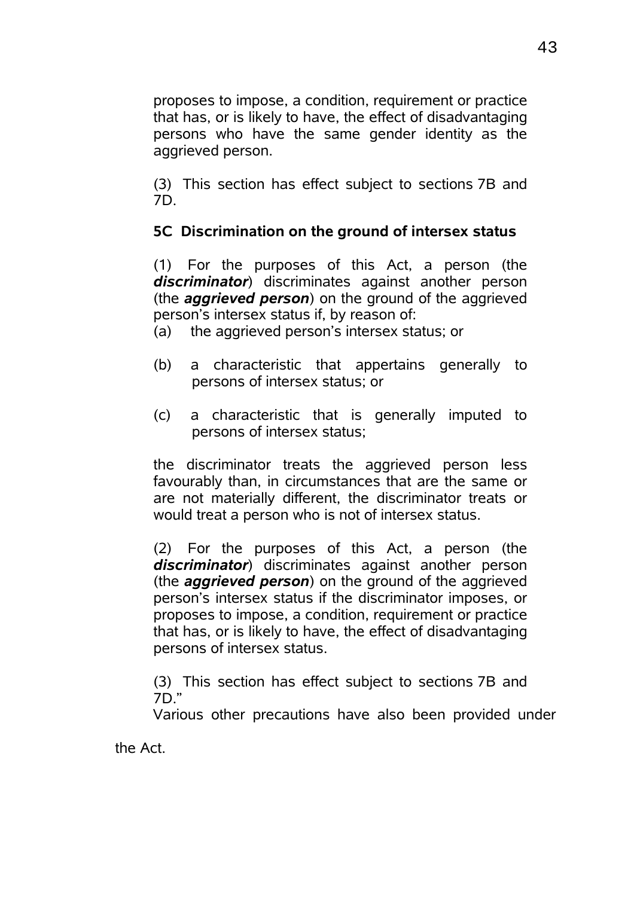proposes to impose, a condition, requirement or practice that has, or is likely to have, the effect of disadvantaging persons who have the same gender identity as the aggrieved person.

(3) This section has effect subject to sections 7B and 7D.

**5C Discrimination on the ground of intersex status**

(1) For the purposes of this Act, a person (the ***discriminator***) discriminates against another person (the ***aggrieved person***) on the ground of the aggrieved person's intersex status if, by reason of:

(a) the aggrieved person's intersex status; or

(b) a characteristic that appertains generally to persons of intersex status; or

(c) a characteristic that is generally imputed to persons of intersex status;

the discriminator treats the aggrieved person less favourably than, in circumstances that are the same or are not materially different, the discriminator treats or would treat a person who is not of intersex status.

(2) For the purposes of this Act, a person (the ***discriminator***) discriminates against another person (the ***aggrieved person***) on the ground of the aggrieved person's intersex status if the discriminator imposes, or proposes to impose, a condition, requirement or practice that has, or is likely to have, the effect of disadvantaging persons of intersex status.

(3) This section has effect subject to sections 7B and 7D."

Various other precautions have also been provided under the Act.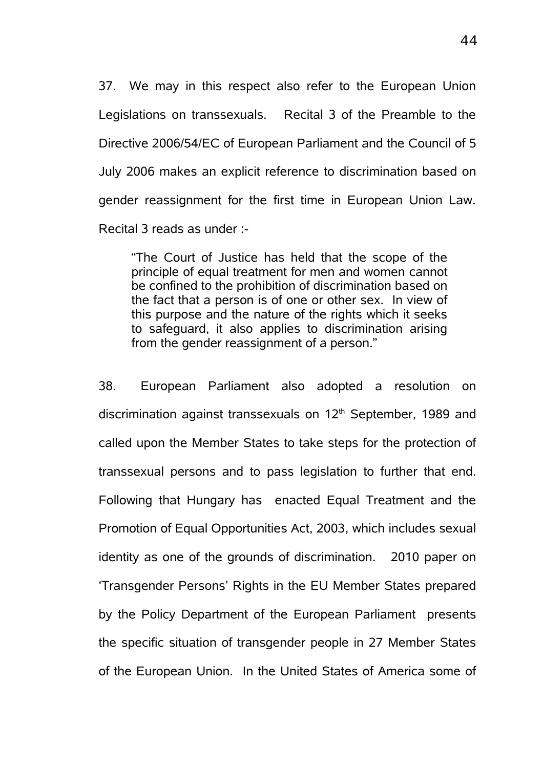37. We may in this respect also refer to the European Union Legislations on transsexuals. Recital 3 of the Preamble to the Directive 2006/54/EC of European Parliament and the Council of 5 July 2006 makes an explicit reference to discrimination based on gender reassignment for the first time in European Union Law. Recital 3 reads as under :-

> "The Court of Justice has held that the scope of the principle of equal treatment for men and women cannot be confined to the prohibition of discrimination based on the fact that a person is of one or other sex. In view of this purpose and the nature of the rights which it seeks to safeguard, it also applies to discrimination arising from the gender reassignment of a person."

38. European Parliament also adopted a resolution on discrimination against transsexuals on 12th September, 1989 and called upon the Member States to take steps for the protection of transsexual persons and to pass legislation to further that end. Following that Hungary has enacted Equal Treatment and the Promotion of Equal Opportunities Act, 2003, which includes sexual identity as one of the grounds of discrimination. 2010 paper on 'Transgender Persons' Rights in the EU Member States prepared by the Policy Department of the European Parliament presents the specific situation of transgender people in 27 Member States of the European Union. In the United States of America some of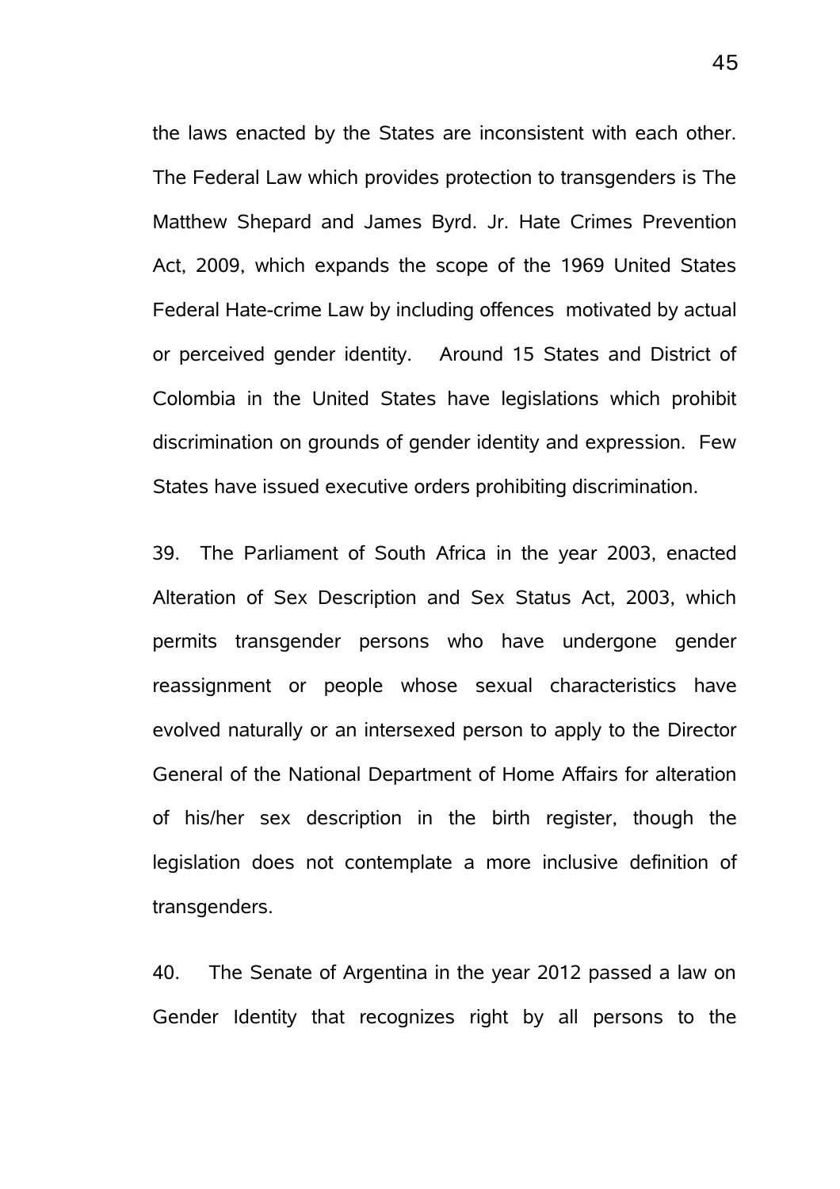the laws enacted by the States are inconsistent with each other. The Federal Law which provides protection to transgenders is The Matthew Shepard and James Byrd. Jr. Hate Crimes Prevention Act, 2009, which expands the scope of the 1969 United States Federal Hate-crime Law by including offences motivated by actual or perceived gender identity. Around 15 States and District of Colombia in the United States have legislations which prohibit discrimination on grounds of gender identity and expression. Few States have issued executive orders prohibiting discrimination.

39. The Parliament of South Africa in the year 2003, enacted Alteration of Sex Description and Sex Status Act, 2003, which permits transgender persons who have undergone gender reassignment or people whose sexual characteristics have evolved naturally or an intersexed person to apply to the Director General of the National Department of Home Affairs for alteration of his/her sex description in the birth register, though the legislation does not contemplate a more inclusive definition of transgenders.

40. The Senate of Argentina in the year 2012 passed a law on Gender Identity that recognizes right by all persons to the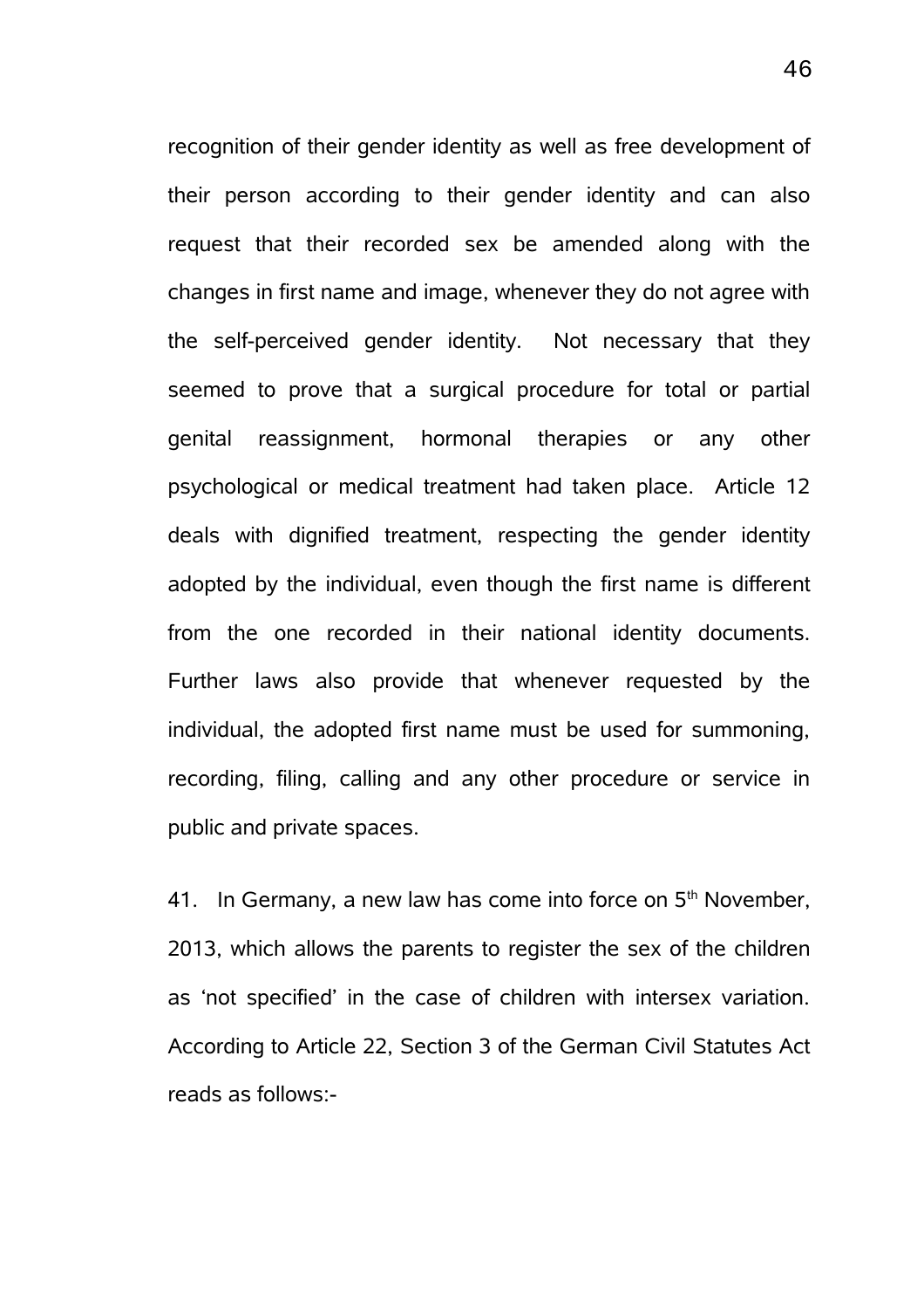recognition of their gender identity as well as free development of their person according to their gender identity and can also request that their recorded sex be amended along with the changes in first name and image, whenever they do not agree with the self-perceived gender identity. Not necessary that they seemed to prove that a surgical procedure for total or partial genital reassignment, hormonal therapies or any other psychological or medical treatment had taken place. Article 12 deals with dignified treatment, respecting the gender identity adopted by the individual, even though the first name is different from the one recorded in their national identity documents. Further laws also provide that whenever requested by the individual, the adopted first name must be used for summoning, recording, filing, calling and any other procedure or service in public and private spaces.

41. In Germany, a new law has come into force on 5th November, 2013, which allows the parents to register the sex of the children as 'not specified' in the case of children with intersex variation. According to Article 22, Section 3 of the German Civil Statutes Act reads as follows:-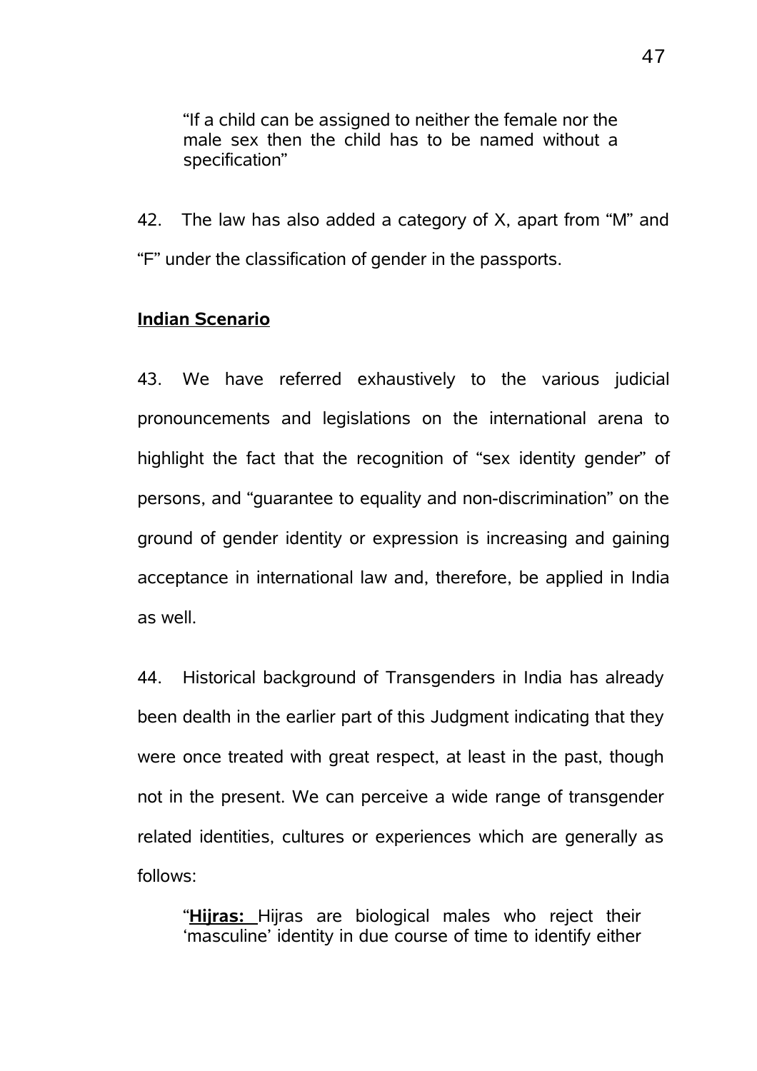> "If a child can be assigned to neither the female nor the male sex then the child has to be named without a specification"

42. The law has also added a category of X, apart from "M" and "F" under the classification of gender in the passports.

**Indian Scenario**

43. We have referred exhaustively to the various judicial pronouncements and legislations on the international arena to highlight the fact that the recognition of "sex identity gender" of persons, and "guarantee to equality and non-discrimination" on the ground of gender identity or expression is increasing and gaining acceptance in international law and, therefore, be applied in India as well.

44. Historical background of Transgenders in India has already been dealth in the earlier part of this Judgment indicating that they were once treated with great respect, at least in the past, though not in the present. We can perceive a wide range of transgender related identities, cultures or experiences which are generally as follows:

> "**Hijras:** Hijras are biological males who reject their 'masculine' identity in due course of time to identify either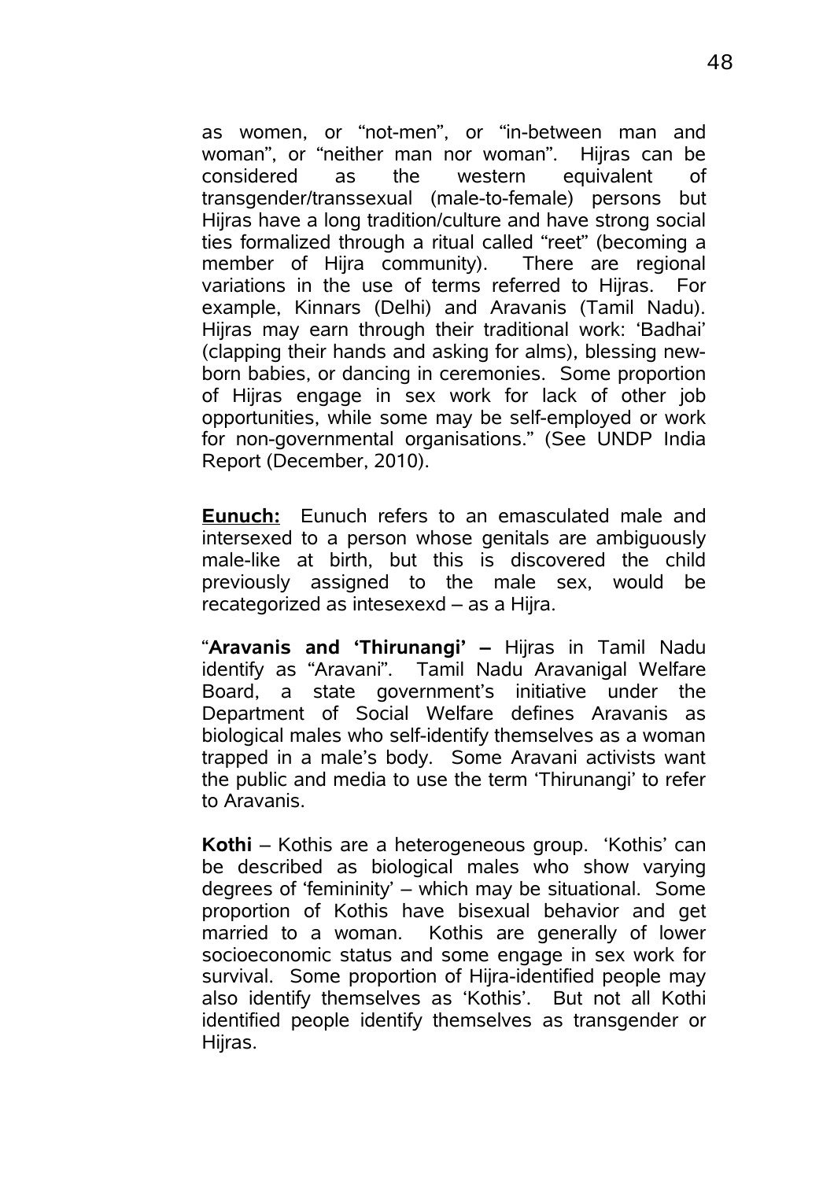as women, or "not-men", or "in-between man and woman", or "neither man nor woman". Hijras can be considered as the western equivalent of transgender/transsexual (male-to-female) persons but Hijras have a long tradition/culture and have strong social ties formalized through a ritual called "reet" (becoming a member of Hijra community). There are regional variations in the use of terms referred to Hijras. For example, Kinnars (Delhi) and Aravanis (Tamil Nadu). Hijras may earn through their traditional work: 'Badhai' (clapping their hands and asking for alms), blessing new-born babies, or dancing in ceremonies. Some proportion of Hijras engage in sex work for lack of other job opportunities, while some may be self-employed or work for non-governmental organisations." (See UNDP India Report (December, 2010).

**Eunuch:** Eunuch refers to an emasculated male and intersexed to a person whose genitals are ambiguously male-like at birth, but this is discovered the child previously assigned to the male sex, would be recategorized as intesexexd – as a Hijra.

"**Aravanis and 'Thirunangi' –** Hijras in Tamil Nadu identify as "Aravani". Tamil Nadu Aravanigal Welfare Board, a state government's initiative under the Department of Social Welfare defines Aravanis as biological males who self-identify themselves as a woman trapped in a male's body. Some Aravani activists want the public and media to use the term 'Thirunangi' to refer to Aravanis.

**Kothi** – Kothis are a heterogeneous group. 'Kothis' can be described as biological males who show varying degrees of 'femininity' – which may be situational. Some proportion of Kothis have bisexual behavior and get married to a woman. Kothis are generally of lower socioeconomic status and some engage in sex work for survival. Some proportion of Hijra-identified people may also identify themselves as 'Kothis'. But not all Kothi identified people identify themselves as transgender or Hijras.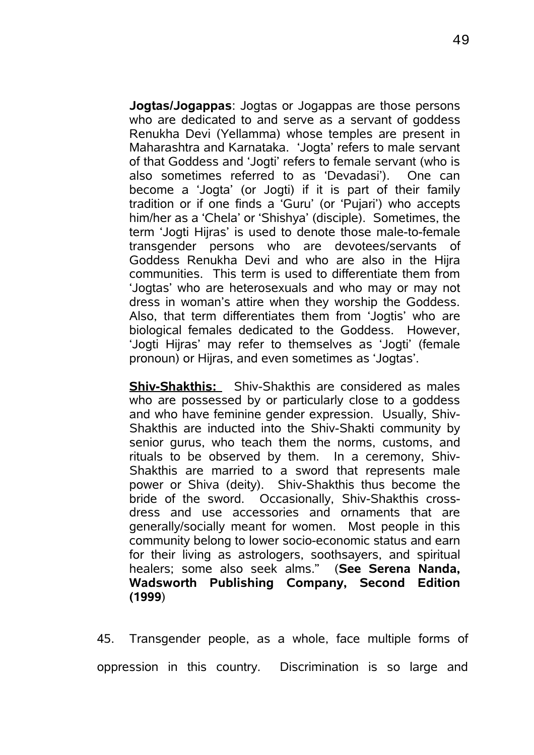**Jogtas/Jogappas**: Jogtas or Jogappas are those persons who are dedicated to and serve as a servant of goddess Renukha Devi (Yellamma) whose temples are present in Maharashtra and Karnataka. 'Jogta' refers to male servant of that Goddess and 'Jogti' refers to female servant (who is also sometimes referred to as 'Devadasi'). One can become a 'Jogta' (or Jogti) if it is part of their family tradition or if one finds a 'Guru' (or 'Pujari') who accepts him/her as a 'Chela' or 'Shishya' (disciple). Sometimes, the term 'Jogti Hijras' is used to denote those male-to-female transgender persons who are devotees/servants of Goddess Renukha Devi and who are also in the Hijra communities. This term is used to differentiate them from 'Jogtas' who are heterosexuals and who may or may not dress in woman's attire when they worship the Goddess. Also, that term differentiates them from 'Jogtis' who are biological females dedicated to the Goddess. However, 'Jogti Hijras' may refer to themselves as 'Jogti' (female pronoun) or Hijras, and even sometimes as 'Jogtas'.

**Shiv-Shakthis:** Shiv-Shakthis are considered as males who are possessed by or particularly close to a goddess and who have feminine gender expression. Usually, Shiv-Shakthis are inducted into the Shiv-Shakti community by senior gurus, who teach them the norms, customs, and rituals to be observed by them. In a ceremony, Shiv-Shakthis are married to a sword that represents male power or Shiva (deity). Shiv-Shakthis thus become the bride of the sword. Occasionally, Shiv-Shakthis cross-dress and use accessories and ornaments that are generally/socially meant for women. Most people in this community belong to lower socio-economic status and earn for their living as astrologers, soothsayers, and spiritual healers; some also seek alms." (**See Serena Nanda, Wadsworth Publishing Company, Second Edition (1999**)

45. Transgender people, as a whole, face multiple forms of oppression in this country. Discrimination is so large and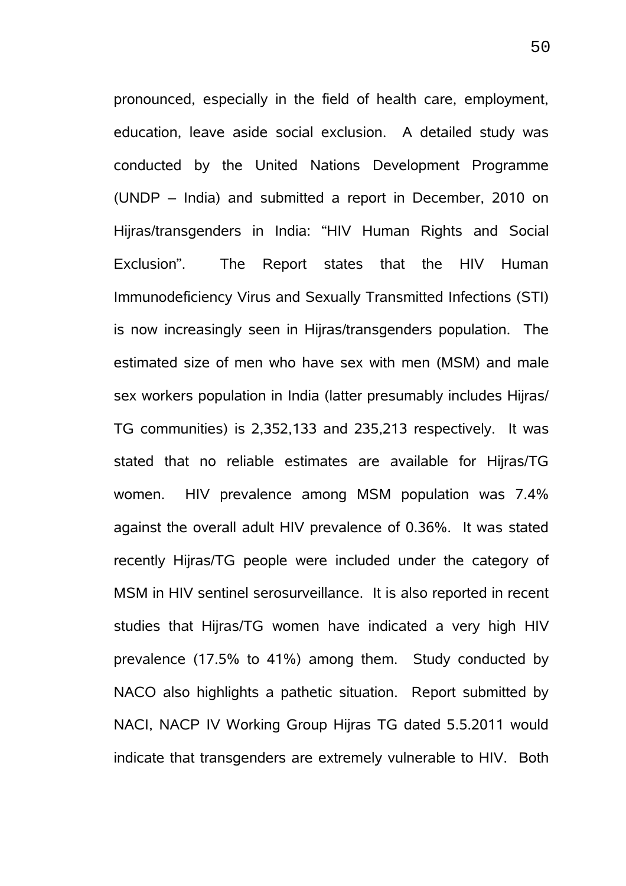pronounced, especially in the field of health care, employment, education, leave aside social exclusion. A detailed study was conducted by the United Nations Development Programme (UNDP – India) and submitted a report in December, 2010 on Hijras/transgenders in India: "HIV Human Rights and Social Exclusion". The Report states that the HIV Human Immunodeficiency Virus and Sexually Transmitted Infections (STI) is now increasingly seen in Hijras/transgenders population. The estimated size of men who have sex with men (MSM) and male sex workers population in India (latter presumably includes Hijras/ TG communities) is 2,352,133 and 235,213 respectively. It was stated that no reliable estimates are available for Hijras/TG women. HIV prevalence among MSM population was 7.4% against the overall adult HIV prevalence of 0.36%. It was stated recently Hijras/TG people were included under the category of MSM in HIV sentinel serosurveillance. It is also reported in recent studies that Hijras/TG women have indicated a very high HIV prevalence (17.5% to 41%) among them. Study conducted by NACO also highlights a pathetic situation. Report submitted by NACI, NACP IV Working Group Hijras TG dated 5.5.2011 would indicate that transgenders are extremely vulnerable to HIV. Both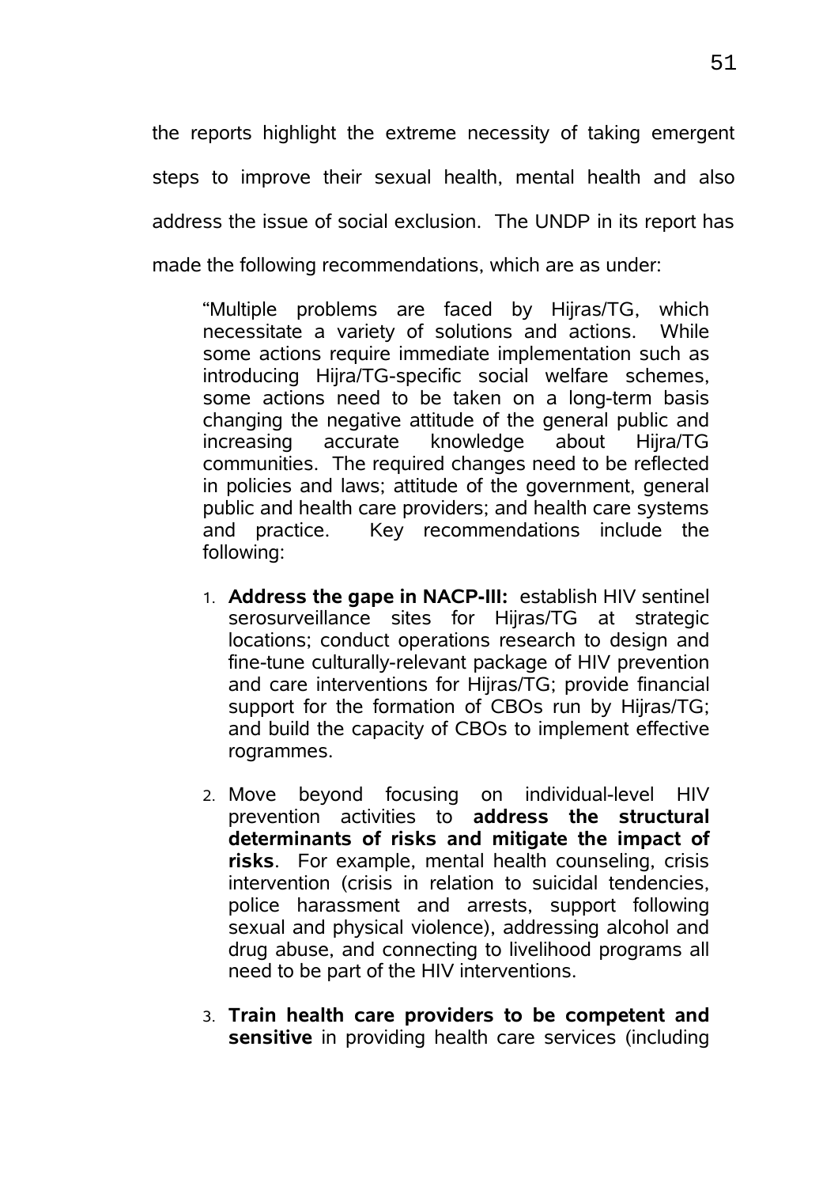the reports highlight the extreme necessity of taking emergent steps to improve their sexual health, mental health and also address the issue of social exclusion. The UNDP in its report has made the following recommendations, which are as under:

> "Multiple problems are faced by Hijras/TG, which necessitate a variety of solutions and actions. While some actions require immediate implementation such as introducing Hijra/TG-specific social welfare schemes, some actions need to be taken on a long-term basis changing the negative attitude of the general public and increasing accurate knowledge about Hijra/TG communities. The required changes need to be reflected in policies and laws; attitude of the government, general public and health care providers; and health care systems and practice. Key recommendations include the following:
>
> 1. **Address the gape in NACP-III:** establish HIV sentinel serosurveillance sites for Hijras/TG at strategic locations; conduct operations research to design and fine-tune culturally-relevant package of HIV prevention and care interventions for Hijras/TG; provide financial support for the formation of CBOs run by Hijras/TG; and build the capacity of CBOs to implement effective rogrammes.
>
> 2. Move beyond focusing on individual-level HIV prevention activities to **address the structural determinants of risks and mitigate the impact of risks**. For example, mental health counseling, crisis intervention (crisis in relation to suicidal tendencies, police harassment and arrests, support following sexual and physical violence), addressing alcohol and drug abuse, and connecting to livelihood programs all need to be part of the HIV interventions.
>
> 3. **Train health care providers to be competent and sensitive** in providing health care services (including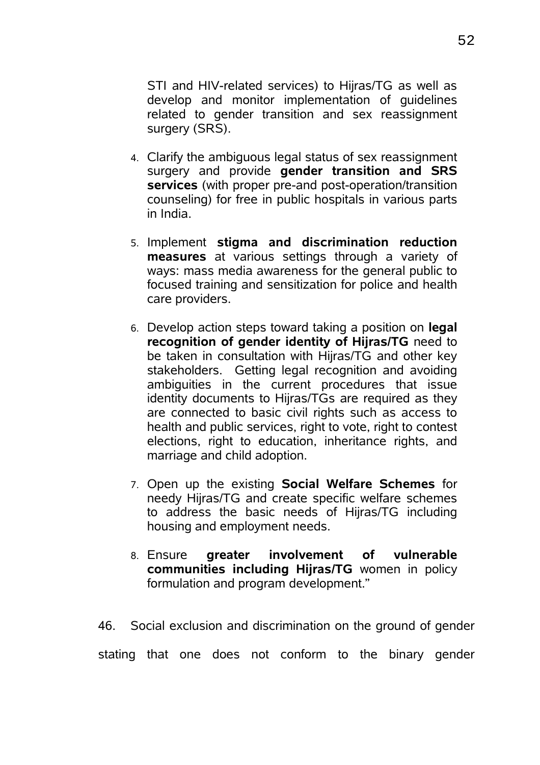STI and HIV-related services) to Hijras/TG as well as develop and monitor implementation of guidelines related to gender transition and sex reassignment surgery (SRS).

4. Clarify the ambiguous legal status of sex reassignment surgery and provide **gender transition and SRS services** (with proper pre-and post-operation/transition counseling) for free in public hospitals in various parts in India.

5. Implement **stigma and discrimination reduction measures** at various settings through a variety of ways: mass media awareness for the general public to focused training and sensitization for police and health care providers.

6. Develop action steps toward taking a position on **legal recognition of gender identity of Hijras/TG** need to be taken in consultation with Hijras/TG and other key stakeholders. Getting legal recognition and avoiding ambiguities in the current procedures that issue identity documents to Hijras/TGs are required as they are connected to basic civil rights such as access to health and public services, right to vote, right to contest elections, right to education, inheritance rights, and marriage and child adoption.

7. Open up the existing **Social Welfare Schemes** for needy Hijras/TG and create specific welfare schemes to address the basic needs of Hijras/TG including housing and employment needs.

8. Ensure **greater involvement of vulnerable communities including Hijras/TG** women in policy formulation and program development."

46. Social exclusion and discrimination on the ground of gender stating that one does not conform to the binary gender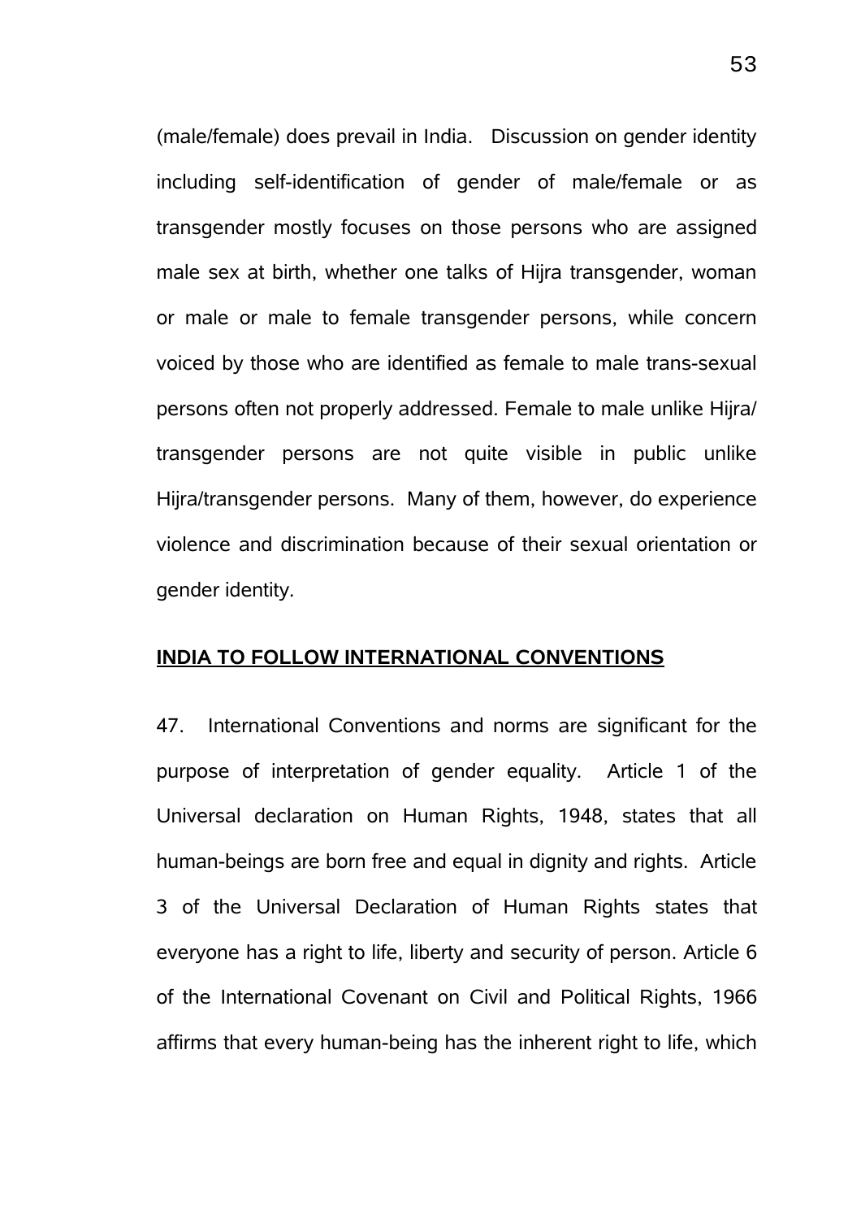(male/female) does prevail in India. Discussion on gender identity including self-identification of gender of male/female or as transgender mostly focuses on those persons who are assigned male sex at birth, whether one talks of Hijra transgender, woman or male or male to female transgender persons, while concern voiced by those who are identified as female to male trans-sexual persons often not properly addressed. Female to male unlike Hijra/ transgender persons are not quite visible in public unlike Hijra/transgender persons. Many of them, however, do experience violence and discrimination because of their sexual orientation or gender identity.

**INDIA TO FOLLOW INTERNATIONAL CONVENTIONS**

47. International Conventions and norms are significant for the purpose of interpretation of gender equality. Article 1 of the Universal declaration on Human Rights, 1948, states that all human-beings are born free and equal in dignity and rights. Article 3 of the Universal Declaration of Human Rights states that everyone has a right to life, liberty and security of person. Article 6 of the International Covenant on Civil and Political Rights, 1966 affirms that every human-being has the inherent right to life, which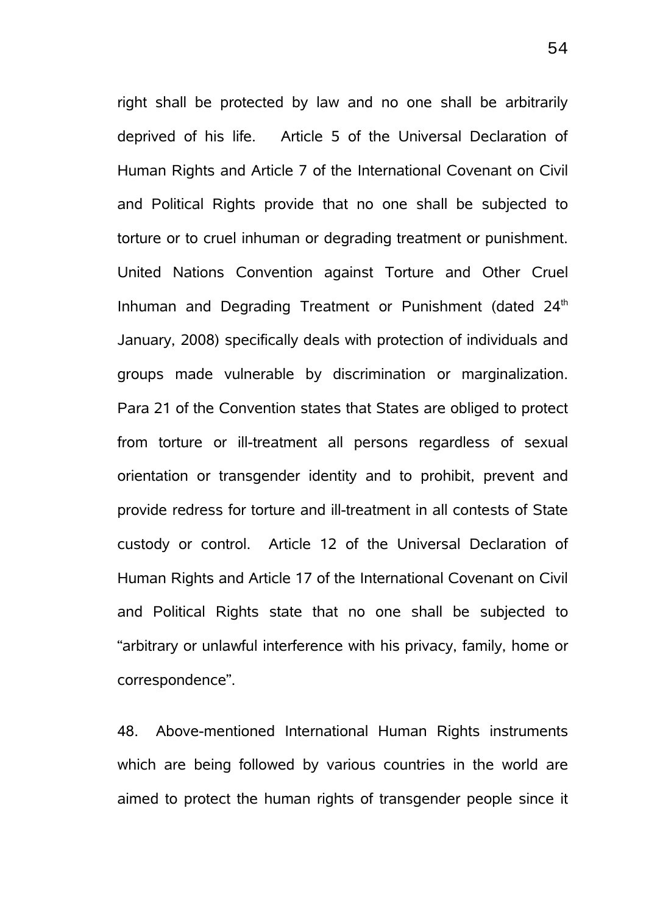right shall be protected by law and no one shall be arbitrarily deprived of his life. Article 5 of the Universal Declaration of Human Rights and Article 7 of the International Covenant on Civil and Political Rights provide that no one shall be subjected to torture or to cruel inhuman or degrading treatment or punishment. United Nations Convention against Torture and Other Cruel Inhuman and Degrading Treatment or Punishment (dated 24th January, 2008) specifically deals with protection of individuals and groups made vulnerable by discrimination or marginalization. Para 21 of the Convention states that States are obliged to protect from torture or ill-treatment all persons regardless of sexual orientation or transgender identity and to prohibit, prevent and provide redress for torture and ill-treatment in all contests of State custody or control. Article 12 of the Universal Declaration of Human Rights and Article 17 of the International Covenant on Civil and Political Rights state that no one shall be subjected to "arbitrary or unlawful interference with his privacy, family, home or correspondence".

48. Above-mentioned International Human Rights instruments which are being followed by various countries in the world are aimed to protect the human rights of transgender people since it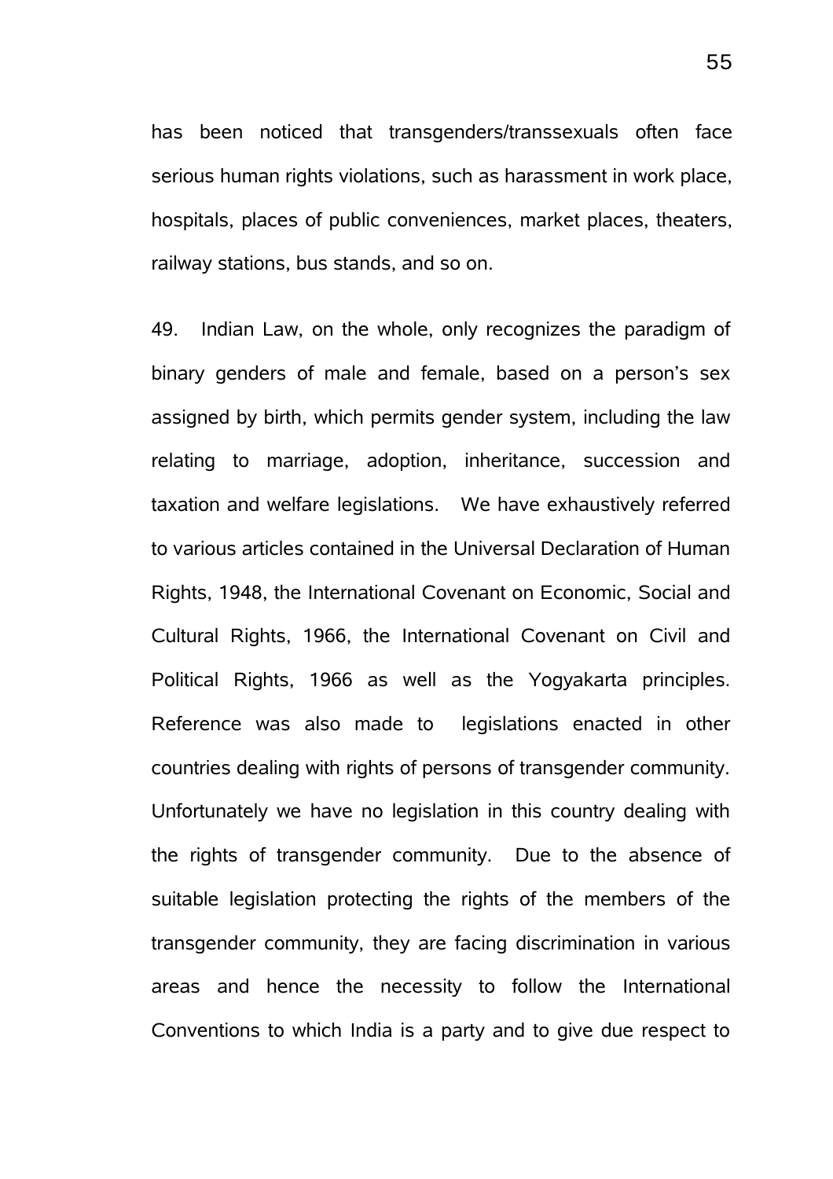has been noticed that transgenders/transsexuals often face serious human rights violations, such as harassment in work place, hospitals, places of public conveniences, market places, theaters, railway stations, bus stands, and so on.

49. Indian Law, on the whole, only recognizes the paradigm of binary genders of male and female, based on a person's sex assigned by birth, which permits gender system, including the law relating to marriage, adoption, inheritance, succession and taxation and welfare legislations. We have exhaustively referred to various articles contained in the Universal Declaration of Human Rights, 1948, the International Covenant on Economic, Social and Cultural Rights, 1966, the International Covenant on Civil and Political Rights, 1966 as well as the Yogyakarta principles. Reference was also made to legislations enacted in other countries dealing with rights of persons of transgender community. Unfortunately we have no legislation in this country dealing with the rights of transgender community. Due to the absence of suitable legislation protecting the rights of the members of the transgender community, they are facing discrimination in various areas and hence the necessity to follow the International Conventions to which India is a party and to give due respect to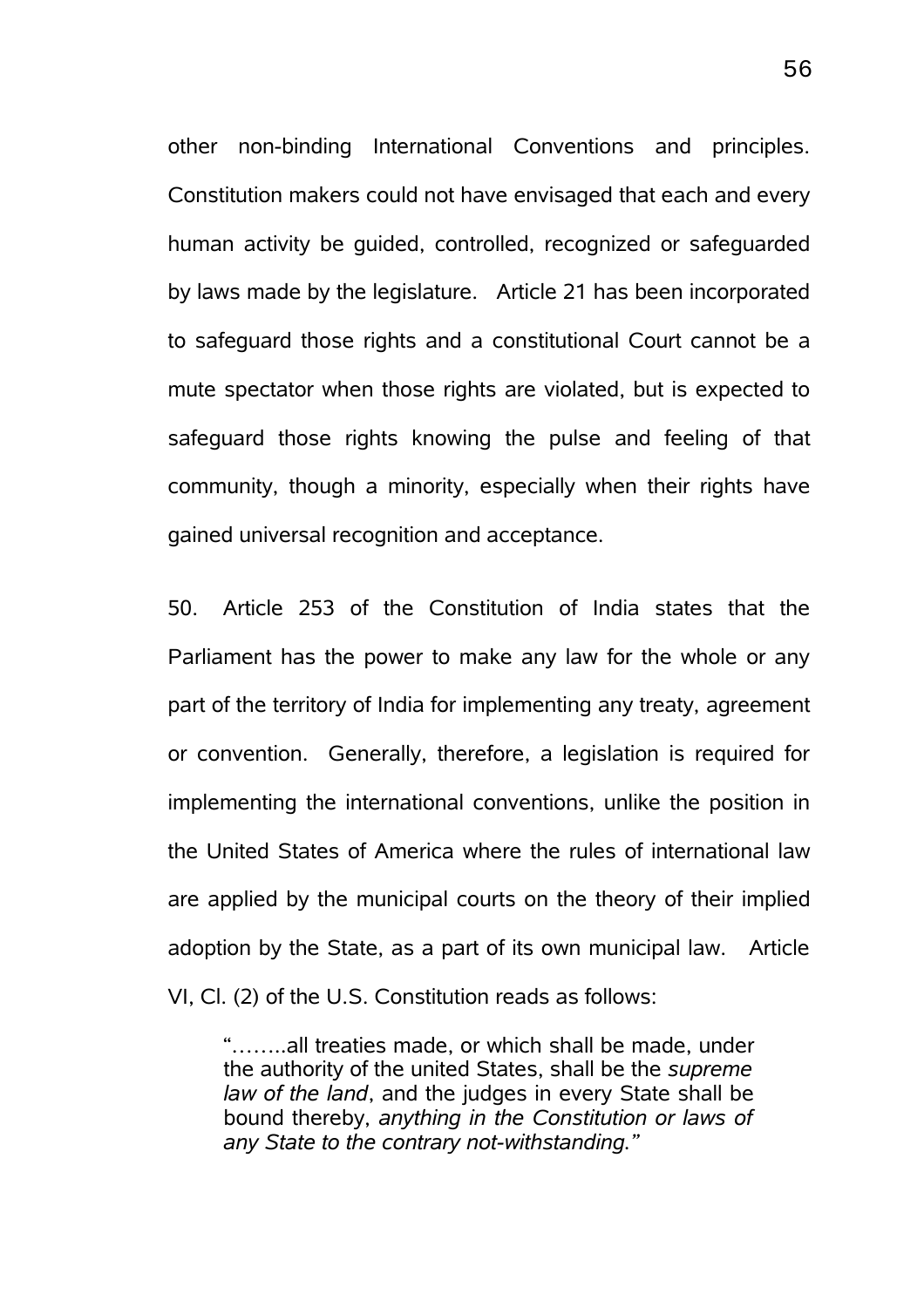other non-binding International Conventions and principles. Constitution makers could not have envisaged that each and every human activity be guided, controlled, recognized or safeguarded by laws made by the legislature. Article 21 has been incorporated to safeguard those rights and a constitutional Court cannot be a mute spectator when those rights are violated, but is expected to safeguard those rights knowing the pulse and feeling of that community, though a minority, especially when their rights have gained universal recognition and acceptance.

50. Article 253 of the Constitution of India states that the Parliament has the power to make any law for the whole or any part of the territory of India for implementing any treaty, agreement or convention. Generally, therefore, a legislation is required for implementing the international conventions, unlike the position in the United States of America where the rules of international law are applied by the municipal courts on the theory of their implied adoption by the State, as a part of its own municipal law. Article VI, Cl. (2) of the U.S. Constitution reads as follows:

> "……..all treaties made, or which shall be made, under the authority of the united States, shall be the *supreme law of the land*, and the judges in every State shall be bound thereby, *anything in the Constitution or laws of any State to the contrary not-withstanding."*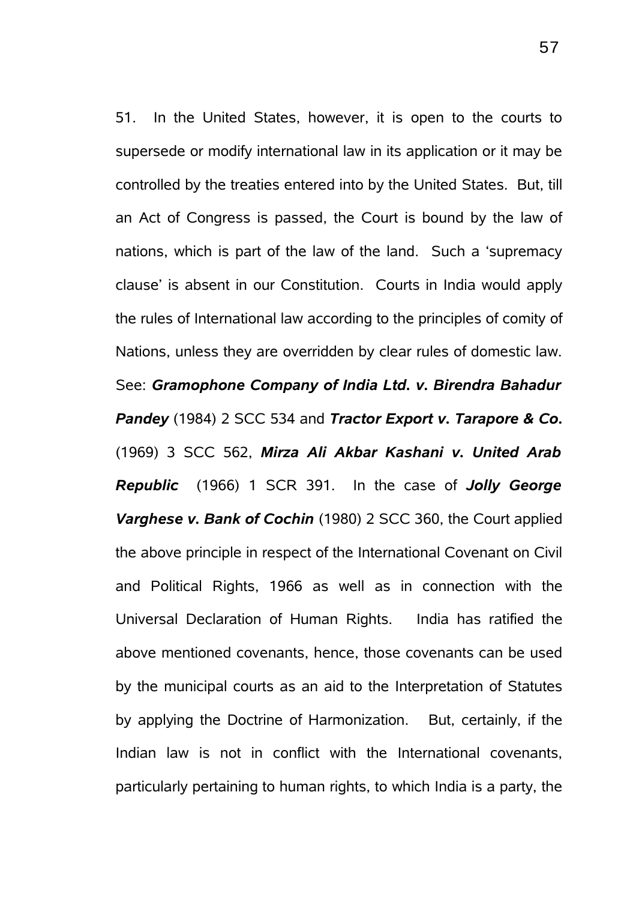51. In the United States, however, it is open to the courts to supersede or modify international law in its application or it may be controlled by the treaties entered into by the United States. But, till an Act of Congress is passed, the Court is bound by the law of nations, which is part of the law of the land. Such a 'supremacy clause' is absent in our Constitution. Courts in India would apply the rules of International law according to the principles of comity of Nations, unless they are overridden by clear rules of domestic law. See: ***Gramophone Company of India Ltd. v. Birendra Bahadur Pandey*** (1984) 2 SCC 534 and ***Tractor Export v. Tarapore & Co.*** (1969) 3 SCC 562, ***Mirza Ali Akbar Kashani v. United Arab Republic*** (1966) 1 SCR 391. In the case of ***Jolly George Varghese v. Bank of Cochin*** (1980) 2 SCC 360, the Court applied the above principle in respect of the International Covenant on Civil and Political Rights, 1966 as well as in connection with the Universal Declaration of Human Rights. India has ratified the above mentioned covenants, hence, those covenants can be used by the municipal courts as an aid to the Interpretation of Statutes by applying the Doctrine of Harmonization. But, certainly, if the Indian law is not in conflict with the International covenants, particularly pertaining to human rights, to which India is a party, the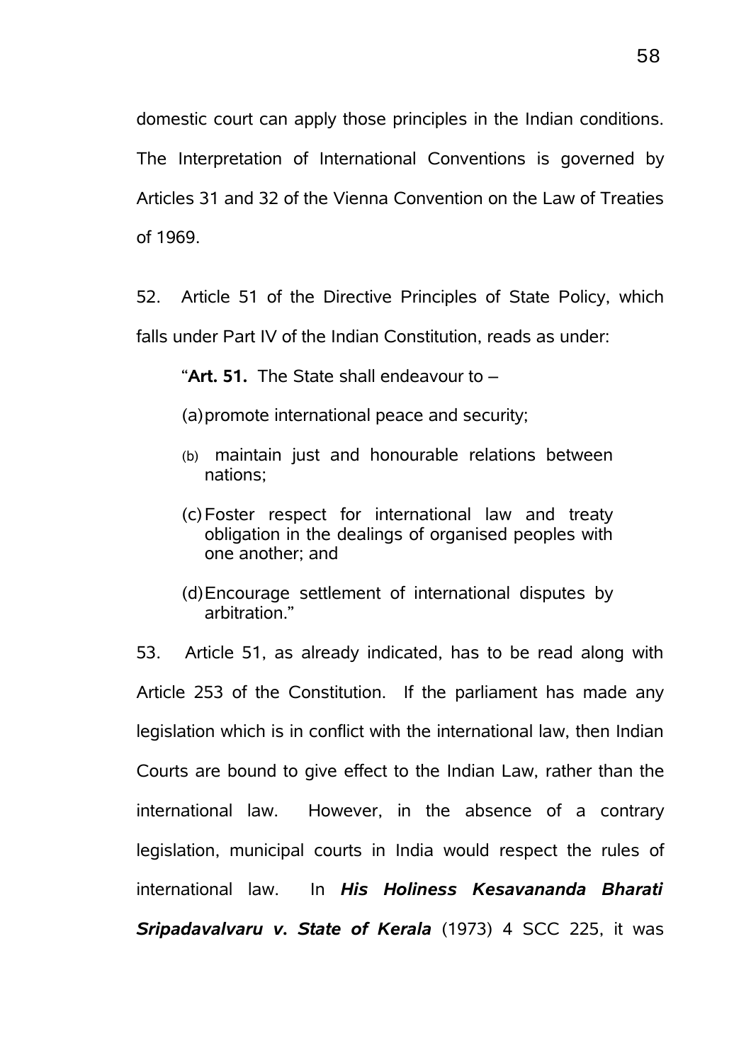domestic court can apply those principles in the Indian conditions. The Interpretation of International Conventions is governed by Articles 31 and 32 of the Vienna Convention on the Law of Treaties of 1969.

52. Article 51 of the Directive Principles of State Policy, which falls under Part IV of the Indian Constitution, reads as under:

> "**Art. 51.** The State shall endeavour to –
>
> (a) promote international peace and security;
>
> (b) maintain just and honourable relations between nations;
>
> (c) Foster respect for international law and treaty obligation in the dealings of organised peoples with one another; and
>
> (d) Encourage settlement of international disputes by arbitration."

53. Article 51, as already indicated, has to be read along with Article 253 of the Constitution. If the parliament has made any legislation which is in conflict with the international law, then Indian Courts are bound to give effect to the Indian Law, rather than the international law. However, in the absence of a contrary legislation, municipal courts in India would respect the rules of international law. In ***His Holiness Kesavananda Bharati Sripadavalvaru v. State of Kerala*** (1973) 4 SCC 225, it was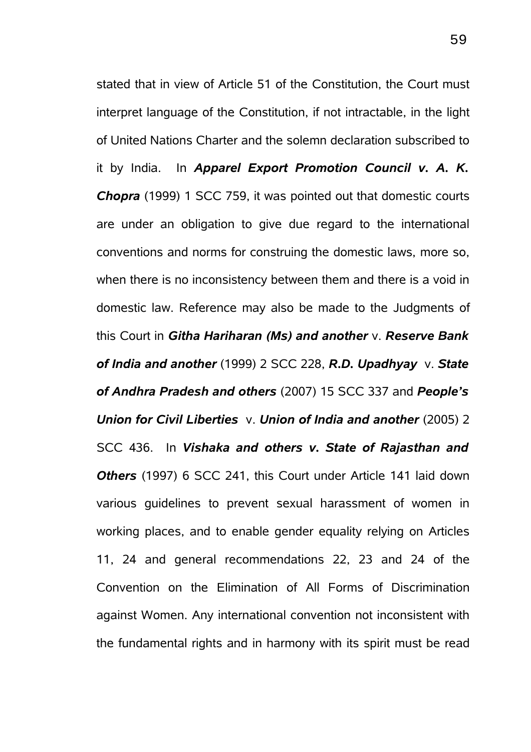stated that in view of Article 51 of the Constitution, the Court must interpret language of the Constitution, if not intractable, in the light of United Nations Charter and the solemn declaration subscribed to it by India. In ***Apparel Export Promotion Council v. A. K. Chopra*** (1999) 1 SCC 759, it was pointed out that domestic courts are under an obligation to give due regard to the international conventions and norms for construing the domestic laws, more so, when there is no inconsistency between them and there is a void in domestic law. Reference may also be made to the Judgments of this Court in ***Githa Hariharan (Ms) and another*** v. ***Reserve Bank of India and another*** (1999) 2 SCC 228, ***R.D. Upadhyay*** v. ***State of Andhra Pradesh and others*** (2007) 15 SCC 337 and ***People's Union for Civil Liberties*** v. ***Union of India and another*** (2005) 2 SCC 436. In ***Vishaka and others v. State of Rajasthan and Others*** (1997) 6 SCC 241, this Court under Article 141 laid down various guidelines to prevent sexual harassment of women in working places, and to enable gender equality relying on Articles 11, 24 and general recommendations 22, 23 and 24 of the Convention on the Elimination of All Forms of Discrimination against Women. Any international convention not inconsistent with the fundamental rights and in harmony with its spirit must be read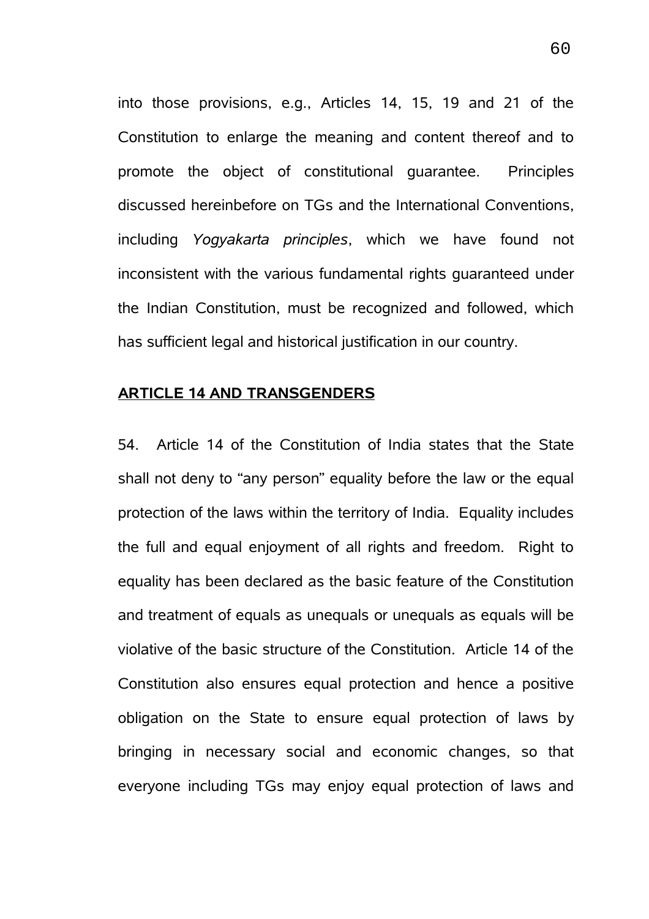into those provisions, e.g., Articles 14, 15, 19 and 21 of the Constitution to enlarge the meaning and content thereof and to promote the object of constitutional guarantee. Principles discussed hereinbefore on TGs and the International Conventions, including *Yogyakarta principles*, which we have found not inconsistent with the various fundamental rights guaranteed under the Indian Constitution, must be recognized and followed, which has sufficient legal and historical justification in our country.

## ARTICLE 14 AND TRANSGENDERS

54. Article 14 of the Constitution of India states that the State shall not deny to "any person" equality before the law or the equal protection of the laws within the territory of India. Equality includes the full and equal enjoyment of all rights and freedom. Right to equality has been declared as the basic feature of the Constitution and treatment of equals as unequals or unequals as equals will be violative of the basic structure of the Constitution. Article 14 of the Constitution also ensures equal protection and hence a positive obligation on the State to ensure equal protection of laws by bringing in necessary social and economic changes, so that everyone including TGs may enjoy equal protection of laws and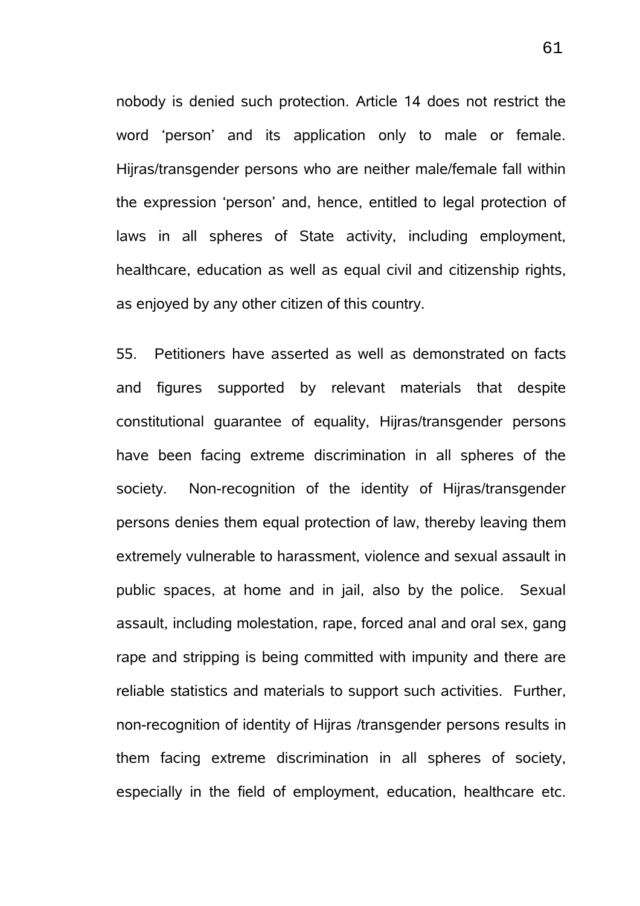nobody is denied such protection. Article 14 does not restrict the word 'person' and its application only to male or female. Hijras/transgender persons who are neither male/female fall within the expression 'person' and, hence, entitled to legal protection of laws in all spheres of State activity, including employment, healthcare, education as well as equal civil and citizenship rights, as enjoyed by any other citizen of this country.

55. Petitioners have asserted as well as demonstrated on facts and figures supported by relevant materials that despite constitutional guarantee of equality, Hijras/transgender persons have been facing extreme discrimination in all spheres of the society. Non-recognition of the identity of Hijras/transgender persons denies them equal protection of law, thereby leaving them extremely vulnerable to harassment, violence and sexual assault in public spaces, at home and in jail, also by the police. Sexual assault, including molestation, rape, forced anal and oral sex, gang rape and stripping is being committed with impunity and there are reliable statistics and materials to support such activities. Further, non-recognition of identity of Hijras /transgender persons results in them facing extreme discrimination in all spheres of society, especially in the field of employment, education, healthcare etc.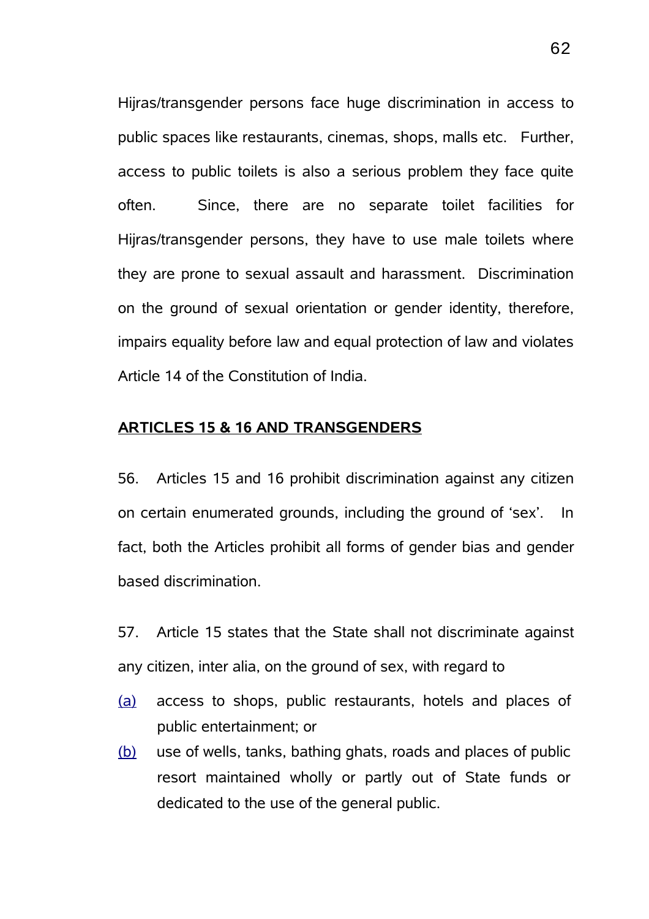Hijras/transgender persons face huge discrimination in access to public spaces like restaurants, cinemas, shops, malls etc. Further, access to public toilets is also a serious problem they face quite often. Since, there are no separate toilet facilities for Hijras/transgender persons, they have to use male toilets where they are prone to sexual assault and harassment. Discrimination on the ground of sexual orientation or gender identity, therefore, impairs equality before law and equal protection of law and violates Article 14 of the Constitution of India.

## ARTICLES 15 & 16 AND TRANSGENDERS

56. Articles 15 and 16 prohibit discrimination against any citizen on certain enumerated grounds, including the ground of 'sex'. In fact, both the Articles prohibit all forms of gender bias and gender based discrimination.

57. Article 15 states that the State shall not discriminate against any citizen, inter alia, on the ground of sex, with regard to

(a) access to shops, public restaurants, hotels and places of public entertainment; or

(b) use of wells, tanks, bathing ghats, roads and places of public resort maintained wholly or partly out of State funds or dedicated to the use of the general public.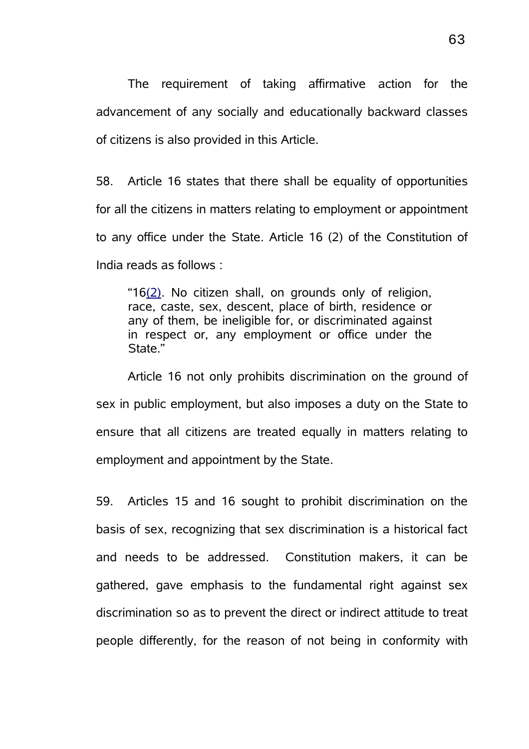The requirement of taking affirmative action for the advancement of any socially and educationally backward classes of citizens is also provided in this Article.

58. Article 16 states that there shall be equality of opportunities for all the citizens in matters relating to employment or appointment to any office under the State. Article 16 (2) of the Constitution of India reads as follows :

> "16(2). No citizen shall, on grounds only of religion, race, caste, sex, descent, place of birth, residence or any of them, be ineligible for, or discriminated against in respect or, any employment or office under the State."

Article 16 not only prohibits discrimination on the ground of sex in public employment, but also imposes a duty on the State to ensure that all citizens are treated equally in matters relating to employment and appointment by the State.

59. Articles 15 and 16 sought to prohibit discrimination on the basis of sex, recognizing that sex discrimination is a historical fact and needs to be addressed. Constitution makers, it can be gathered, gave emphasis to the fundamental right against sex discrimination so as to prevent the direct or indirect attitude to treat people differently, for the reason of not being in conformity with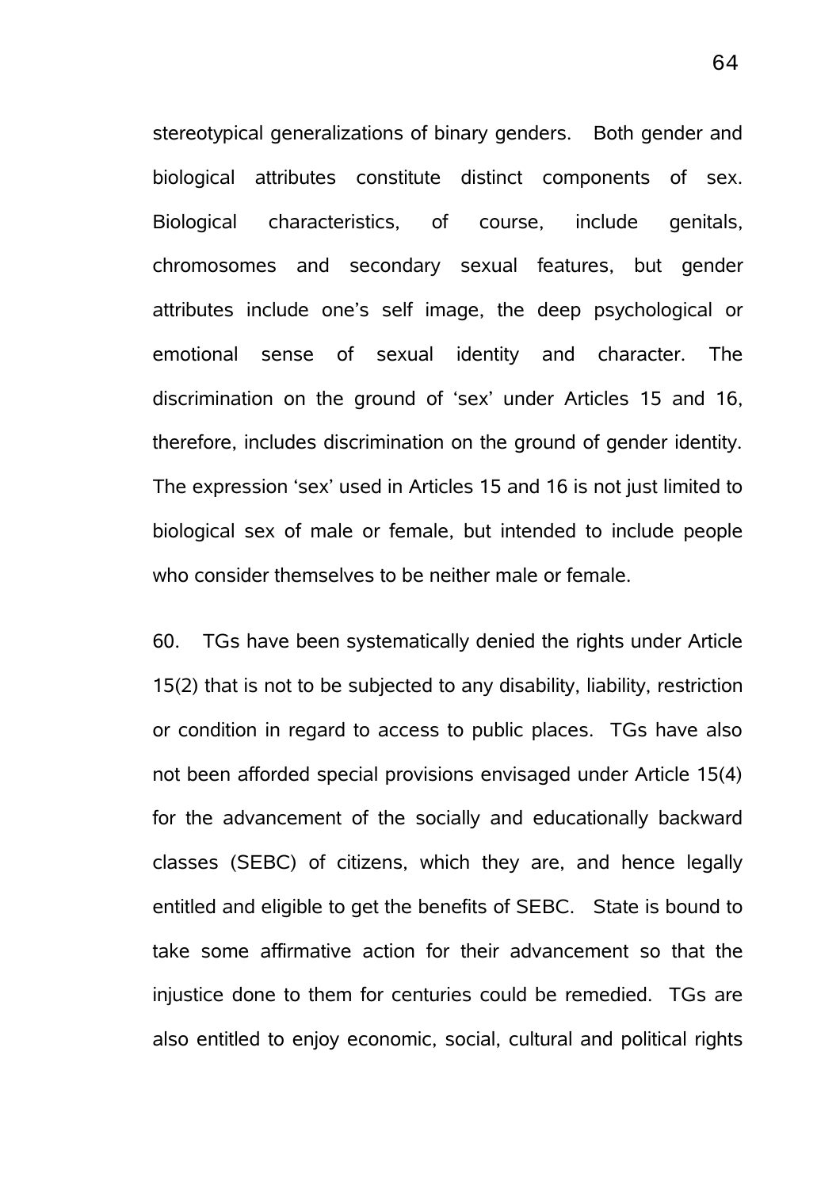stereotypical generalizations of binary genders. Both gender and biological attributes constitute distinct components of sex. Biological characteristics, of course, include genitals, chromosomes and secondary sexual features, but gender attributes include one's self image, the deep psychological or emotional sense of sexual identity and character. The discrimination on the ground of 'sex' under Articles 15 and 16, therefore, includes discrimination on the ground of gender identity. The expression 'sex' used in Articles 15 and 16 is not just limited to biological sex of male or female, but intended to include people who consider themselves to be neither male or female.

60. TGs have been systematically denied the rights under Article 15(2) that is not to be subjected to any disability, liability, restriction or condition in regard to access to public places. TGs have also not been afforded special provisions envisaged under Article 15(4) for the advancement of the socially and educationally backward classes (SEBC) of citizens, which they are, and hence legally entitled and eligible to get the benefits of SEBC. State is bound to take some affirmative action for their advancement so that the injustice done to them for centuries could be remedied. TGs are also entitled to enjoy economic, social, cultural and political rights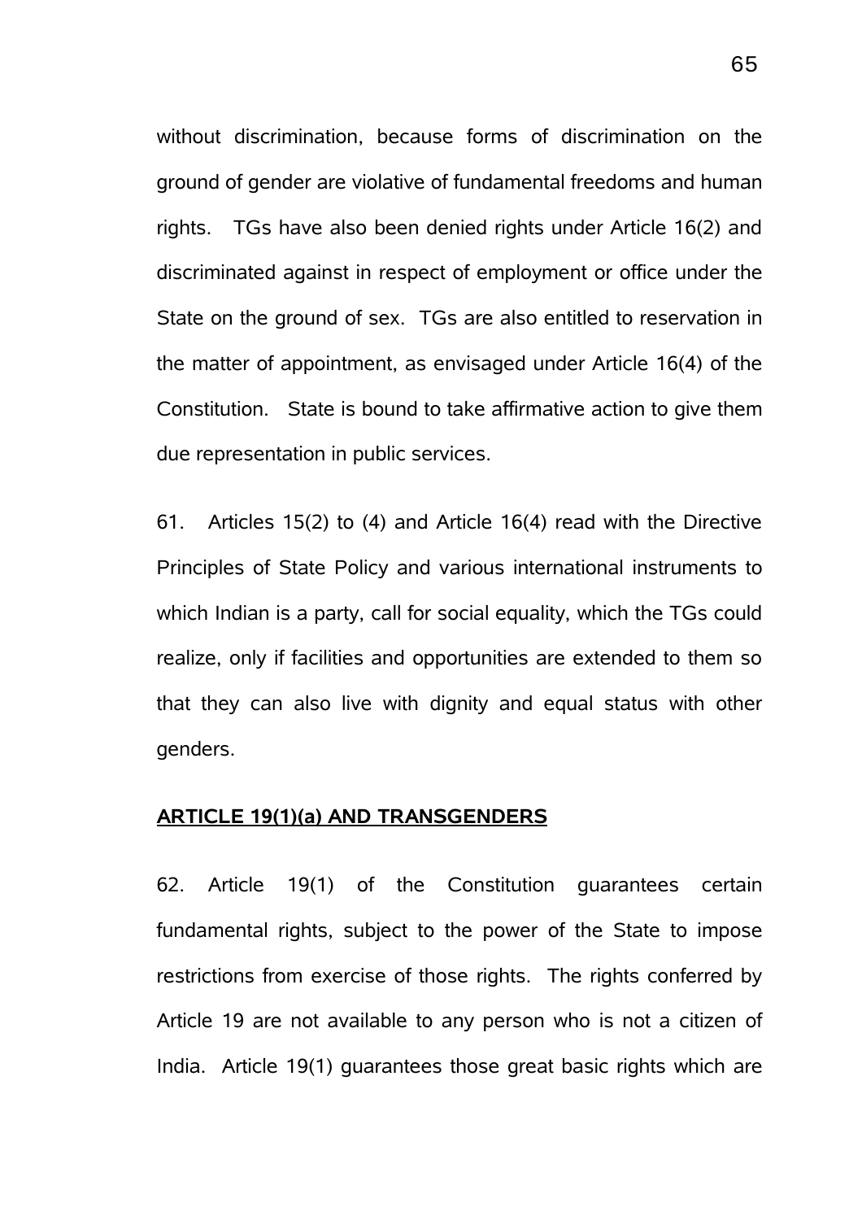without discrimination, because forms of discrimination on the ground of gender are violative of fundamental freedoms and human rights. TGs have also been denied rights under Article 16(2) and discriminated against in respect of employment or office under the State on the ground of sex. TGs are also entitled to reservation in the matter of appointment, as envisaged under Article 16(4) of the Constitution. State is bound to take affirmative action to give them due representation in public services.

61. Articles 15(2) to (4) and Article 16(4) read with the Directive Principles of State Policy and various international instruments to which Indian is a party, call for social equality, which the TGs could realize, only if facilities and opportunities are extended to them so that they can also live with dignity and equal status with other genders.

**ARTICLE 19(1)(a) AND TRANSGENDERS**

62. Article 19(1) of the Constitution guarantees certain fundamental rights, subject to the power of the State to impose restrictions from exercise of those rights. The rights conferred by Article 19 are not available to any person who is not a citizen of India. Article 19(1) guarantees those great basic rights which are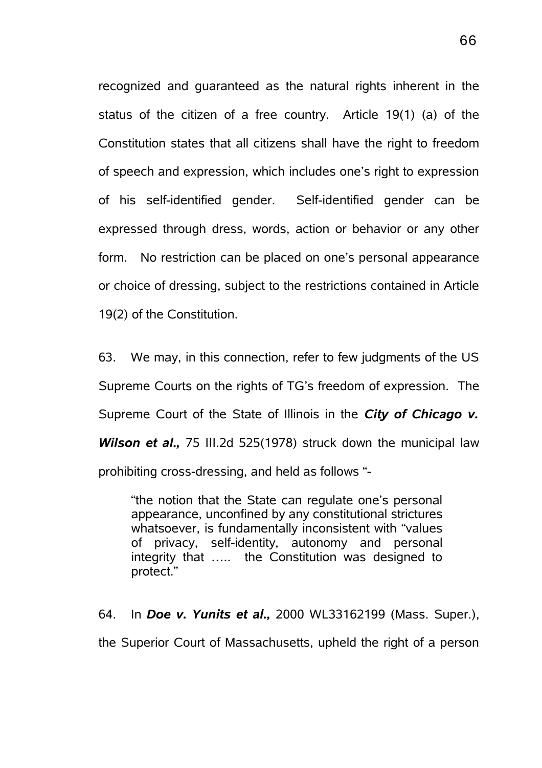recognized and guaranteed as the natural rights inherent in the status of the citizen of a free country. Article 19(1) (a) of the Constitution states that all citizens shall have the right to freedom of speech and expression, which includes one's right to expression of his self-identified gender. Self-identified gender can be expressed through dress, words, action or behavior or any other form. No restriction can be placed on one's personal appearance or choice of dressing, subject to the restrictions contained in Article 19(2) of the Constitution.

63. We may, in this connection, refer to few judgments of the US Supreme Courts on the rights of TG's freedom of expression. The Supreme Court of the State of Illinois in the ***City of Chicago v. Wilson et al.,*** 75 III.2d 525(1978) struck down the municipal law prohibiting cross-dressing, and held as follows "-

> "the notion that the State can regulate one's personal appearance, unconfined by any constitutional strictures whatsoever, is fundamentally inconsistent with "values of privacy, self-identity, autonomy and personal integrity that ….. the Constitution was designed to protect."

64. In ***Doe v. Yunits et al.,*** 2000 WL33162199 (Mass. Super.), the Superior Court of Massachusetts, upheld the right of a person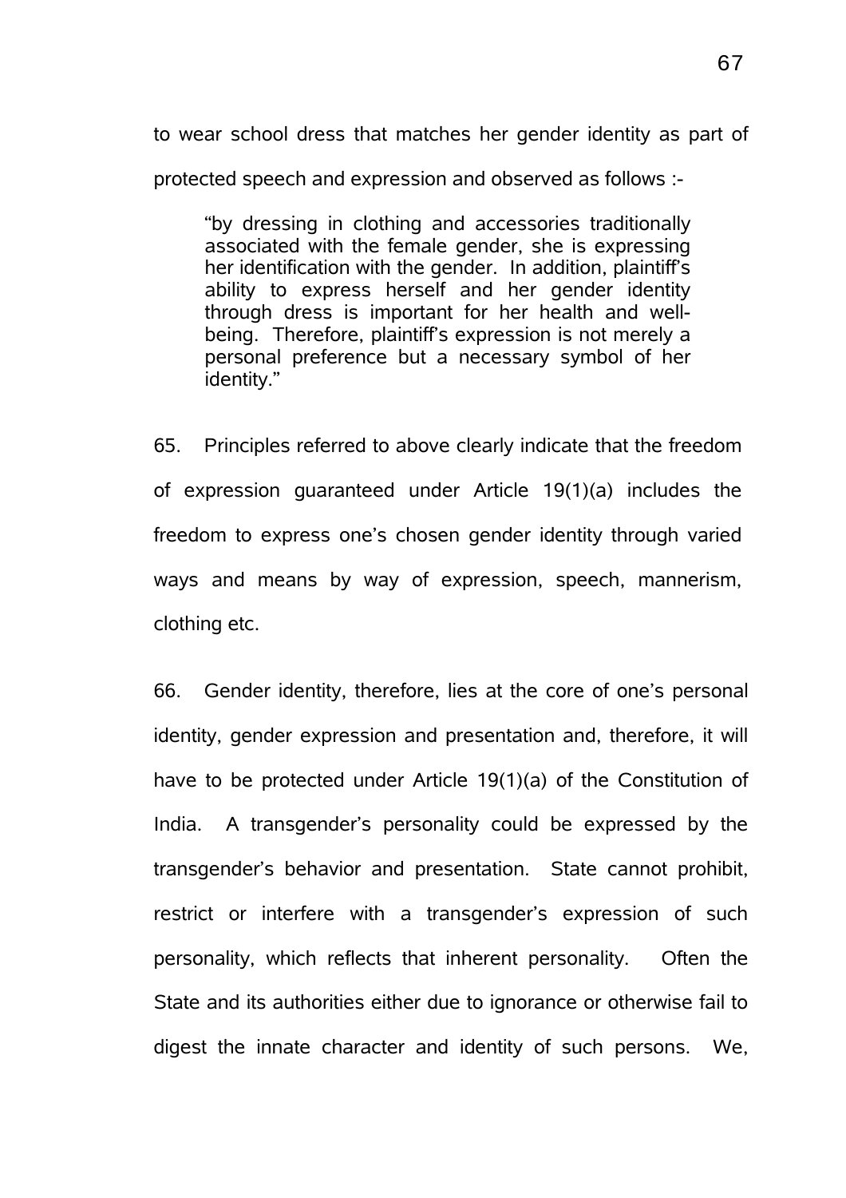to wear school dress that matches her gender identity as part of protected speech and expression and observed as follows :-

> "by dressing in clothing and accessories traditionally associated with the female gender, she is expressing her identification with the gender. In addition, plaintiff's ability to express herself and her gender identity through dress is important for her health and well-being. Therefore, plaintiff's expression is not merely a personal preference but a necessary symbol of her identity."

65. Principles referred to above clearly indicate that the freedom of expression guaranteed under Article 19(1)(a) includes the freedom to express one's chosen gender identity through varied ways and means by way of expression, speech, mannerism, clothing etc.

66. Gender identity, therefore, lies at the core of one's personal identity, gender expression and presentation and, therefore, it will have to be protected under Article 19(1)(a) of the Constitution of India. A transgender's personality could be expressed by the transgender's behavior and presentation. State cannot prohibit, restrict or interfere with a transgender's expression of such personality, which reflects that inherent personality. Often the State and its authorities either due to ignorance or otherwise fail to digest the innate character and identity of such persons. We,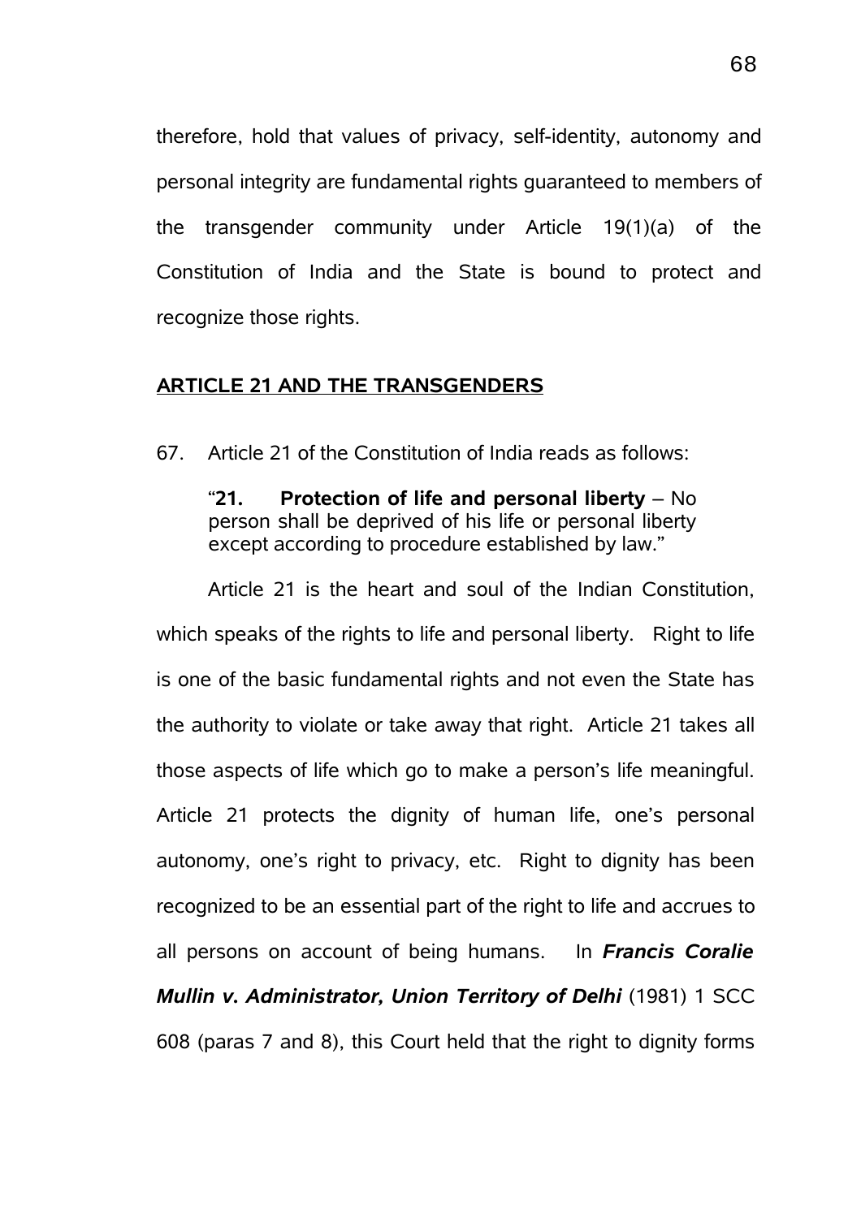therefore, hold that values of privacy, self-identity, autonomy and personal integrity are fundamental rights guaranteed to members of the transgender community under Article 19(1)(a) of the Constitution of India and the State is bound to protect and recognize those rights.

## ARTICLE 21 AND THE TRANSGENDERS

67. Article 21 of the Constitution of India reads as follows:

> "**21. Protection of life and personal liberty** – No person shall be deprived of his life or personal liberty except according to procedure established by law."

Article 21 is the heart and soul of the Indian Constitution, which speaks of the rights to life and personal liberty. Right to life is one of the basic fundamental rights and not even the State has the authority to violate or take away that right. Article 21 takes all those aspects of life which go to make a person's life meaningful. Article 21 protects the dignity of human life, one's personal autonomy, one's right to privacy, etc. Right to dignity has been recognized to be an essential part of the right to life and accrues to all persons on account of being humans. In ***Francis Coralie Mullin v. Administrator, Union Territory of Delhi*** (1981) 1 SCC 608 (paras 7 and 8), this Court held that the right to dignity forms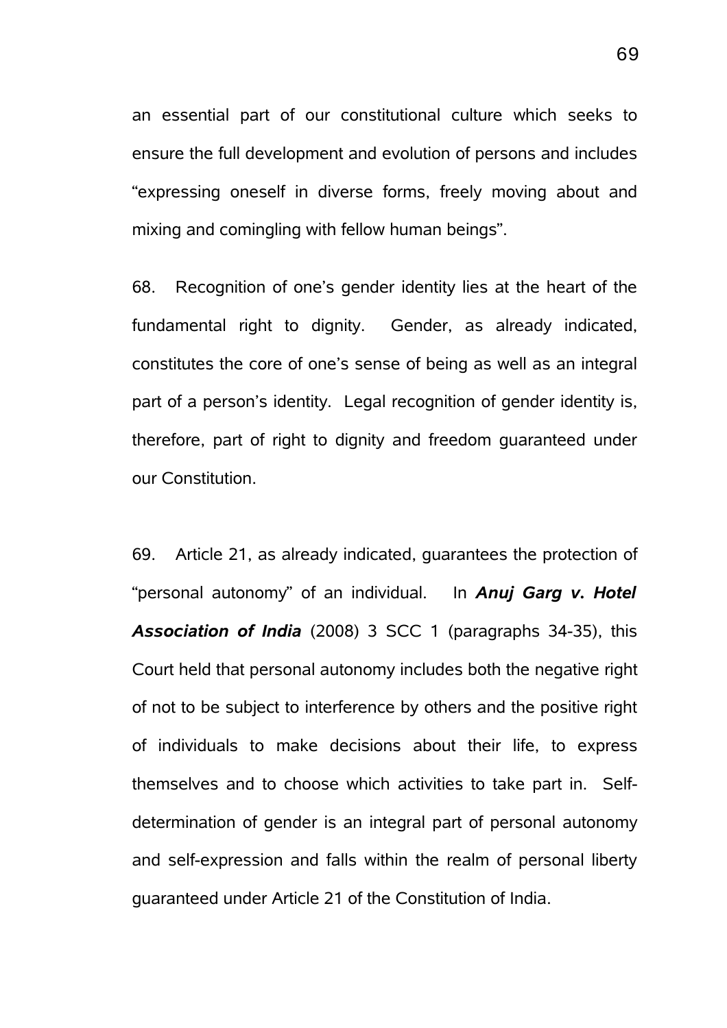an essential part of our constitutional culture which seeks to ensure the full development and evolution of persons and includes "expressing oneself in diverse forms, freely moving about and mixing and comingling with fellow human beings".

68. Recognition of one's gender identity lies at the heart of the fundamental right to dignity. Gender, as already indicated, constitutes the core of one's sense of being as well as an integral part of a person's identity. Legal recognition of gender identity is, therefore, part of right to dignity and freedom guaranteed under our Constitution.

69. Article 21, as already indicated, guarantees the protection of "personal autonomy" of an individual. In ***Anuj Garg v. Hotel Association of India*** (2008) 3 SCC 1 (paragraphs 34-35), this Court held that personal autonomy includes both the negative right of not to be subject to interference by others and the positive right of individuals to make decisions about their life, to express themselves and to choose which activities to take part in. Self-determination of gender is an integral part of personal autonomy and self-expression and falls within the realm of personal liberty guaranteed under Article 21 of the Constitution of India.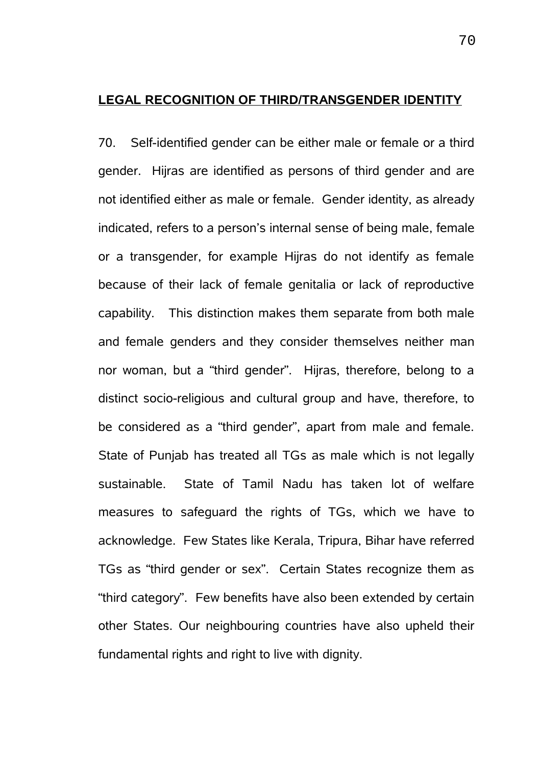**LEGAL RECOGNITION OF THIRD/TRANSGENDER IDENTITY**

70. Self-identified gender can be either male or female or a third gender. Hijras are identified as persons of third gender and are not identified either as male or female. Gender identity, as already indicated, refers to a person's internal sense of being male, female or a transgender, for example Hijras do not identify as female because of their lack of female genitalia or lack of reproductive capability. This distinction makes them separate from both male and female genders and they consider themselves neither man nor woman, but a "third gender". Hijras, therefore, belong to a distinct socio-religious and cultural group and have, therefore, to be considered as a "third gender", apart from male and female. State of Punjab has treated all TGs as male which is not legally sustainable. State of Tamil Nadu has taken lot of welfare measures to safeguard the rights of TGs, which we have to acknowledge. Few States like Kerala, Tripura, Bihar have referred TGs as "third gender or sex". Certain States recognize them as "third category". Few benefits have also been extended by certain other States. Our neighbouring countries have also upheld their fundamental rights and right to live with dignity.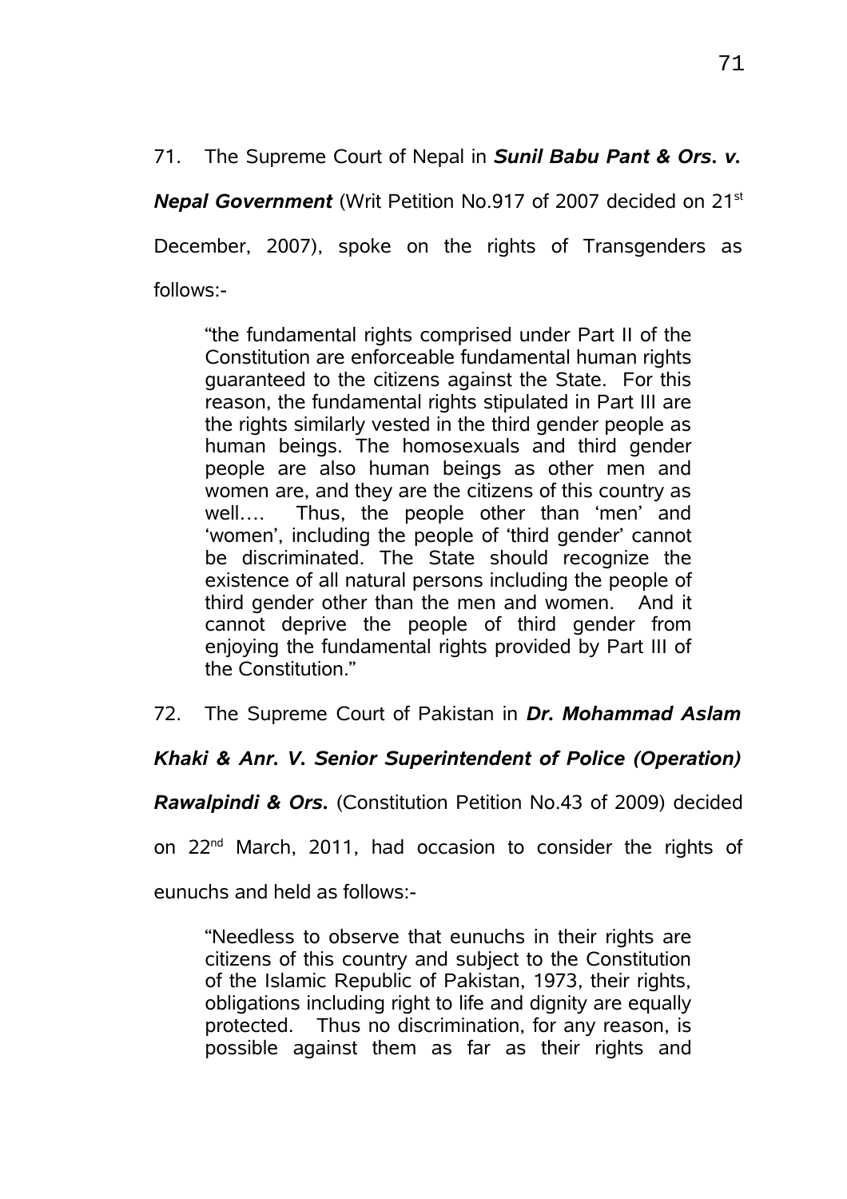71. The Supreme Court of Nepal in ***Sunil Babu Pant & Ors. v. Nepal Government*** (Writ Petition No.917 of 2007 decided on 21st December, 2007), spoke on the rights of Transgenders as follows:-

> "the fundamental rights comprised under Part II of the Constitution are enforceable fundamental human rights guaranteed to the citizens against the State. For this reason, the fundamental rights stipulated in Part III are the rights similarly vested in the third gender people as human beings. The homosexuals and third gender people are also human beings as other men and women are, and they are the citizens of this country as well…. Thus, the people other than 'men' and 'women', including the people of 'third gender' cannot be discriminated. The State should recognize the existence of all natural persons including the people of third gender other than the men and women. And it cannot deprive the people of third gender from enjoying the fundamental rights provided by Part III of the Constitution."

72. The Supreme Court of Pakistan in ***Dr. Mohammad Aslam Khaki & Anr. V. Senior Superintendent of Police (Operation) Rawalpindi & Ors.*** (Constitution Petition No.43 of 2009) decided on 22nd March, 2011, had occasion to consider the rights of eunuchs and held as follows:-

> "Needless to observe that eunuchs in their rights are citizens of this country and subject to the Constitution of the Islamic Republic of Pakistan, 1973, their rights, obligations including right to life and dignity are equally protected. Thus no discrimination, for any reason, is possible against them as far as their rights and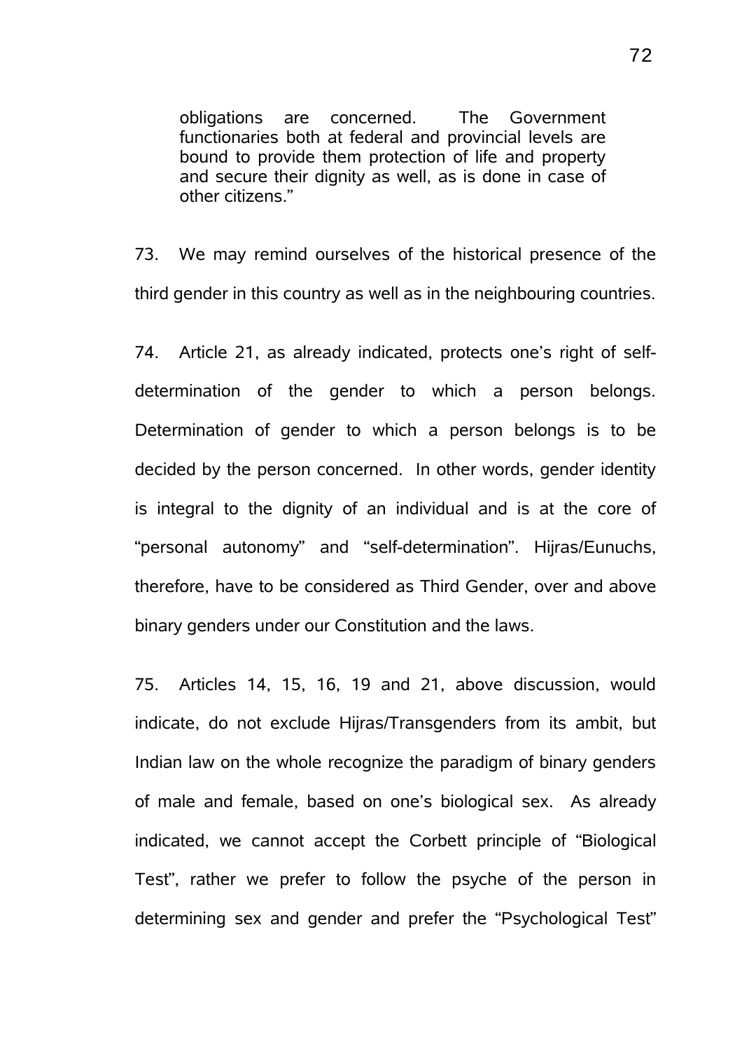> obligations are concerned. The Government functionaries both at federal and provincial levels are bound to provide them protection of life and property and secure their dignity as well, as is done in case of other citizens."

73. We may remind ourselves of the historical presence of the third gender in this country as well as in the neighbouring countries.

74. Article 21, as already indicated, protects one's right of self-determination of the gender to which a person belongs. Determination of gender to which a person belongs is to be decided by the person concerned. In other words, gender identity is integral to the dignity of an individual and is at the core of "personal autonomy" and "self-determination". Hijras/Eunuchs, therefore, have to be considered as Third Gender, over and above binary genders under our Constitution and the laws.

75. Articles 14, 15, 16, 19 and 21, above discussion, would indicate, do not exclude Hijras/Transgenders from its ambit, but Indian law on the whole recognize the paradigm of binary genders of male and female, based on one's biological sex. As already indicated, we cannot accept the Corbett principle of "Biological Test", rather we prefer to follow the psyche of the person in determining sex and gender and prefer the "Psychological Test"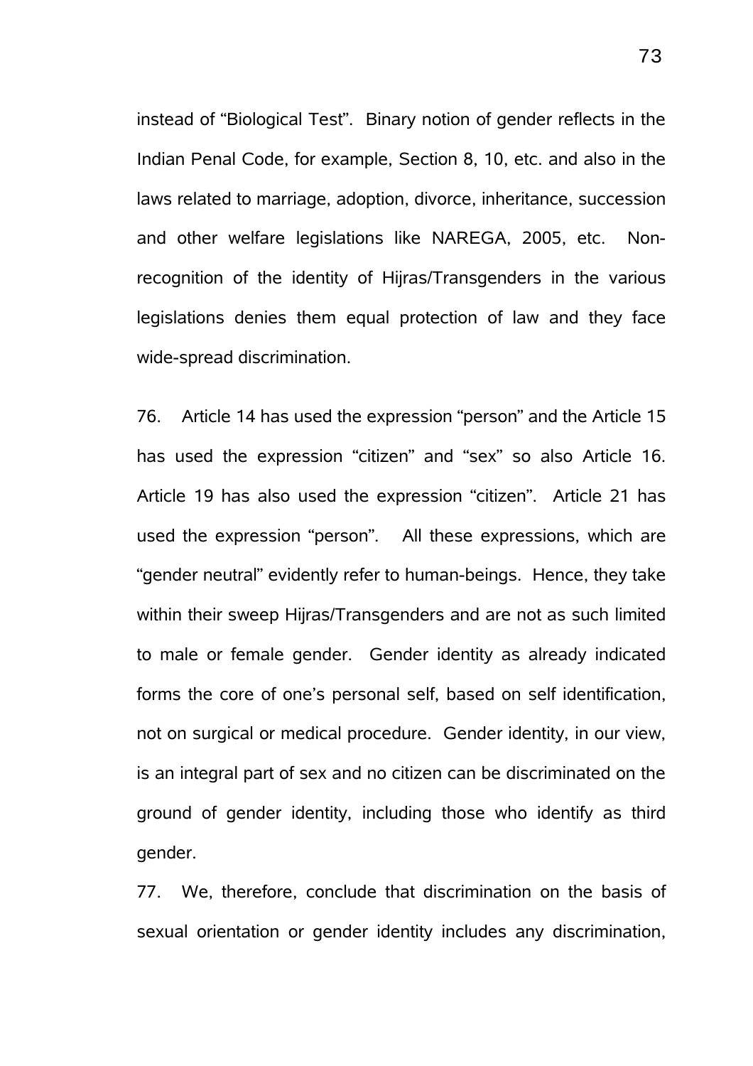instead of "Biological Test". Binary notion of gender reflects in the Indian Penal Code, for example, Section 8, 10, etc. and also in the laws related to marriage, adoption, divorce, inheritance, succession and other welfare legislations like NAREGA, 2005, etc. Non-recognition of the identity of Hijras/Transgenders in the various legislations denies them equal protection of law and they face wide-spread discrimination.

76. Article 14 has used the expression "person" and the Article 15 has used the expression "citizen" and "sex" so also Article 16. Article 19 has also used the expression "citizen". Article 21 has used the expression "person". All these expressions, which are "gender neutral" evidently refer to human-beings. Hence, they take within their sweep Hijras/Transgenders and are not as such limited to male or female gender. Gender identity as already indicated forms the core of one's personal self, based on self identification, not on surgical or medical procedure. Gender identity, in our view, is an integral part of sex and no citizen can be discriminated on the ground of gender identity, including those who identify as third gender.

77. We, therefore, conclude that discrimination on the basis of sexual orientation or gender identity includes any discrimination,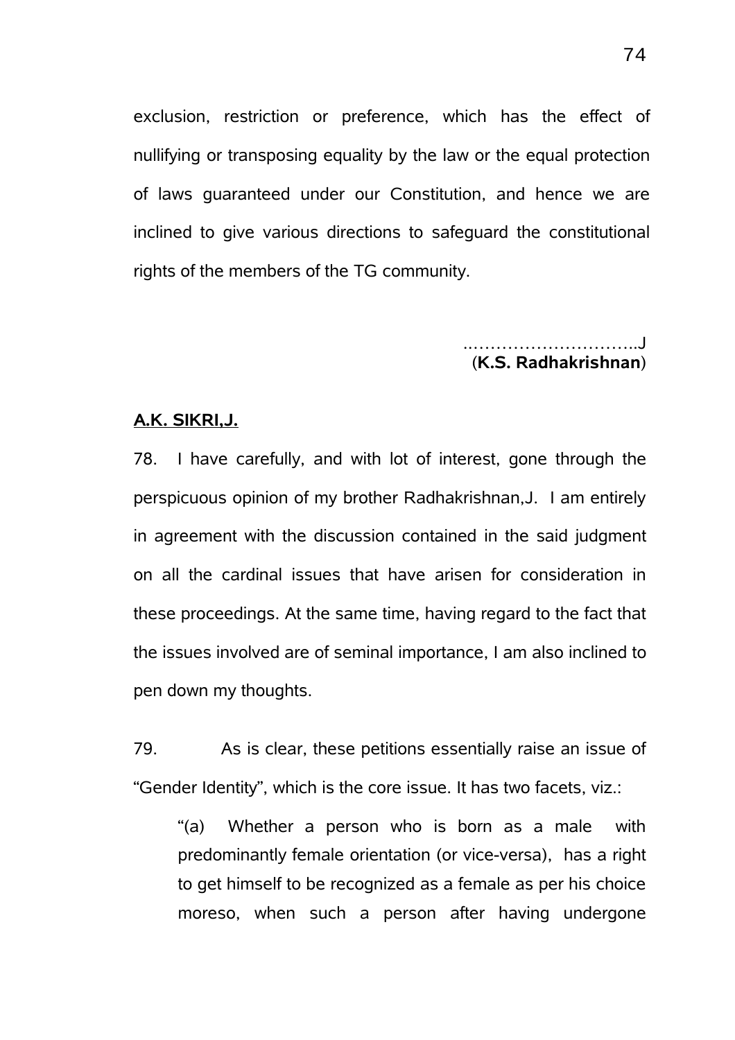exclusion, restriction or preference, which has the effect of nullifying or transposing equality by the law or the equal protection of laws guaranteed under our Constitution, and hence we are inclined to give various directions to safeguard the constitutional rights of the members of the TG community.

…………………………..J
(**K.S. Radhakrishnan**)

**A.K. SIKRI,J.**

78. I have carefully, and with lot of interest, gone through the perspicuous opinion of my brother Radhakrishnan,J. I am entirely in agreement with the discussion contained in the said judgment on all the cardinal issues that have arisen for consideration in these proceedings. At the same time, having regard to the fact that the issues involved are of seminal importance, I am also inclined to pen down my thoughts.

79. As is clear, these petitions essentially raise an issue of "Gender Identity", which is the core issue. It has two facets, viz.:

> "(a) Whether a person who is born as a male with predominantly female orientation (or vice-versa), has a right to get himself to be recognized as a female as per his choice moreso, when such a person after having undergone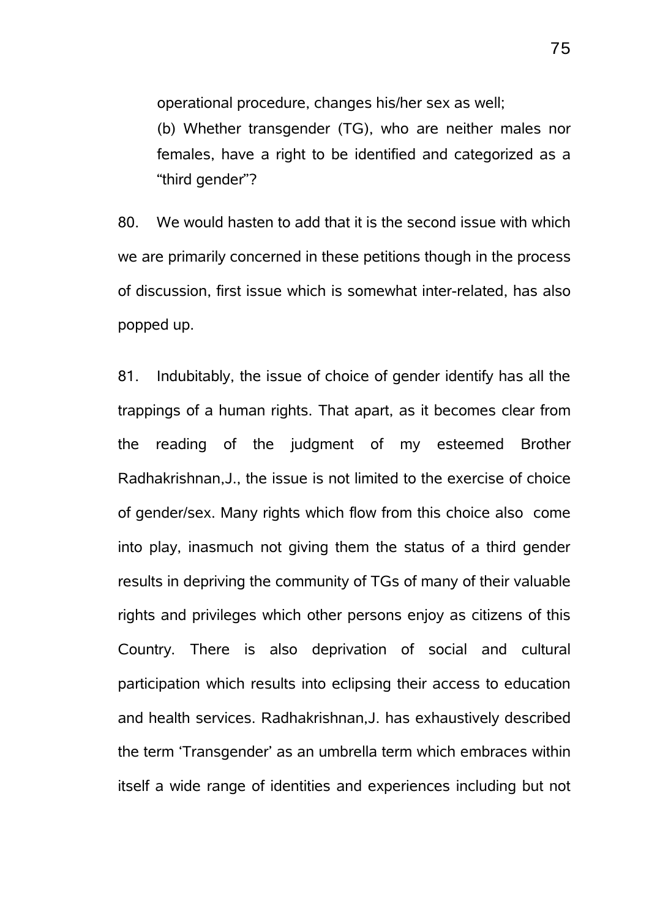operational procedure, changes his/her sex as well;

(b) Whether transgender (TG), who are neither males nor females, have a right to be identified and categorized as a “third gender”?

80. We would hasten to add that it is the second issue with which we are primarily concerned in these petitions though in the process of discussion, first issue which is somewhat inter-related, has also popped up.

81. Indubitably, the issue of choice of gender identify has all the trappings of a human rights. That apart, as it becomes clear from the reading of the judgment of my esteemed Brother Radhakrishnan,J., the issue is not limited to the exercise of choice of gender/sex. Many rights which flow from this choice also come into play, inasmuch not giving them the status of a third gender results in depriving the community of TGs of many of their valuable rights and privileges which other persons enjoy as citizens of this Country. There is also deprivation of social and cultural participation which results into eclipsing their access to education and health services. Radhakrishnan,J. has exhaustively described the term ‘Transgender’ as an umbrella term which embraces within itself a wide range of identities and experiences including but not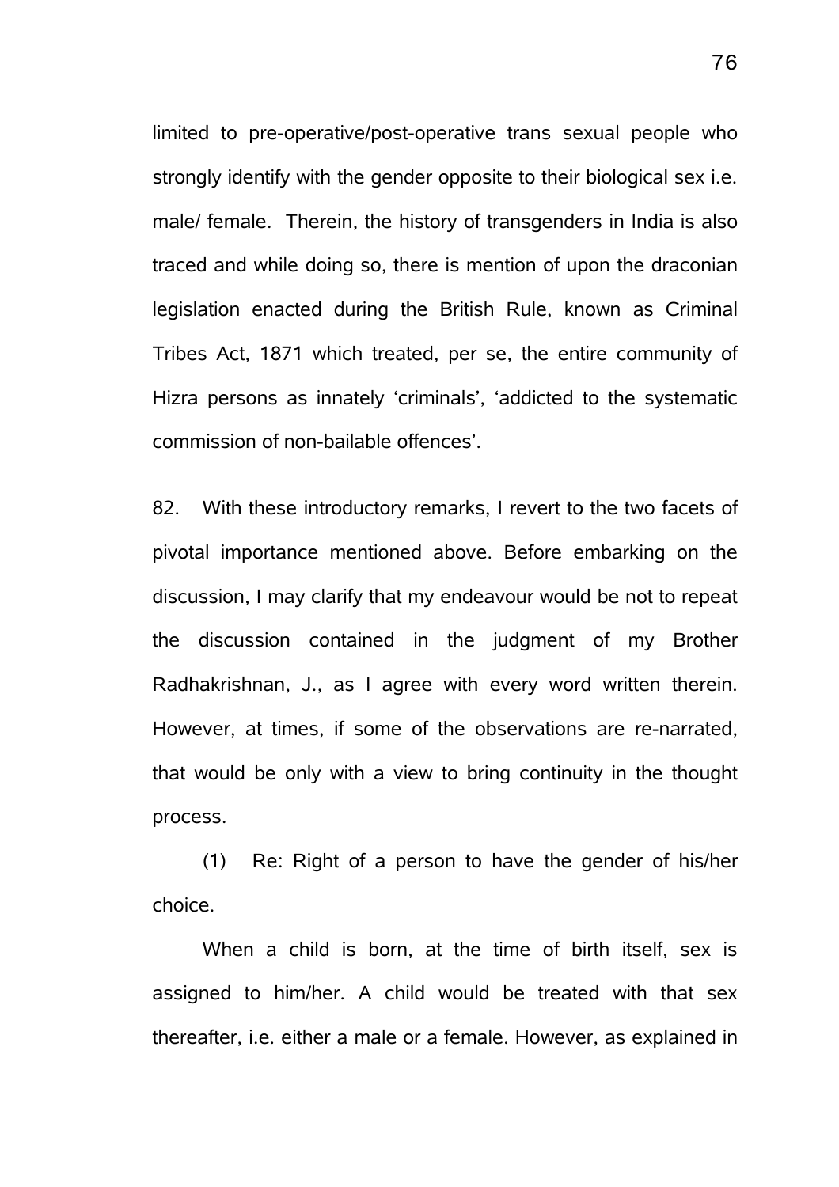limited to pre-operative/post-operative trans sexual people who strongly identify with the gender opposite to their biological sex i.e. male/ female. Therein, the history of transgenders in India is also traced and while doing so, there is mention of upon the draconian legislation enacted during the British Rule, known as Criminal Tribes Act, 1871 which treated, per se, the entire community of Hizra persons as innately 'criminals', 'addicted to the systematic commission of non-bailable offences'.

82. With these introductory remarks, I revert to the two facets of pivotal importance mentioned above. Before embarking on the discussion, I may clarify that my endeavour would be not to repeat the discussion contained in the judgment of my Brother Radhakrishnan, J., as I agree with every word written therein. However, at times, if some of the observations are re-narrated, that would be only with a view to bring continuity in the thought process.

(1) Re: Right of a person to have the gender of his/her choice.

When a child is born, at the time of birth itself, sex is assigned to him/her. A child would be treated with that sex thereafter, i.e. either a male or a female. However, as explained in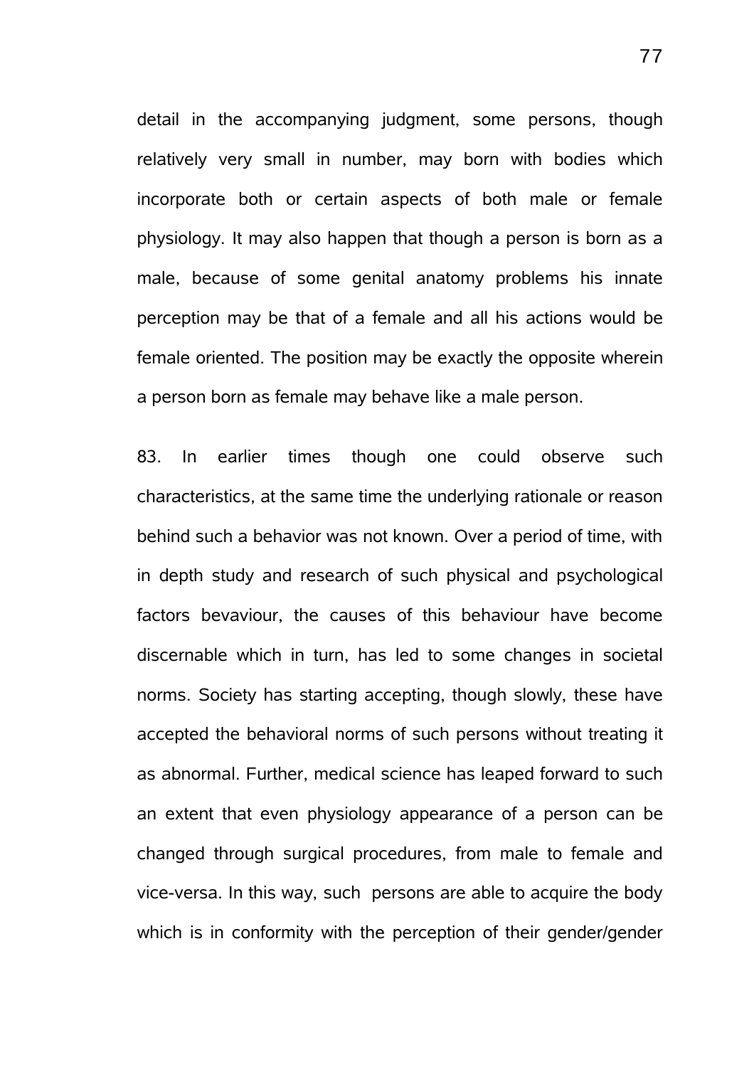detail in the accompanying judgment, some persons, though relatively very small in number, may born with bodies which incorporate both or certain aspects of both male or female physiology. It may also happen that though a person is born as a male, because of some genital anatomy problems his innate perception may be that of a female and all his actions would be female oriented. The position may be exactly the opposite wherein a person born as female may behave like a male person.

83. In earlier times though one could observe such characteristics, at the same time the underlying rationale or reason behind such a behavior was not known. Over a period of time, with in depth study and research of such physical and psychological factors bevaviour, the causes of this behaviour have become discernable which in turn, has led to some changes in societal norms. Society has starting accepting, though slowly, these have accepted the behavioral norms of such persons without treating it as abnormal. Further, medical science has leaped forward to such an extent that even physiology appearance of a person can be changed through surgical procedures, from male to female and vice-versa. In this way, such persons are able to acquire the body which is in conformity with the perception of their gender/gender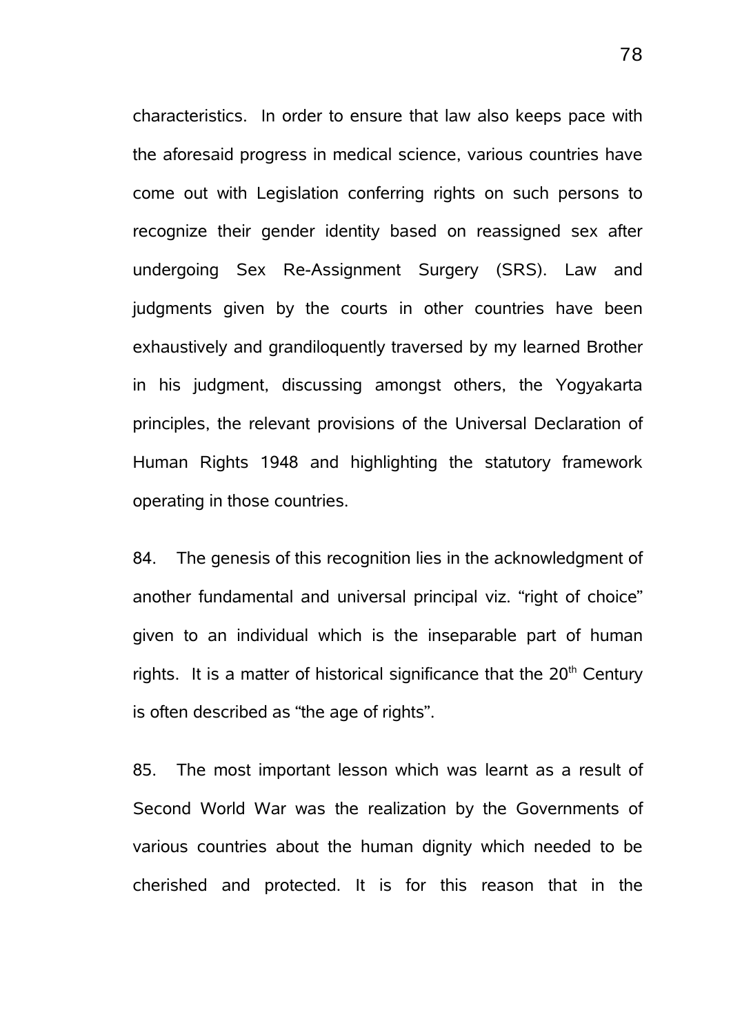characteristics. In order to ensure that law also keeps pace with the aforesaid progress in medical science, various countries have come out with Legislation conferring rights on such persons to recognize their gender identity based on reassigned sex after undergoing Sex Re-Assignment Surgery (SRS). Law and judgments given by the courts in other countries have been exhaustively and grandiloquently traversed by my learned Brother in his judgment, discussing amongst others, the Yogyakarta principles, the relevant provisions of the Universal Declaration of Human Rights 1948 and highlighting the statutory framework operating in those countries.

84. The genesis of this recognition lies in the acknowledgment of another fundamental and universal principal viz. “right of choice” given to an individual which is the inseparable part of human rights. It is a matter of historical significance that the 20th Century is often described as “the age of rights”.

85. The most important lesson which was learnt as a result of Second World War was the realization by the Governments of various countries about the human dignity which needed to be cherished and protected. It is for this reason that in the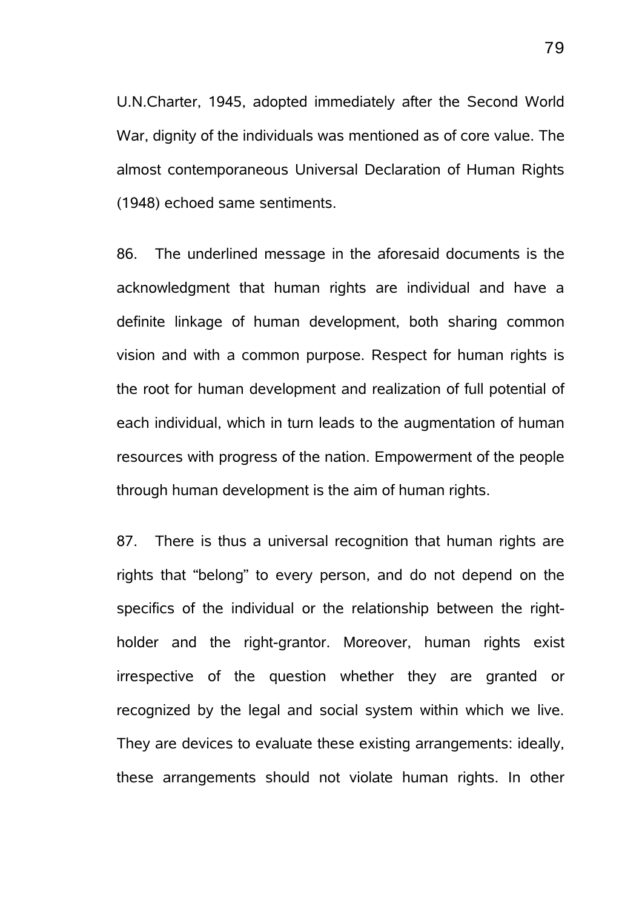U.N.Charter, 1945, adopted immediately after the Second World War, dignity of the individuals was mentioned as of core value. The almost contemporaneous Universal Declaration of Human Rights (1948) echoed same sentiments.

86. The underlined message in the aforesaid documents is the acknowledgment that human rights are individual and have a definite linkage of human development, both sharing common vision and with a common purpose. Respect for human rights is the root for human development and realization of full potential of each individual, which in turn leads to the augmentation of human resources with progress of the nation. Empowerment of the people through human development is the aim of human rights.

87. There is thus a universal recognition that human rights are rights that "belong" to every person, and do not depend on the specifics of the individual or the relationship between the right-holder and the right-grantor. Moreover, human rights exist irrespective of the question whether they are granted or recognized by the legal and social system within which we live. They are devices to evaluate these existing arrangements: ideally, these arrangements should not violate human rights. In other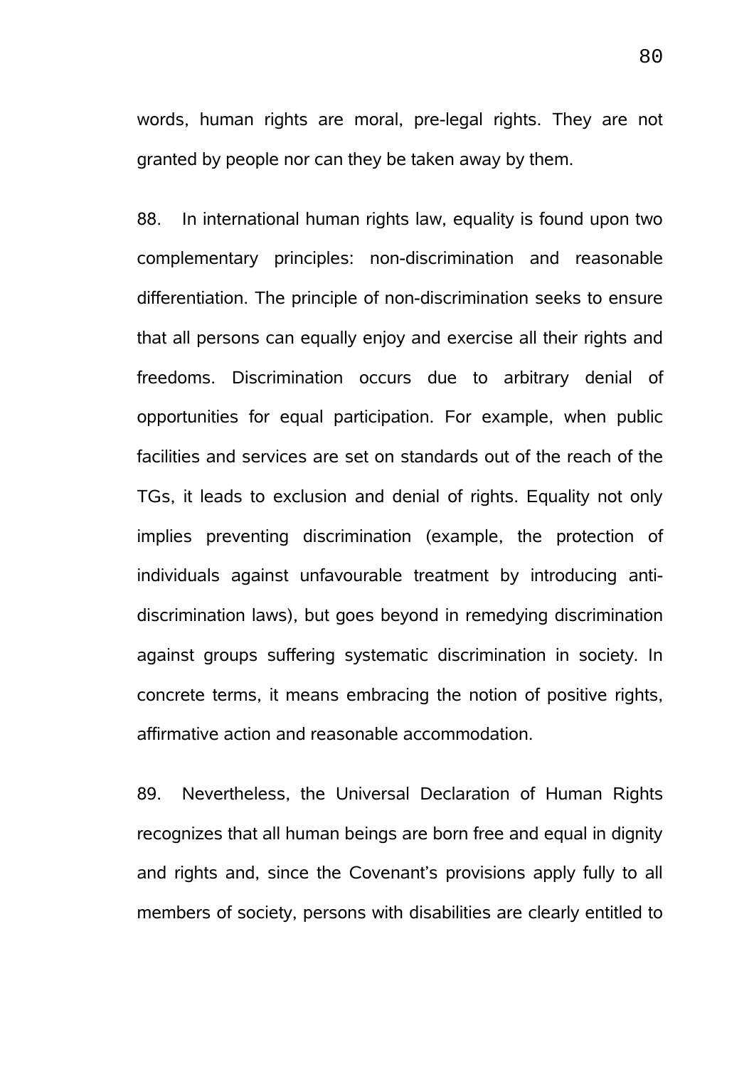words, human rights are moral, pre-legal rights. They are not granted by people nor can they be taken away by them.

88. In international human rights law, equality is found upon two complementary principles: non-discrimination and reasonable differentiation. The principle of non-discrimination seeks to ensure that all persons can equally enjoy and exercise all their rights and freedoms. Discrimination occurs due to arbitrary denial of opportunities for equal participation. For example, when public facilities and services are set on standards out of the reach of the TGs, it leads to exclusion and denial of rights. Equality not only implies preventing discrimination (example, the protection of individuals against unfavourable treatment by introducing anti-discrimination laws), but goes beyond in remedying discrimination against groups suffering systematic discrimination in society. In concrete terms, it means embracing the notion of positive rights, affirmative action and reasonable accommodation.

89. Nevertheless, the Universal Declaration of Human Rights recognizes that all human beings are born free and equal in dignity and rights and, since the Covenant's provisions apply fully to all members of society, persons with disabilities are clearly entitled to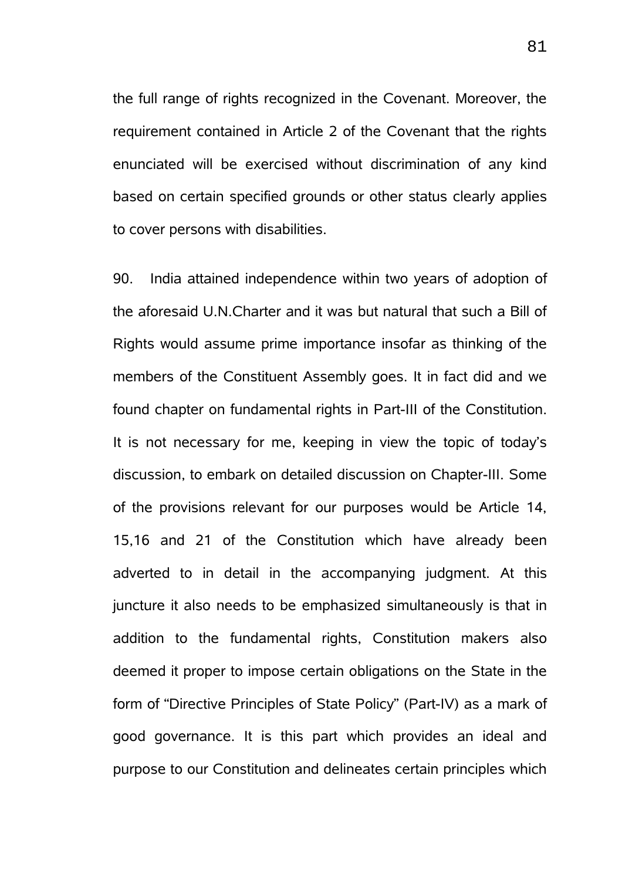the full range of rights recognized in the Covenant. Moreover, the requirement contained in Article 2 of the Covenant that the rights enunciated will be exercised without discrimination of any kind based on certain specified grounds or other status clearly applies to cover persons with disabilities.

90. India attained independence within two years of adoption of the aforesaid U.N.Charter and it was but natural that such a Bill of Rights would assume prime importance insofar as thinking of the members of the Constituent Assembly goes. It in fact did and we found chapter on fundamental rights in Part-III of the Constitution. It is not necessary for me, keeping in view the topic of today's discussion, to embark on detailed discussion on Chapter-III. Some of the provisions relevant for our purposes would be Article 14, 15,16 and 21 of the Constitution which have already been adverted to in detail in the accompanying judgment. At this juncture it also needs to be emphasized simultaneously is that in addition to the fundamental rights, Constitution makers also deemed it proper to impose certain obligations on the State in the form of "Directive Principles of State Policy" (Part-IV) as a mark of good governance. It is this part which provides an ideal and purpose to our Constitution and delineates certain principles which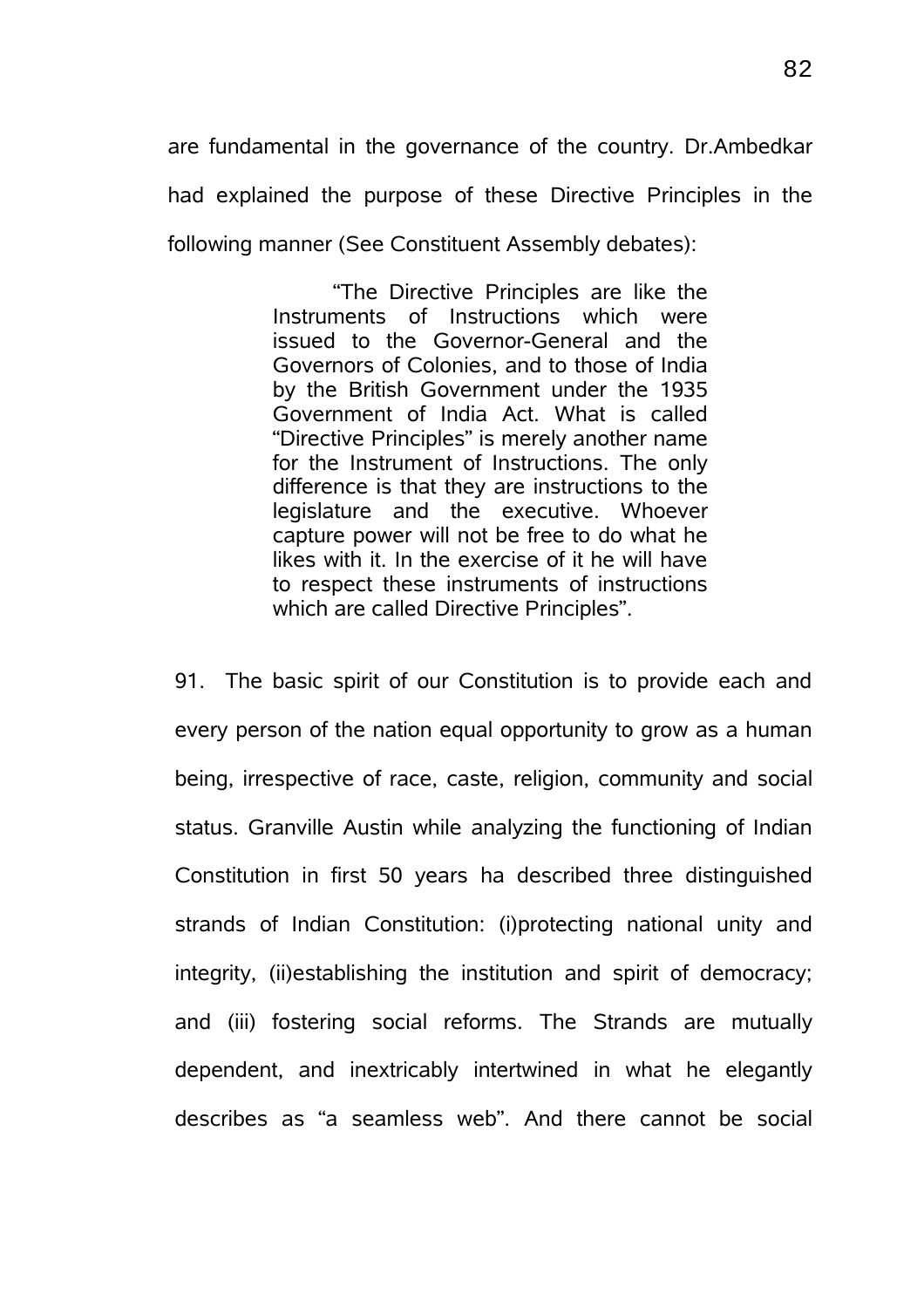are fundamental in the governance of the country. Dr.Ambedkar had explained the purpose of these Directive Principles in the following manner (See Constituent Assembly debates):

> "The Directive Principles are like the Instruments of Instructions which were issued to the Governor-General and the Governors of Colonies, and to those of India by the British Government under the 1935 Government of India Act. What is called "Directive Principles" is merely another name for the Instrument of Instructions. The only difference is that they are instructions to the legislature and the executive. Whoever capture power will not be free to do what he likes with it. In the exercise of it he will have to respect these instruments of instructions which are called Directive Principles".

91. The basic spirit of our Constitution is to provide each and every person of the nation equal opportunity to grow as a human being, irrespective of race, caste, religion, community and social status. Granville Austin while analyzing the functioning of Indian Constitution in first 50 years ha described three distinguished strands of Indian Constitution: (i)protecting national unity and integrity, (ii)establishing the institution and spirit of democracy; and (iii) fostering social reforms. The Strands are mutually dependent, and inextricably intertwined in what he elegantly describes as "a seamless web". And there cannot be social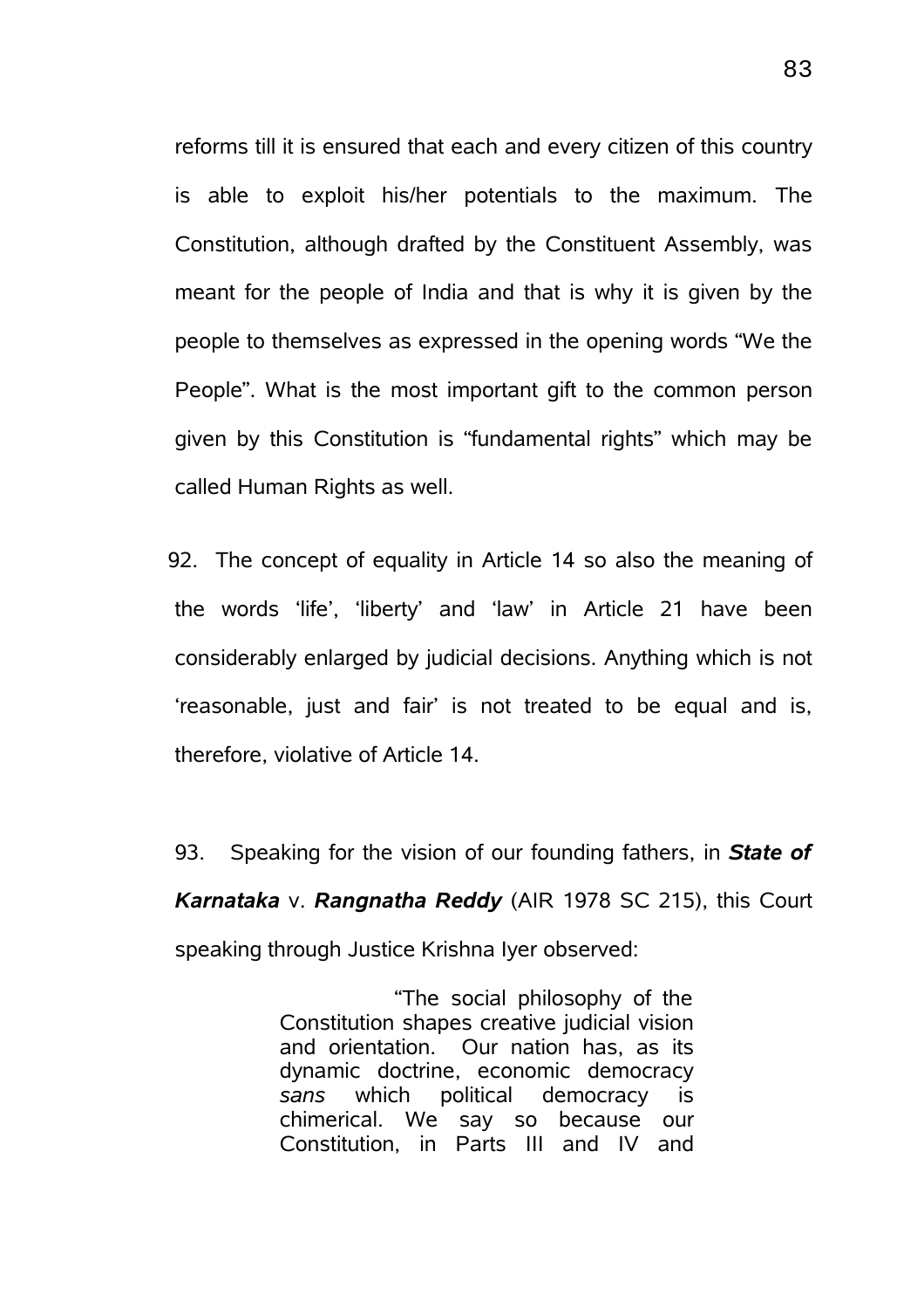reforms till it is ensured that each and every citizen of this country is able to exploit his/her potentials to the maximum. The Constitution, although drafted by the Constituent Assembly, was meant for the people of India and that is why it is given by the people to themselves as expressed in the opening words "We the People". What is the most important gift to the common person given by this Constitution is "fundamental rights" which may be called Human Rights as well.

92. The concept of equality in Article 14 so also the meaning of the words 'life', 'liberty' and 'law' in Article 21 have been considerably enlarged by judicial decisions. Anything which is not 'reasonable, just and fair' is not treated to be equal and is, therefore, violative of Article 14.

93. Speaking for the vision of our founding fathers, in ***State of Karnataka*** v. ***Rangnatha Reddy*** (AIR 1978 SC 215), this Court speaking through Justice Krishna Iyer observed:

> "The social philosophy of the Constitution shapes creative judicial vision and orientation. Our nation has, as its dynamic doctrine, economic democracy *sans* which political democracy is chimerical. We say so because our Constitution, in Parts III and IV and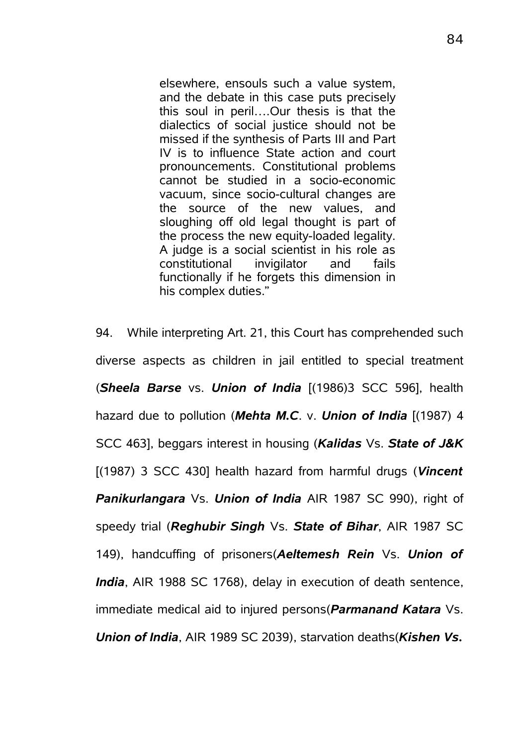> elsewhere, ensouls such a value system, and the debate in this case puts precisely this soul in peril….Our thesis is that the dialectics of social justice should not be missed if the synthesis of Parts III and Part IV is to influence State action and court pronouncements. Constitutional problems cannot be studied in a socio-economic vacuum, since socio-cultural changes are the source of the new values, and sloughing off old legal thought is part of the process the new equity-loaded legality. A judge is a social scientist in his role as constitutional invigilator and fails functionally if he forgets this dimension in his complex duties."

94. While interpreting Art. 21, this Court has comprehended such diverse aspects as children in jail entitled to special treatment (***Sheela Barse*** vs. ***Union of India*** [(1986)3 SCC 596], health hazard due to pollution (***Mehta M.C***. v. ***Union of India*** [(1987) 4 SCC 463], beggars interest in housing (***Kalidas*** Vs. ***State of J&K*** [(1987) 3 SCC 430] health hazard from harmful drugs (***Vincent Panikurlangara*** Vs. ***Union of India*** AIR 1987 SC 990), right of speedy trial (***Reghubir Singh*** Vs. ***State of Bihar***, AIR 1987 SC 149), handcuffing of prisoners(***Aeltemesh Rein*** Vs. ***Union of India***, AIR 1988 SC 1768), delay in execution of death sentence, immediate medical aid to injured persons(***Parmanand Katara*** Vs. ***Union of India***, AIR 1989 SC 2039), starvation deaths(***Kishen Vs.***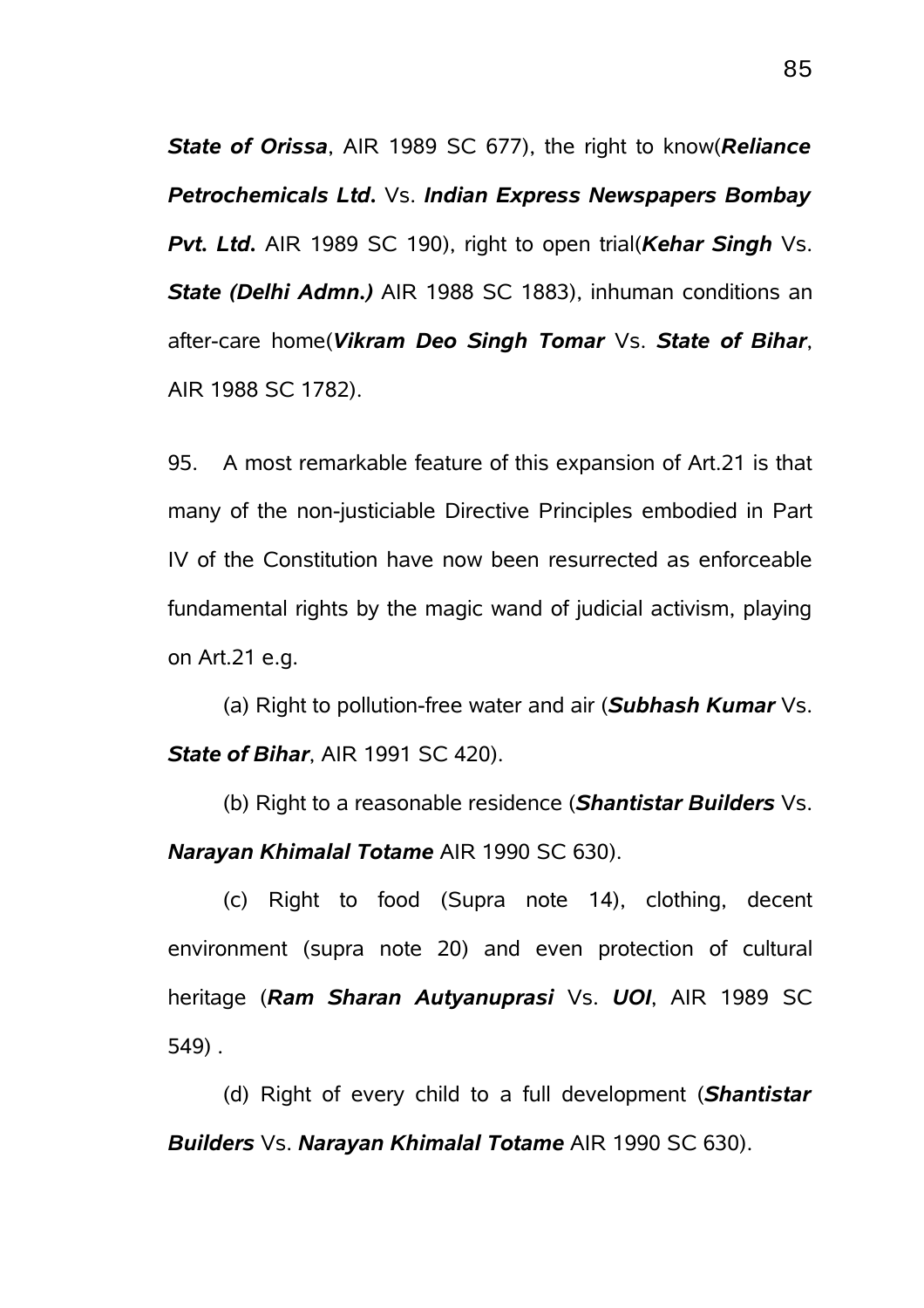***State of Orissa***, AIR 1989 SC 677), the right to know(***Reliance Petrochemicals Ltd.*** Vs. ***Indian Express Newspapers Bombay Pvt. Ltd.*** AIR 1989 SC 190), right to open trial(***Kehar Singh*** Vs. ***State (Delhi Admn.)*** AIR 1988 SC 1883), inhuman conditions an after-care home(***Vikram Deo Singh Tomar*** Vs. ***State of Bihar***, AIR 1988 SC 1782).

95. A most remarkable feature of this expansion of Art.21 is that many of the non-justiciable Directive Principles embodied in Part IV of the Constitution have now been resurrected as enforceable fundamental rights by the magic wand of judicial activism, playing on Art.21 e.g.

(a) Right to pollution-free water and air (***Subhash Kumar*** Vs. ***State of Bihar***, AIR 1991 SC 420).

(b) Right to a reasonable residence (***Shantistar Builders*** Vs. ***Narayan Khimalal Totame*** AIR 1990 SC 630).

(c) Right to food (Supra note 14), clothing, decent environment (supra note 20) and even protection of cultural heritage (***Ram Sharan Autyanuprasi*** Vs. ***UOI***, AIR 1989 SC 549) .

(d) Right of every child to a full development (***Shantistar Builders*** Vs. ***Narayan Khimalal Totame*** AIR 1990 SC 630).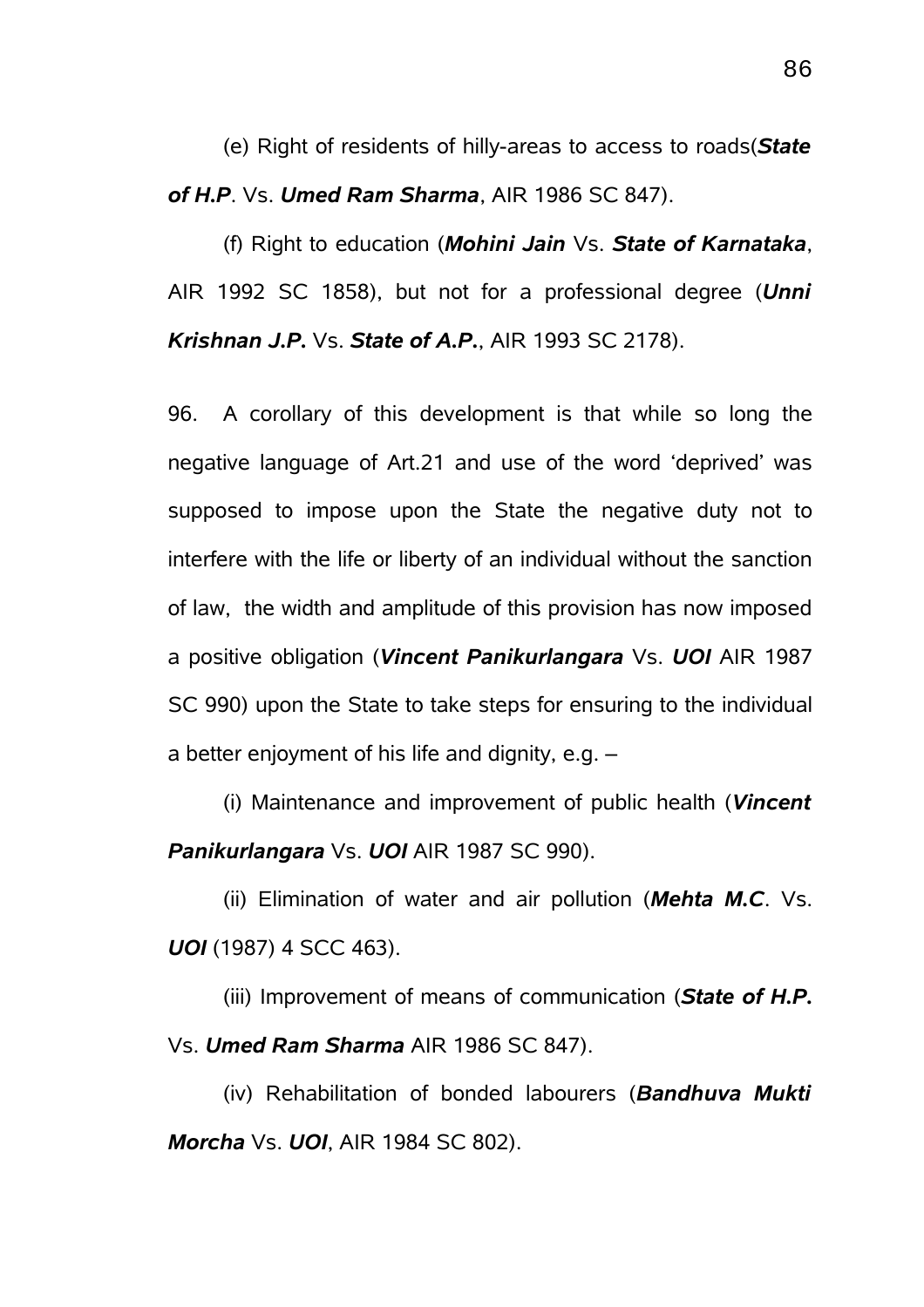(e) Right of residents of hilly-areas to access to roads(***State of H.P***. Vs. ***Umed Ram Sharma***, AIR 1986 SC 847).

(f) Right to education (***Mohini Jain*** Vs. ***State of Karnataka***, AIR 1992 SC 1858), but not for a professional degree (***Unni Krishnan J.P.*** Vs. ***State of A.P.***, AIR 1993 SC 2178).

96. A corollary of this development is that while so long the negative language of Art.21 and use of the word 'deprived' was supposed to impose upon the State the negative duty not to interfere with the life or liberty of an individual without the sanction of law, the width and amplitude of this provision has now imposed a positive obligation (***Vincent Panikurlangara*** Vs. ***UOI*** AIR 1987 SC 990) upon the State to take steps for ensuring to the individual a better enjoyment of his life and dignity, e.g. –

(i) Maintenance and improvement of public health (***Vincent Panikurlangara*** Vs. ***UOI*** AIR 1987 SC 990).

(ii) Elimination of water and air pollution (***Mehta M.C***. Vs. ***UOI*** (1987) 4 SCC 463).

(iii) Improvement of means of communication (***State of H.P.*** Vs. ***Umed Ram Sharma*** AIR 1986 SC 847).

(iv) Rehabilitation of bonded labourers (***Bandhuva Mukti Morcha*** Vs. ***UOI***, AIR 1984 SC 802).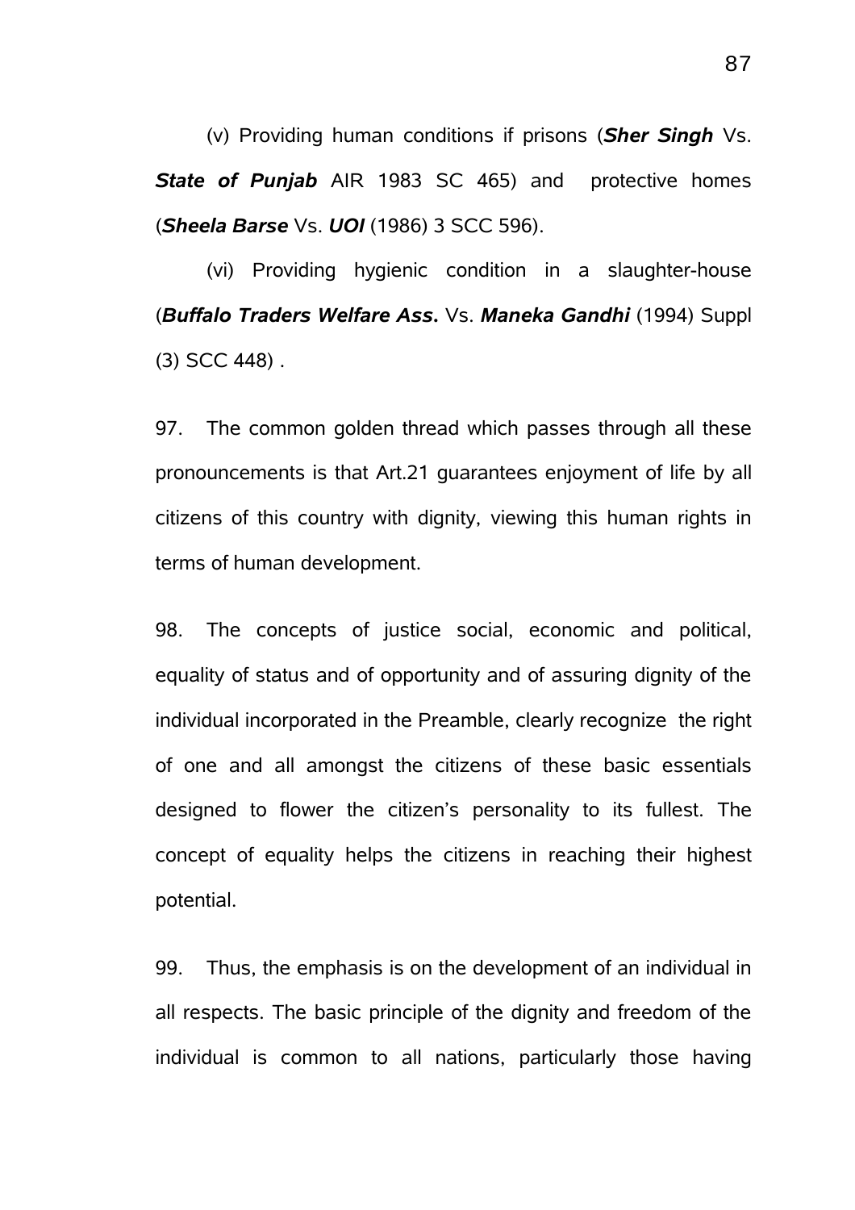(v) Providing human conditions if prisons (***Sher Singh*** Vs. ***State of Punjab*** AIR 1983 SC 465) and protective homes (***Sheela Barse*** Vs. ***UOI*** (1986) 3 SCC 596).

(vi) Providing hygienic condition in a slaughter-house (***Buffalo Traders Welfare Ass.*** Vs. ***Maneka Gandhi*** (1994) Suppl (3) SCC 448) .

97. The common golden thread which passes through all these pronouncements is that Art.21 guarantees enjoyment of life by all citizens of this country with dignity, viewing this human rights in terms of human development.

98. The concepts of justice social, economic and political, equality of status and of opportunity and of assuring dignity of the individual incorporated in the Preamble, clearly recognize the right of one and all amongst the citizens of these basic essentials designed to flower the citizen's personality to its fullest. The concept of equality helps the citizens in reaching their highest potential.

99. Thus, the emphasis is on the development of an individual in all respects. The basic principle of the dignity and freedom of the individual is common to all nations, particularly those having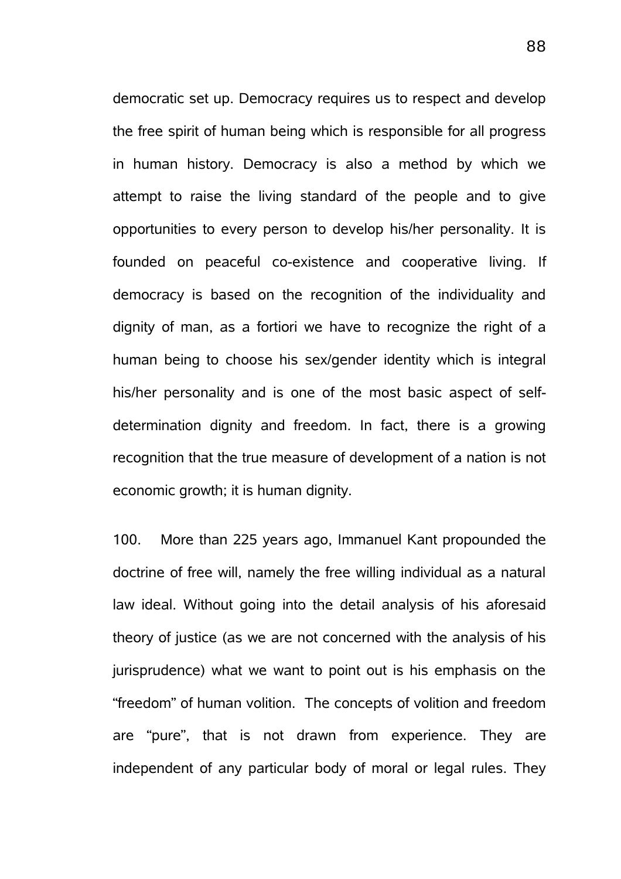democratic set up. Democracy requires us to respect and develop the free spirit of human being which is responsible for all progress in human history. Democracy is also a method by which we attempt to raise the living standard of the people and to give opportunities to every person to develop his/her personality. It is founded on peaceful co-existence and cooperative living. If democracy is based on the recognition of the individuality and dignity of man, as a fortiori we have to recognize the right of a human being to choose his sex/gender identity which is integral his/her personality and is one of the most basic aspect of self-determination dignity and freedom. In fact, there is a growing recognition that the true measure of development of a nation is not economic growth; it is human dignity.

100. More than 225 years ago, Immanuel Kant propounded the doctrine of free will, namely the free willing individual as a natural law ideal. Without going into the detail analysis of his aforesaid theory of justice (as we are not concerned with the analysis of his jurisprudence) what we want to point out is his emphasis on the "freedom" of human volition. The concepts of volition and freedom are "pure", that is not drawn from experience. They are independent of any particular body of moral or legal rules. They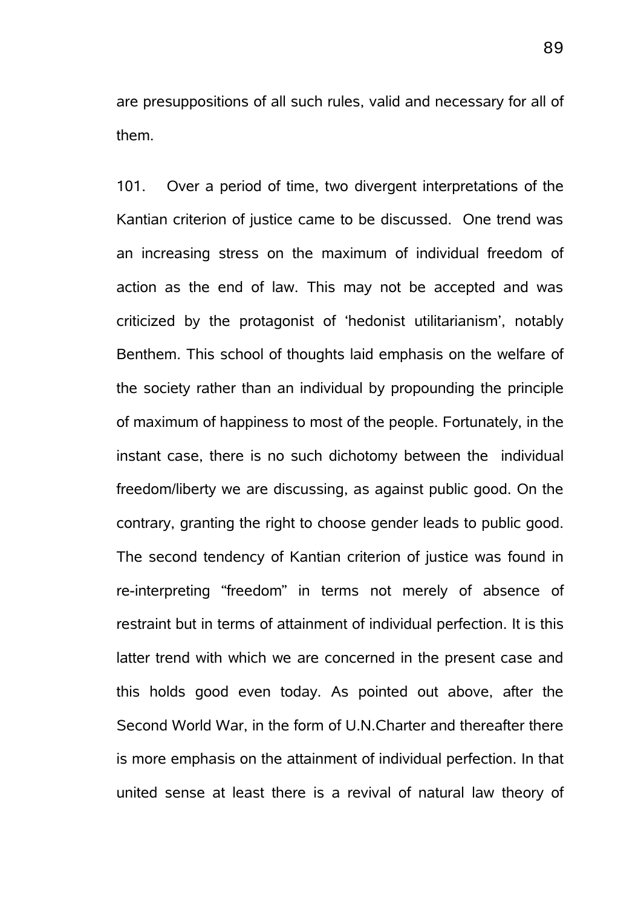are presuppositions of all such rules, valid and necessary for all of them.

101. Over a period of time, two divergent interpretations of the Kantian criterion of justice came to be discussed. One trend was an increasing stress on the maximum of individual freedom of action as the end of law. This may not be accepted and was criticized by the protagonist of 'hedonist utilitarianism', notably Benthem. This school of thoughts laid emphasis on the welfare of the society rather than an individual by propounding the principle of maximum of happiness to most of the people. Fortunately, in the instant case, there is no such dichotomy between the individual freedom/liberty we are discussing, as against public good. On the contrary, granting the right to choose gender leads to public good. The second tendency of Kantian criterion of justice was found in re-interpreting "freedom" in terms not merely of absence of restraint but in terms of attainment of individual perfection. It is this latter trend with which we are concerned in the present case and this holds good even today. As pointed out above, after the Second World War, in the form of U.N.Charter and thereafter there is more emphasis on the attainment of individual perfection. In that united sense at least there is a revival of natural law theory of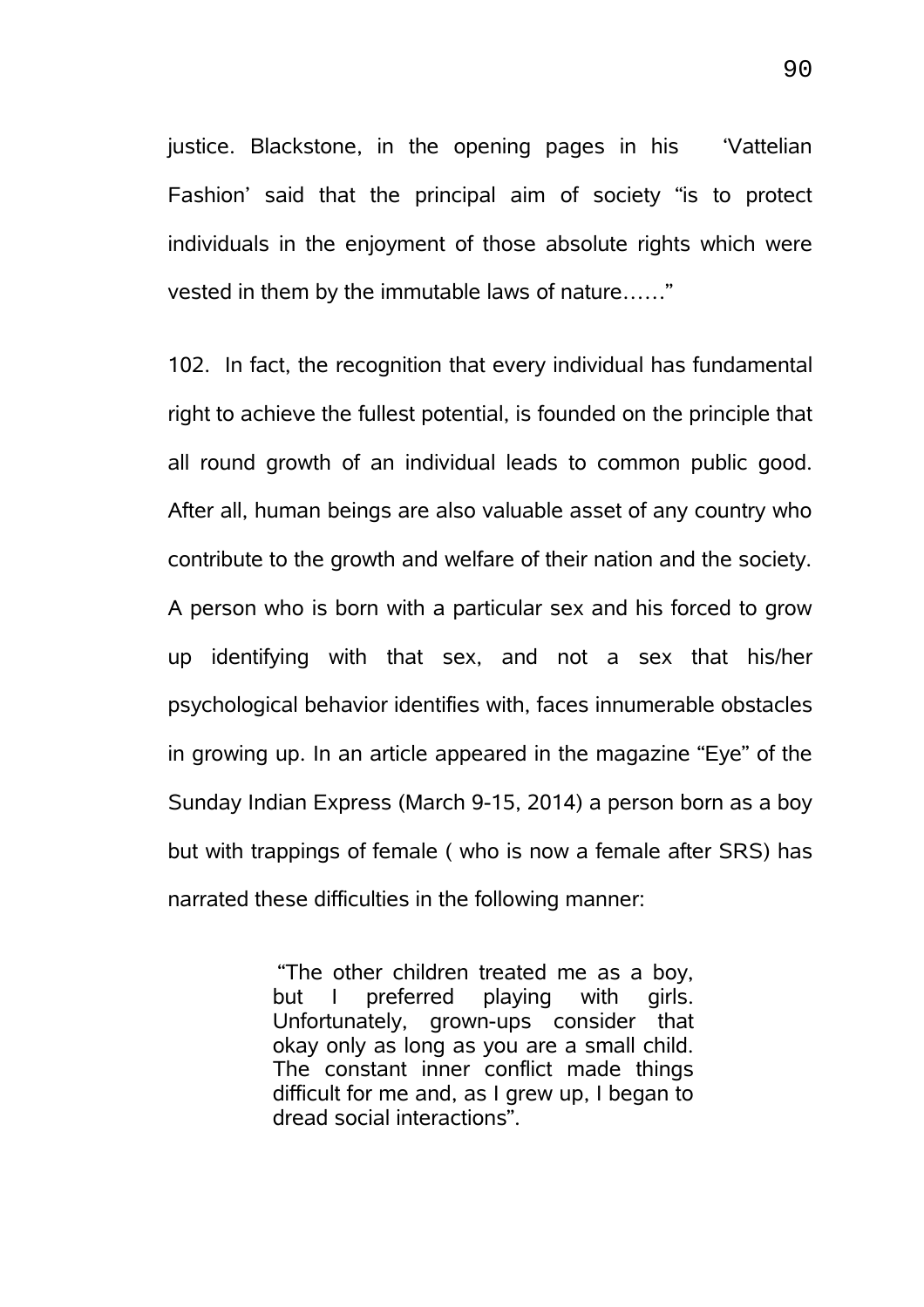justice. Blackstone, in the opening pages in his 'Vattelian Fashion' said that the principal aim of society "is to protect individuals in the enjoyment of those absolute rights which were vested in them by the immutable laws of nature……"

102. In fact, the recognition that every individual has fundamental right to achieve the fullest potential, is founded on the principle that all round growth of an individual leads to common public good. After all, human beings are also valuable asset of any country who contribute to the growth and welfare of their nation and the society. A person who is born with a particular sex and his forced to grow up identifying with that sex, and not a sex that his/her psychological behavior identifies with, faces innumerable obstacles in growing up. In an article appeared in the magazine "Eye" of the Sunday Indian Express (March 9-15, 2014) a person born as a boy but with trappings of female ( who is now a female after SRS) has narrated these difficulties in the following manner:

> "The other children treated me as a boy, but I preferred playing with girls. Unfortunately, grown-ups consider that okay only as long as you are a small child. The constant inner conflict made things difficult for me and, as I grew up, I began to dread social interactions".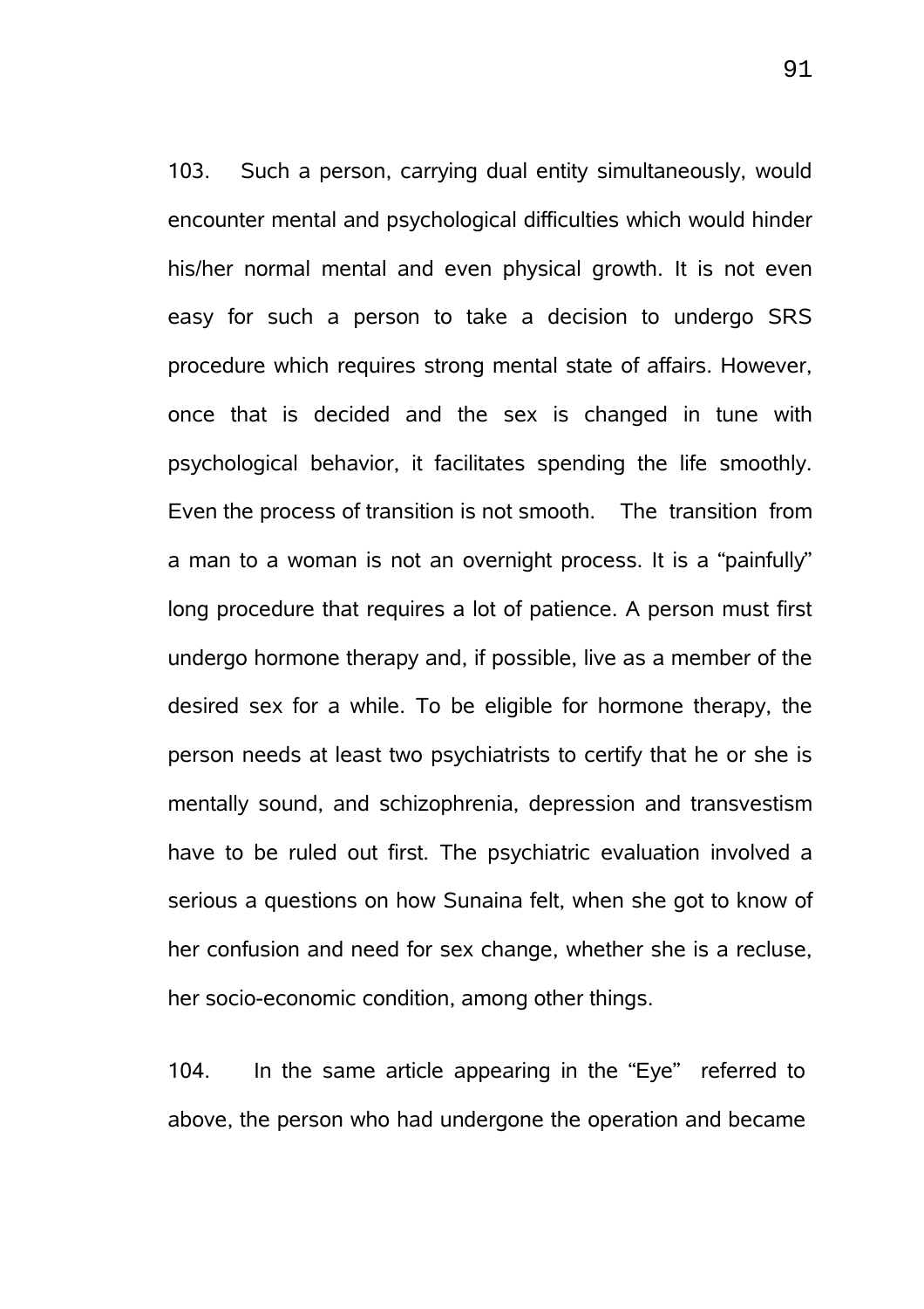103. Such a person, carrying dual entity simultaneously, would encounter mental and psychological difficulties which would hinder his/her normal mental and even physical growth. It is not even easy for such a person to take a decision to undergo SRS procedure which requires strong mental state of affairs. However, once that is decided and the sex is changed in tune with psychological behavior, it facilitates spending the life smoothly. Even the process of transition is not smooth. The transition from a man to a woman is not an overnight process. It is a "painfully" long procedure that requires a lot of patience. A person must first undergo hormone therapy and, if possible, live as a member of the desired sex for a while. To be eligible for hormone therapy, the person needs at least two psychiatrists to certify that he or she is mentally sound, and schizophrenia, depression and transvestism have to be ruled out first. The psychiatric evaluation involved a serious a questions on how Sunaina felt, when she got to know of her confusion and need for sex change, whether she is a recluse, her socio-economic condition, among other things.

104. In the same article appearing in the "Eye" referred to above, the person who had undergone the operation and became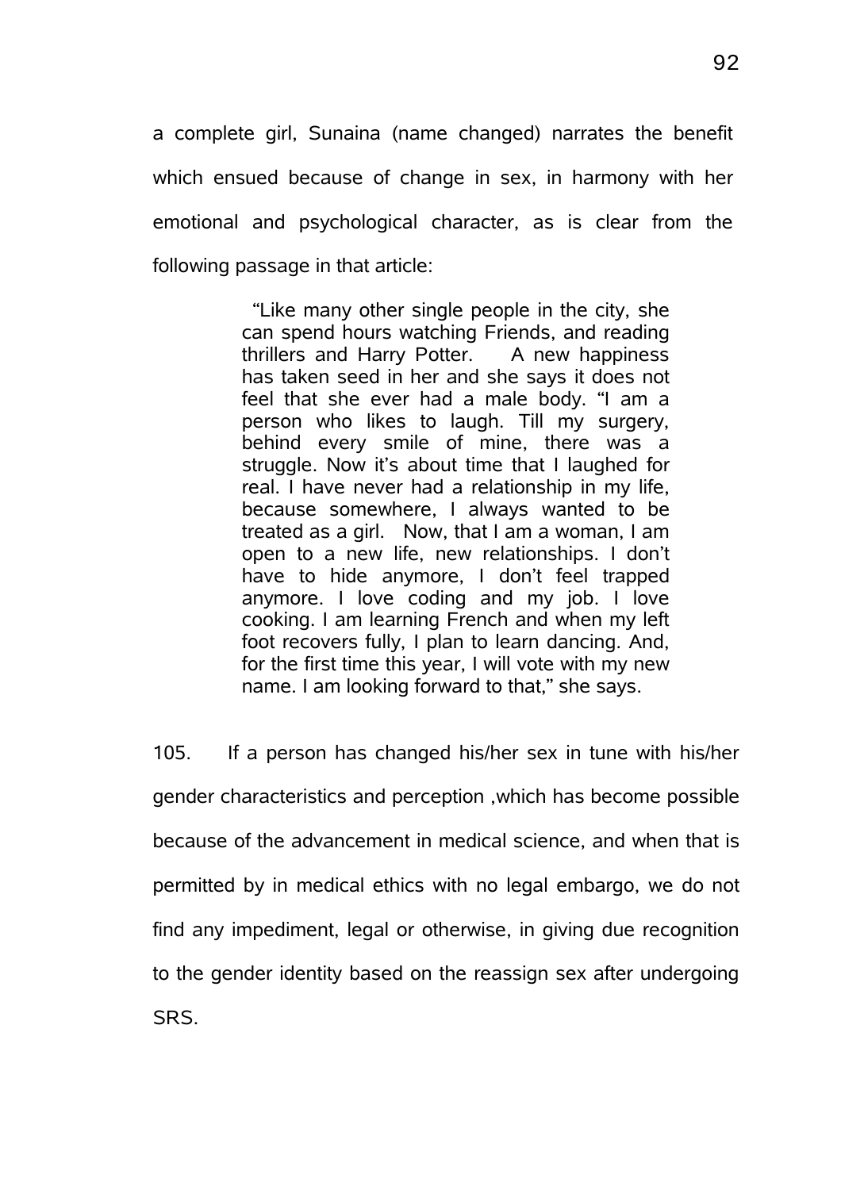a complete girl, Sunaina (name changed) narrates the benefit which ensued because of change in sex, in harmony with her emotional and psychological character, as is clear from the following passage in that article:

> "Like many other single people in the city, she can spend hours watching Friends, and reading thrillers and Harry Potter. A new happiness has taken seed in her and she says it does not feel that she ever had a male body. "I am a person who likes to laugh. Till my surgery, behind every smile of mine, there was a struggle. Now it's about time that I laughed for real. I have never had a relationship in my life, because somewhere, I always wanted to be treated as a girl. Now, that I am a woman, I am open to a new life, new relationships. I don't have to hide anymore, I don't feel trapped anymore. I love coding and my job. I love cooking. I am learning French and when my left foot recovers fully, I plan to learn dancing. And, for the first time this year, I will vote with my new name. I am looking forward to that," she says.

105. If a person has changed his/her sex in tune with his/her gender characteristics and perception ,which has become possible because of the advancement in medical science, and when that is permitted by in medical ethics with no legal embargo, we do not find any impediment, legal or otherwise, in giving due recognition to the gender identity based on the reassign sex after undergoing SRS.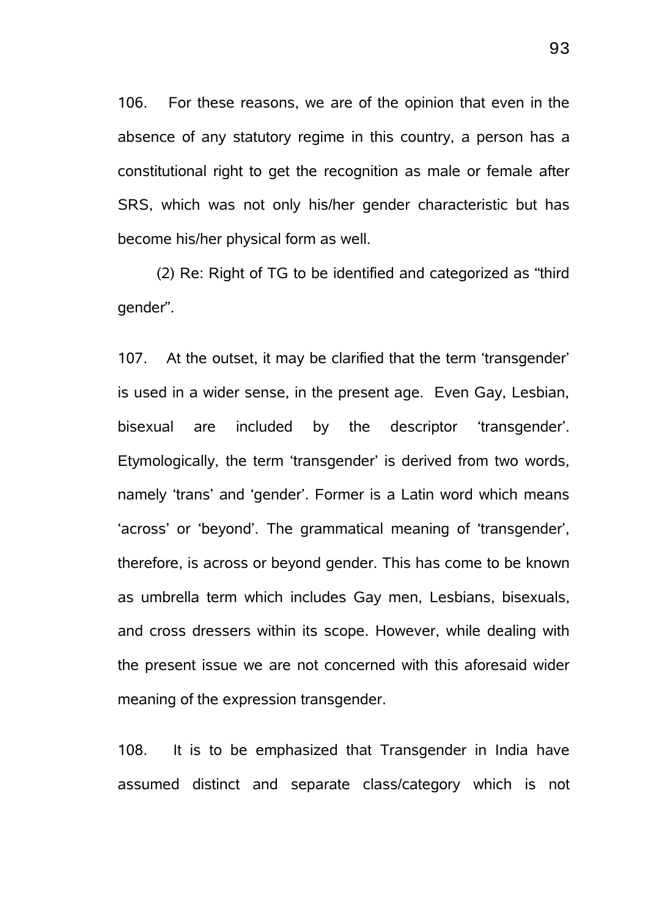106. For these reasons, we are of the opinion that even in the absence of any statutory regime in this country, a person has a constitutional right to get the recognition as male or female after SRS, which was not only his/her gender characteristic but has become his/her physical form as well.

(2) Re: Right of TG to be identified and categorized as "third gender".

107. At the outset, it may be clarified that the term 'transgender' is used in a wider sense, in the present age. Even Gay, Lesbian, bisexual are included by the descriptor 'transgender'. Etymologically, the term 'transgender' is derived from two words, namely 'trans' and 'gender'. Former is a Latin word which means 'across' or 'beyond'. The grammatical meaning of 'transgender', therefore, is across or beyond gender. This has come to be known as umbrella term which includes Gay men, Lesbians, bisexuals, and cross dressers within its scope. However, while dealing with the present issue we are not concerned with this aforesaid wider meaning of the expression transgender.

108. It is to be emphasized that Transgender in India have assumed distinct and separate class/category which is not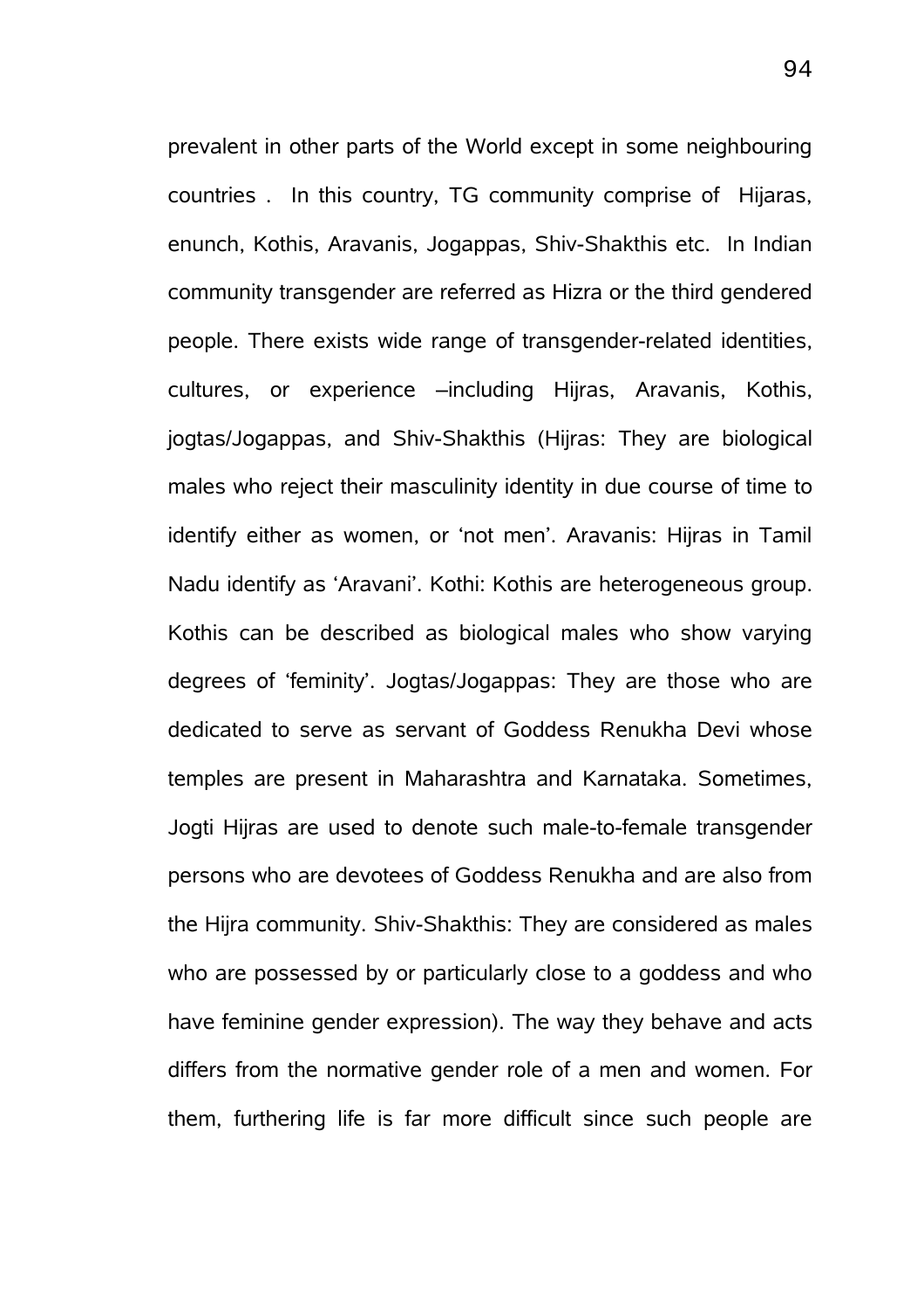prevalent in other parts of the World except in some neighbouring countries . In this country, TG community comprise of Hijaras, enunch, Kothis, Aravanis, Jogappas, Shiv-Shakthis etc. In Indian community transgender are referred as Hizra or the third gendered people. There exists wide range of transgender-related identities, cultures, or experience –including Hijras, Aravanis, Kothis, jogtas/Jogappas, and Shiv-Shakthis (Hijras: They are biological males who reject their masculinity identity in due course of time to identify either as women, or 'not men'. Aravanis: Hijras in Tamil Nadu identify as 'Aravani'. Kothi: Kothis are heterogeneous group. Kothis can be described as biological males who show varying degrees of 'feminity'. Jogtas/Jogappas: They are those who are dedicated to serve as servant of Goddess Renukha Devi whose temples are present in Maharashtra and Karnataka. Sometimes, Jogti Hijras are used to denote such male-to-female transgender persons who are devotees of Goddess Renukha and are also from the Hijra community. Shiv-Shakthis: They are considered as males who are possessed by or particularly close to a goddess and who have feminine gender expression). The way they behave and acts differs from the normative gender role of a men and women. For them, furthering life is far more difficult since such people are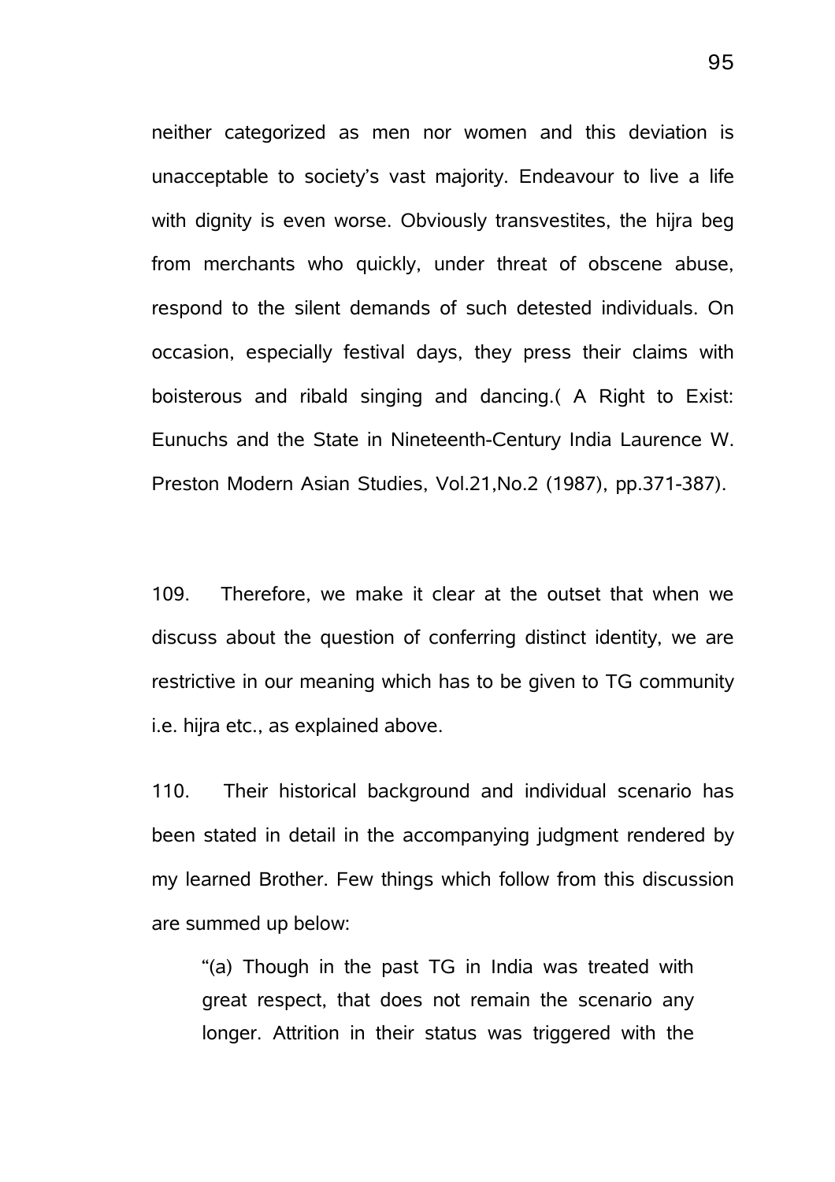neither categorized as men nor women and this deviation is unacceptable to society's vast majority. Endeavour to live a life with dignity is even worse. Obviously transvestites, the hijra beg from merchants who quickly, under threat of obscene abuse, respond to the silent demands of such detested individuals. On occasion, especially festival days, they press their claims with boisterous and ribald singing and dancing.( A Right to Exist: Eunuchs and the State in Nineteenth-Century India Laurence W. Preston Modern Asian Studies, Vol.21,No.2 (1987), pp.371-387).

109. Therefore, we make it clear at the outset that when we discuss about the question of conferring distinct identity, we are restrictive in our meaning which has to be given to TG community i.e. hijra etc., as explained above.

110. Their historical background and individual scenario has been stated in detail in the accompanying judgment rendered by my learned Brother. Few things which follow from this discussion are summed up below:

> "(a) Though in the past TG in India was treated with great respect, that does not remain the scenario any longer. Attrition in their status was triggered with the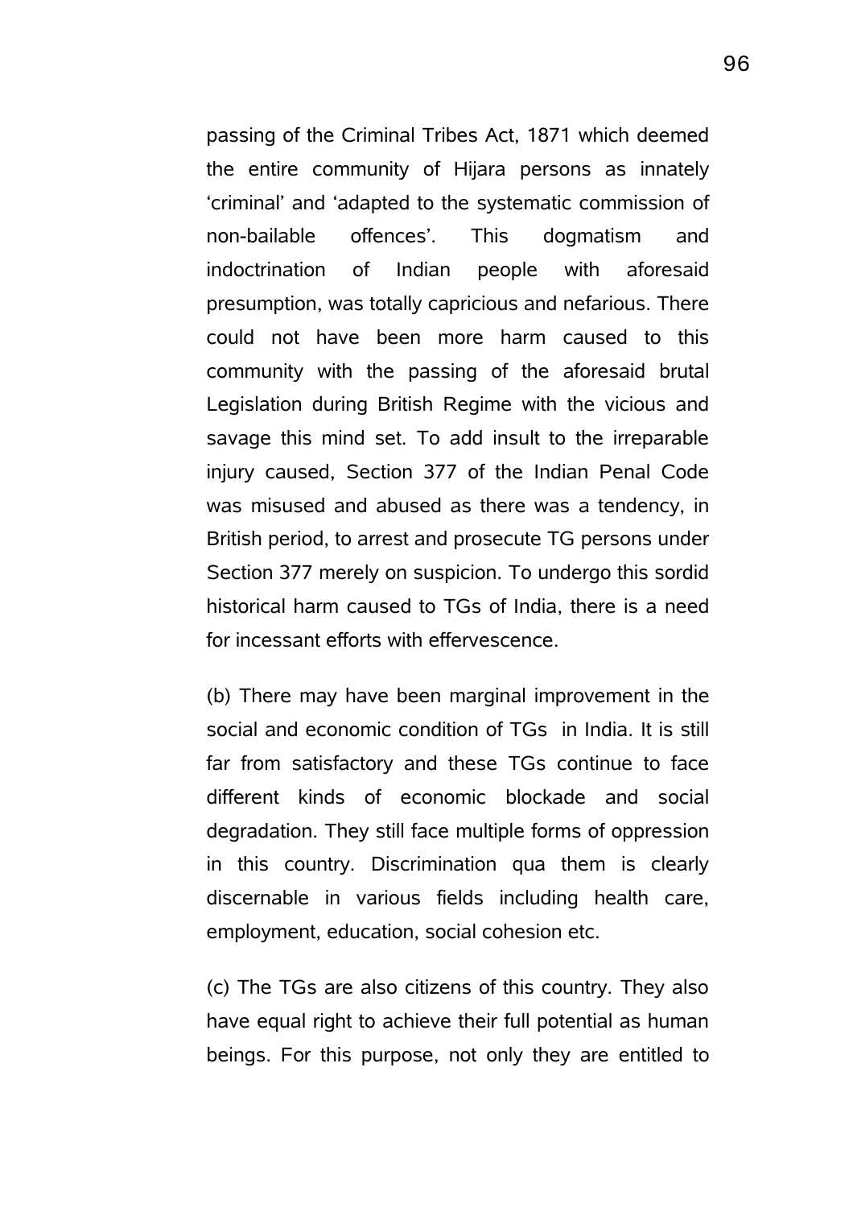passing of the Criminal Tribes Act, 1871 which deemed the entire community of Hijara persons as innately 'criminal' and 'adapted to the systematic commission of non-bailable offences'. This dogmatism and indoctrination of Indian people with aforesaid presumption, was totally capricious and nefarious. There could not have been more harm caused to this community with the passing of the aforesaid brutal Legislation during British Regime with the vicious and savage this mind set. To add insult to the irreparable injury caused, Section 377 of the Indian Penal Code was misused and abused as there was a tendency, in British period, to arrest and prosecute TG persons under Section 377 merely on suspicion. To undergo this sordid historical harm caused to TGs of India, there is a need for incessant efforts with effervescence.

(b) There may have been marginal improvement in the social and economic condition of TGs in India. It is still far from satisfactory and these TGs continue to face different kinds of economic blockade and social degradation. They still face multiple forms of oppression in this country. Discrimination qua them is clearly discernable in various fields including health care, employment, education, social cohesion etc.

(c) The TGs are also citizens of this country. They also have equal right to achieve their full potential as human beings. For this purpose, not only they are entitled to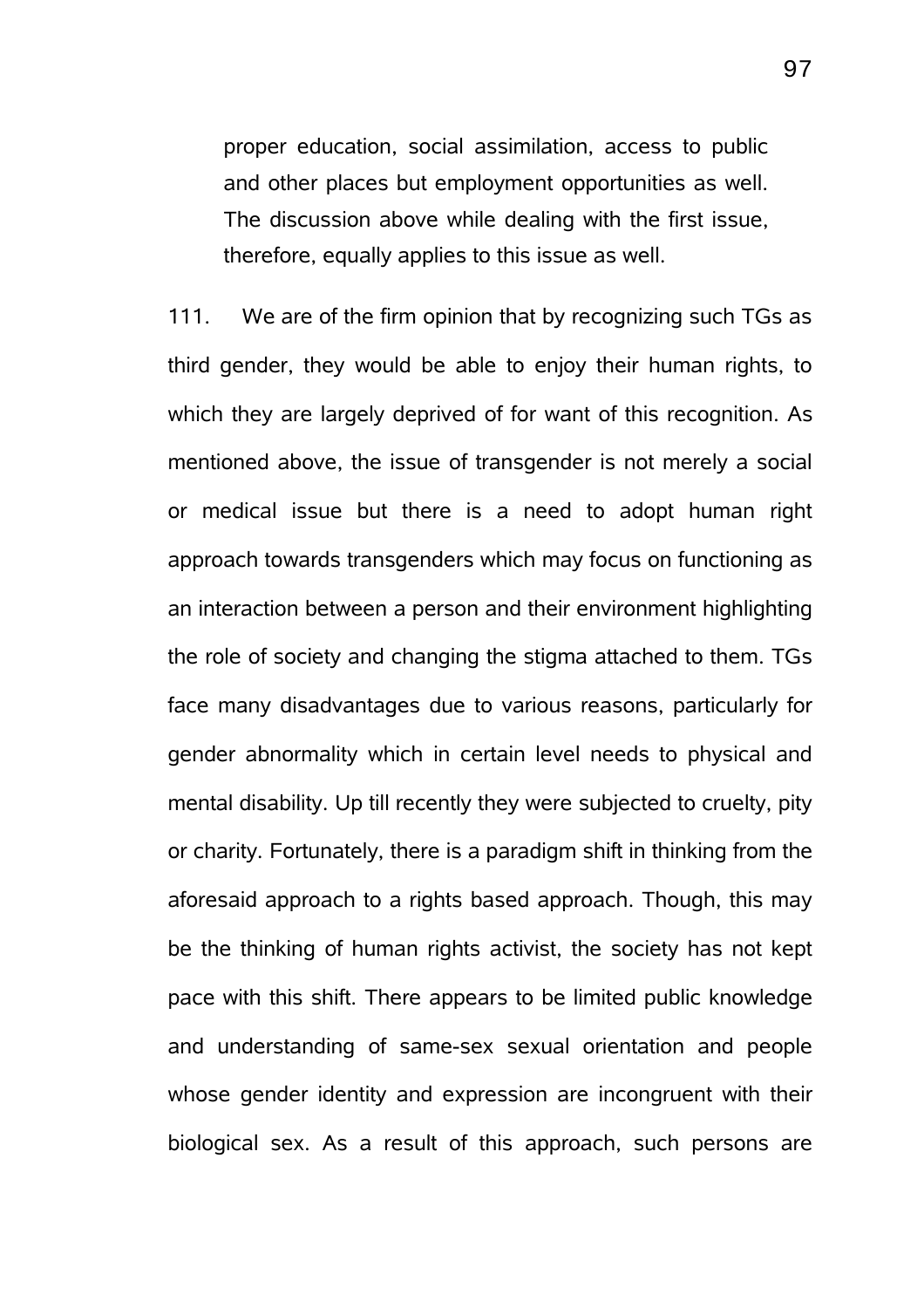> proper education, social assimilation, access to public and other places but employment opportunities as well. The discussion above while dealing with the first issue, therefore, equally applies to this issue as well.

111. We are of the firm opinion that by recognizing such TGs as third gender, they would be able to enjoy their human rights, to which they are largely deprived of for want of this recognition. As mentioned above, the issue of transgender is not merely a social or medical issue but there is a need to adopt human right approach towards transgenders which may focus on functioning as an interaction between a person and their environment highlighting the role of society and changing the stigma attached to them. TGs face many disadvantages due to various reasons, particularly for gender abnormality which in certain level needs to physical and mental disability. Up till recently they were subjected to cruelty, pity or charity. Fortunately, there is a paradigm shift in thinking from the aforesaid approach to a rights based approach. Though, this may be the thinking of human rights activist, the society has not kept pace with this shift. There appears to be limited public knowledge and understanding of same-sex sexual orientation and people whose gender identity and expression are incongruent with their biological sex. As a result of this approach, such persons are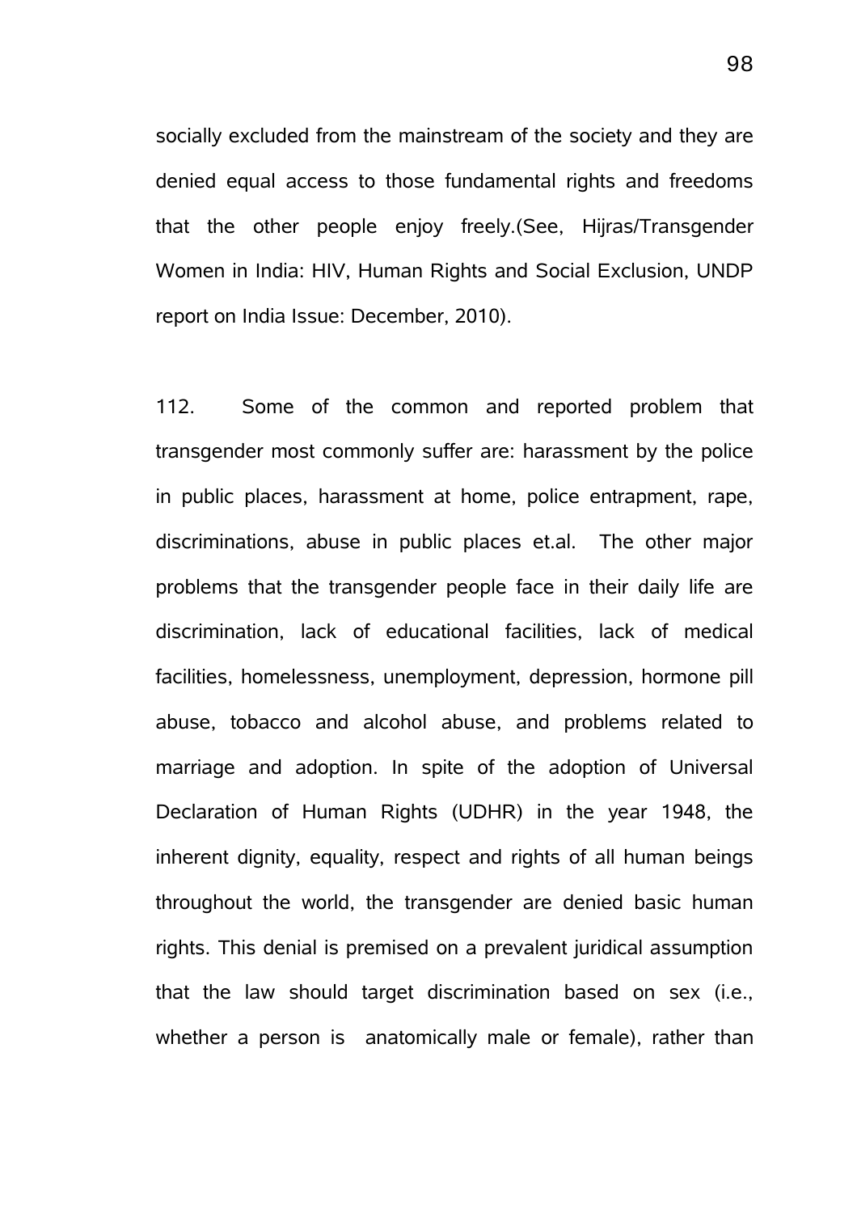socially excluded from the mainstream of the society and they are denied equal access to those fundamental rights and freedoms that the other people enjoy freely.(See, Hijras/Transgender Women in India: HIV, Human Rights and Social Exclusion, UNDP report on India Issue: December, 2010).

112. Some of the common and reported problem that transgender most commonly suffer are: harassment by the police in public places, harassment at home, police entrapment, rape, discriminations, abuse in public places et.al. The other major problems that the transgender people face in their daily life are discrimination, lack of educational facilities, lack of medical facilities, homelessness, unemployment, depression, hormone pill abuse, tobacco and alcohol abuse, and problems related to marriage and adoption. In spite of the adoption of Universal Declaration of Human Rights (UDHR) in the year 1948, the inherent dignity, equality, respect and rights of all human beings throughout the world, the transgender are denied basic human rights. This denial is premised on a prevalent juridical assumption that the law should target discrimination based on sex (i.e., whether a person is anatomically male or female), rather than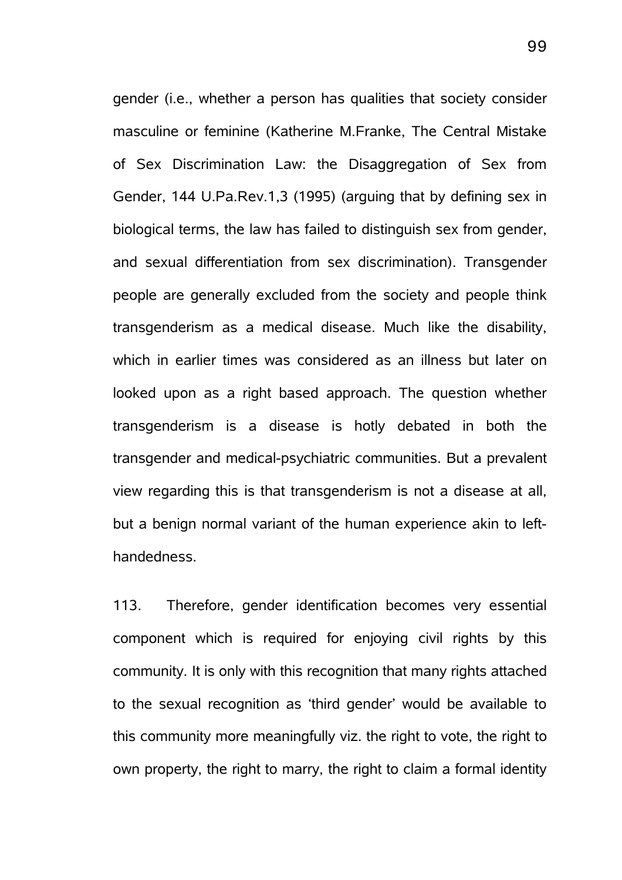gender (i.e., whether a person has qualities that society consider masculine or feminine (Katherine M.Franke, The Central Mistake of Sex Discrimination Law: the Disaggregation of Sex from Gender, 144 U.Pa.Rev.1,3 (1995) (arguing that by defining sex in biological terms, the law has failed to distinguish sex from gender, and sexual differentiation from sex discrimination). Transgender people are generally excluded from the society and people think transgenderism as a medical disease. Much like the disability, which in earlier times was considered as an illness but later on looked upon as a right based approach. The question whether transgenderism is a disease is hotly debated in both the transgender and medical-psychiatric communities. But a prevalent view regarding this is that transgenderism is not a disease at all, but a benign normal variant of the human experience akin to left-handedness.

113. Therefore, gender identification becomes very essential component which is required for enjoying civil rights by this community. It is only with this recognition that many rights attached to the sexual recognition as 'third gender' would be available to this community more meaningfully viz. the right to vote, the right to own property, the right to marry, the right to claim a formal identity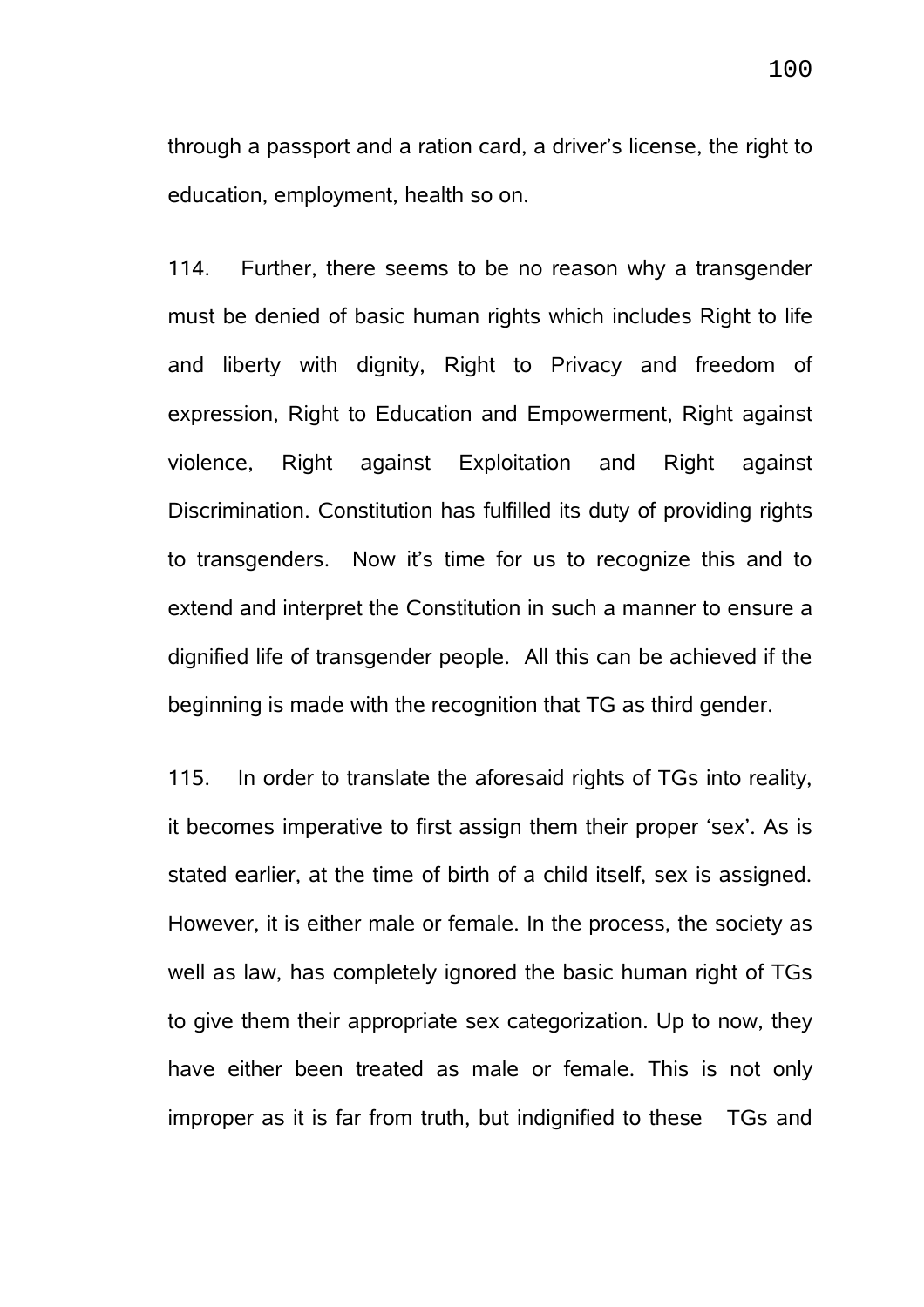through a passport and a ration card, a driver's license, the right to education, employment, health so on.

114. Further, there seems to be no reason why a transgender must be denied of basic human rights which includes Right to life and liberty with dignity, Right to Privacy and freedom of expression, Right to Education and Empowerment, Right against violence, Right against Exploitation and Right against Discrimination. Constitution has fulfilled its duty of providing rights to transgenders. Now it's time for us to recognize this and to extend and interpret the Constitution in such a manner to ensure a dignified life of transgender people. All this can be achieved if the beginning is made with the recognition that TG as third gender.

115. In order to translate the aforesaid rights of TGs into reality, it becomes imperative to first assign them their proper 'sex'. As is stated earlier, at the time of birth of a child itself, sex is assigned. However, it is either male or female. In the process, the society as well as law, has completely ignored the basic human right of TGs to give them their appropriate sex categorization. Up to now, they have either been treated as male or female. This is not only improper as it is far from truth, but indignified to these TGs and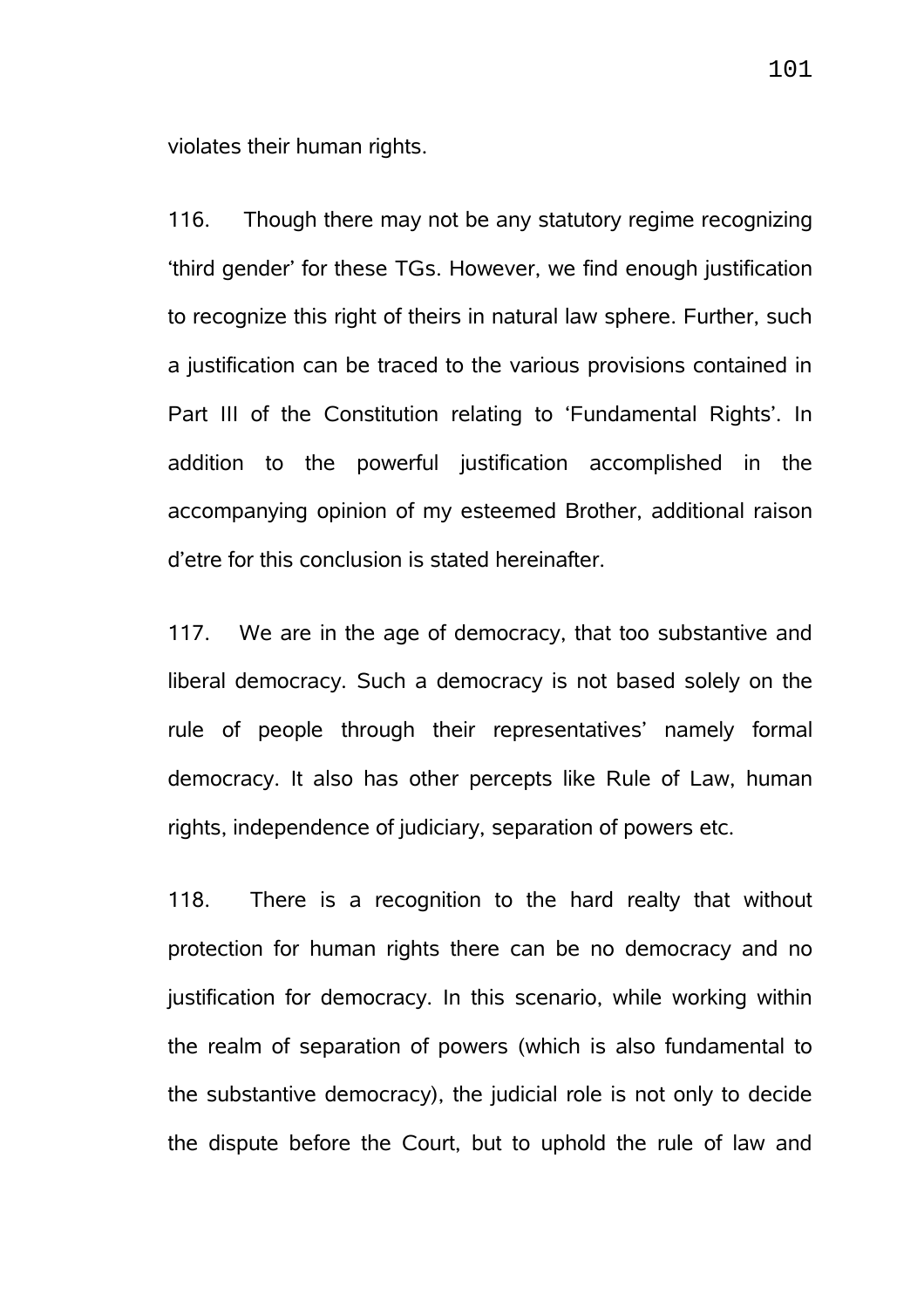violates their human rights.

116. Though there may not be any statutory regime recognizing 'third gender' for these TGs. However, we find enough justification to recognize this right of theirs in natural law sphere. Further, such a justification can be traced to the various provisions contained in Part III of the Constitution relating to 'Fundamental Rights'. In addition to the powerful justification accomplished in the accompanying opinion of my esteemed Brother, additional raison d'etre for this conclusion is stated hereinafter.

117. We are in the age of democracy, that too substantive and liberal democracy. Such a democracy is not based solely on the rule of people through their representatives' namely formal democracy. It also has other percepts like Rule of Law, human rights, independence of judiciary, separation of powers etc.

118. There is a recognition to the hard realty that without protection for human rights there can be no democracy and no justification for democracy. In this scenario, while working within the realm of separation of powers (which is also fundamental to the substantive democracy), the judicial role is not only to decide the dispute before the Court, but to uphold the rule of law and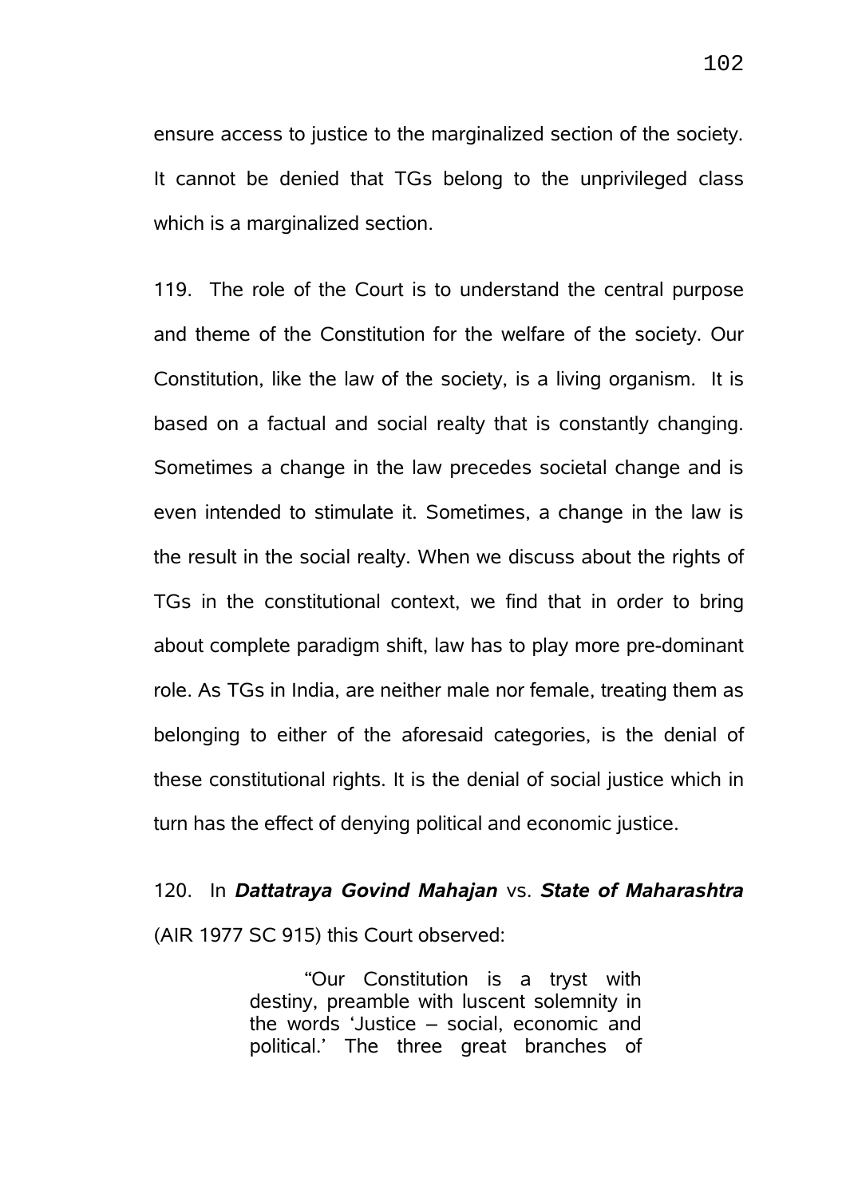ensure access to justice to the marginalized section of the society. It cannot be denied that TGs belong to the unprivileged class which is a marginalized section.

119. The role of the Court is to understand the central purpose and theme of the Constitution for the welfare of the society. Our Constitution, like the law of the society, is a living organism. It is based on a factual and social realty that is constantly changing. Sometimes a change in the law precedes societal change and is even intended to stimulate it. Sometimes, a change in the law is the result in the social realty. When we discuss about the rights of TGs in the constitutional context, we find that in order to bring about complete paradigm shift, law has to play more pre-dominant role. As TGs in India, are neither male nor female, treating them as belonging to either of the aforesaid categories, is the denial of these constitutional rights. It is the denial of social justice which in turn has the effect of denying political and economic justice.

120. In ***Dattatraya Govind Mahajan*** vs. ***State of Maharashtra*** (AIR 1977 SC 915) this Court observed:

> "Our Constitution is a tryst with destiny, preamble with luscent solemnity in the words 'Justice – social, economic and political.' The three great branches of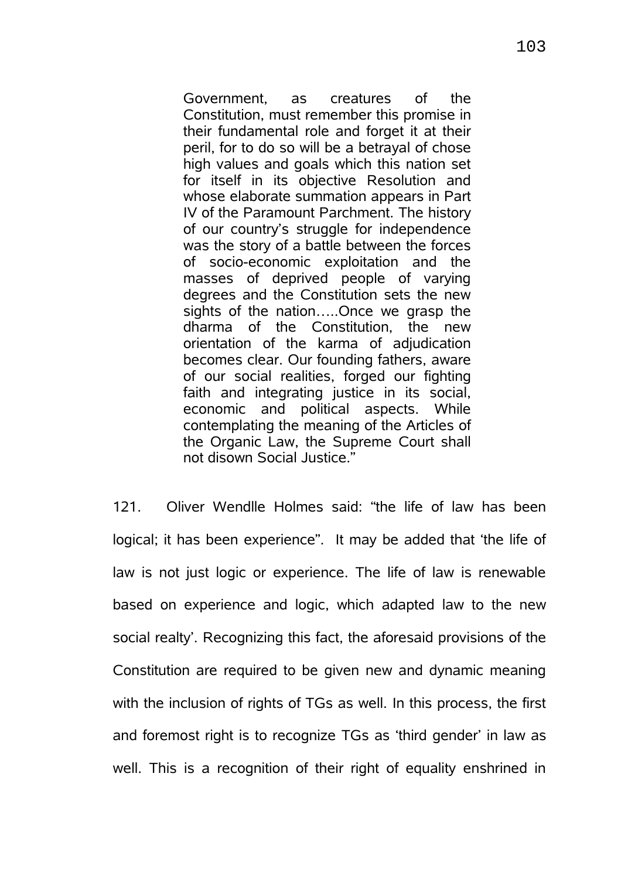> Government, as creatures of the Constitution, must remember this promise in their fundamental role and forget it at their peril, for to do so will be a betrayal of chose high values and goals which this nation set for itself in its objective Resolution and whose elaborate summation appears in Part IV of the Paramount Parchment. The history of our country's struggle for independence was the story of a battle between the forces of socio-economic exploitation and the masses of deprived people of varying degrees and the Constitution sets the new sights of the nation…..Once we grasp the dharma of the Constitution, the new orientation of the karma of adjudication becomes clear. Our founding fathers, aware of our social realities, forged our fighting faith and integrating justice in its social, economic and political aspects. While contemplating the meaning of the Articles of the Organic Law, the Supreme Court shall not disown Social Justice."

121. Oliver Wendlle Holmes said: "the life of law has been logical; it has been experience". It may be added that 'the life of law is not just logic or experience. The life of law is renewable based on experience and logic, which adapted law to the new social realty'. Recognizing this fact, the aforesaid provisions of the Constitution are required to be given new and dynamic meaning with the inclusion of rights of TGs as well. In this process, the first and foremost right is to recognize TGs as 'third gender' in law as well. This is a recognition of their right of equality enshrined in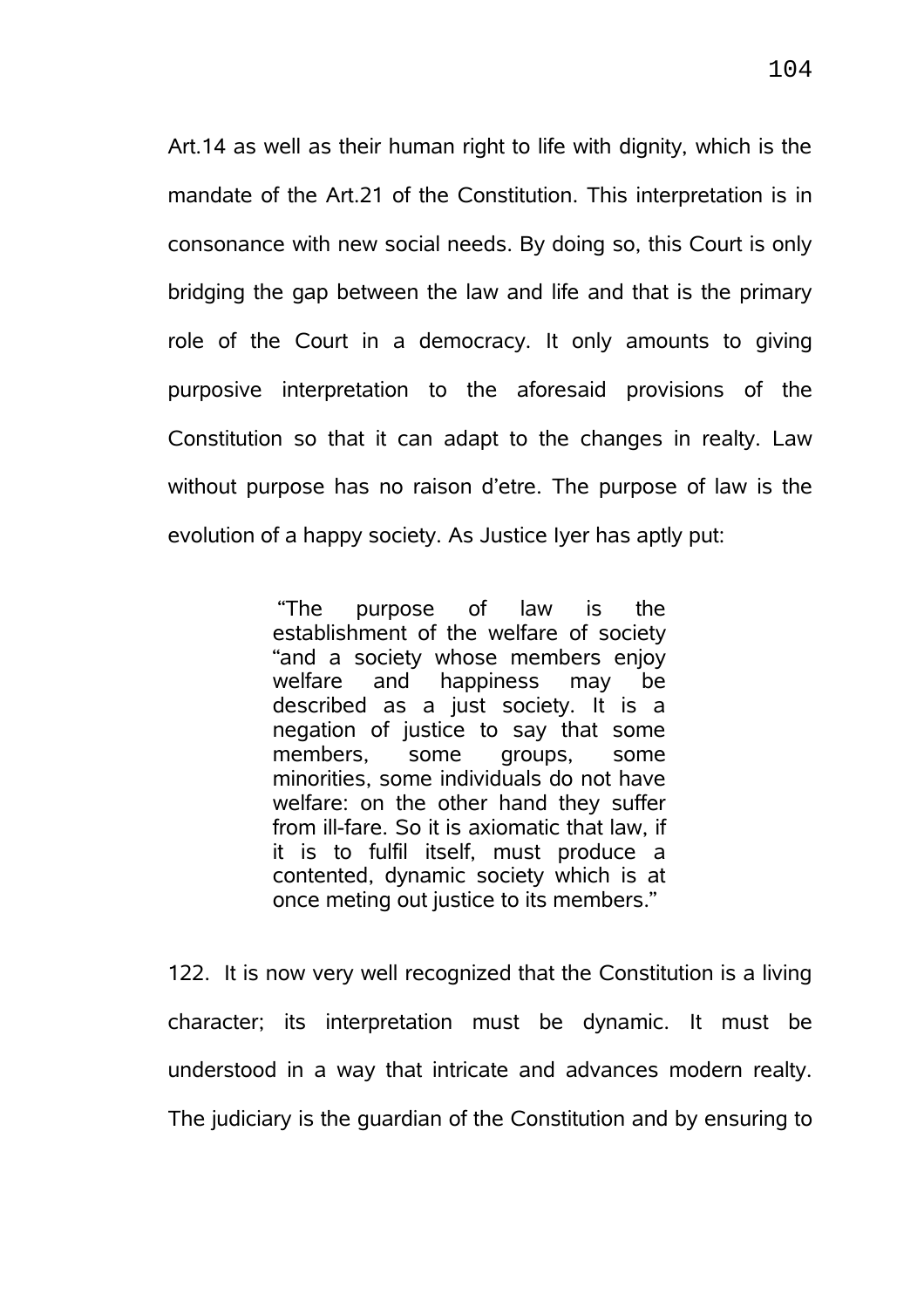Art.14 as well as their human right to life with dignity, which is the mandate of the Art.21 of the Constitution. This interpretation is in consonance with new social needs. By doing so, this Court is only bridging the gap between the law and life and that is the primary role of the Court in a democracy. It only amounts to giving purposive interpretation to the aforesaid provisions of the Constitution so that it can adapt to the changes in realty. Law without purpose has no raison d'etre. The purpose of law is the evolution of a happy society. As Justice Iyer has aptly put:

> "The purpose of law is the establishment of the welfare of society "and a society whose members enjoy welfare and happiness may be described as a just society. It is a negation of justice to say that some members, some groups, some minorities, some individuals do not have welfare: on the other hand they suffer from ill-fare. So it is axiomatic that law, if it is to fulfil itself, must produce a contented, dynamic society which is at once meting out justice to its members."

122. It is now very well recognized that the Constitution is a living character; its interpretation must be dynamic. It must be understood in a way that intricate and advances modern realty. The judiciary is the guardian of the Constitution and by ensuring to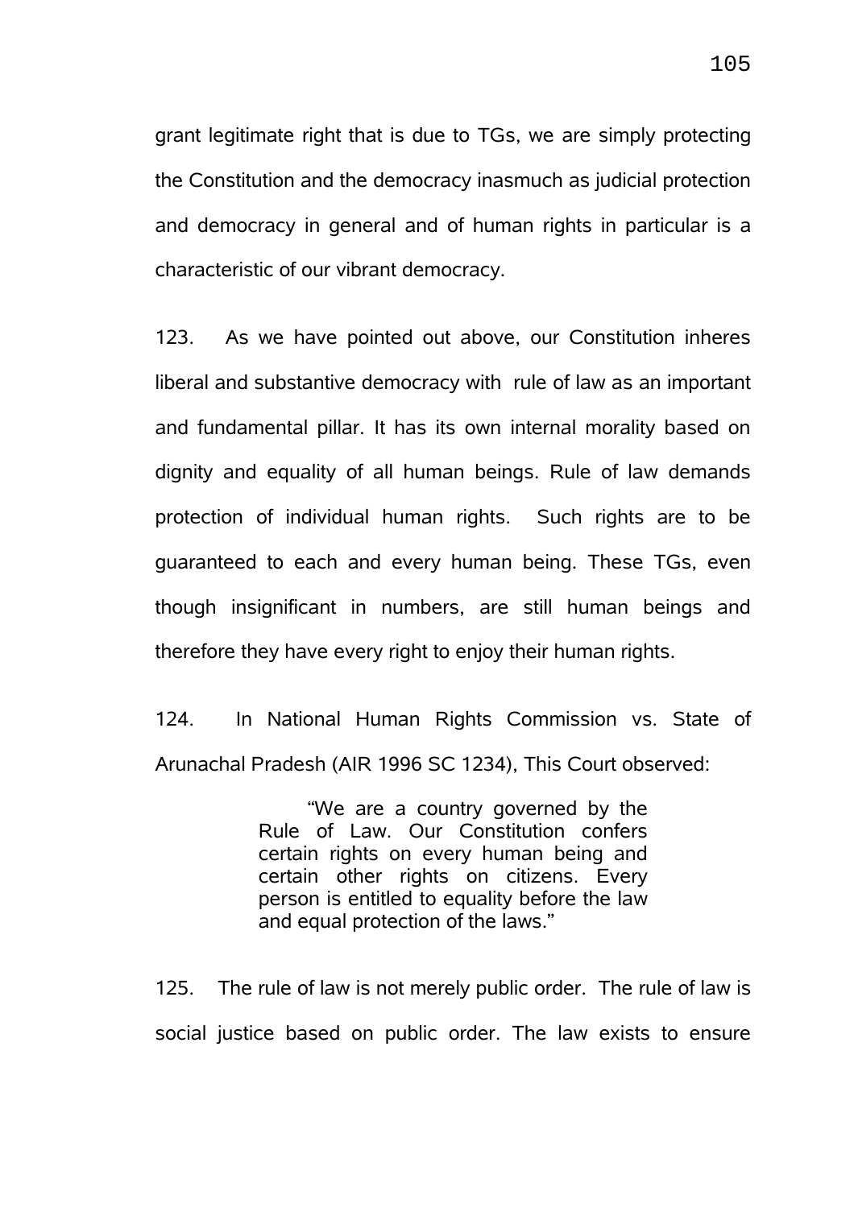grant legitimate right that is due to TGs, we are simply protecting the Constitution and the democracy inasmuch as judicial protection and democracy in general and of human rights in particular is a characteristic of our vibrant democracy.

123. As we have pointed out above, our Constitution inheres liberal and substantive democracy with rule of law as an important and fundamental pillar. It has its own internal morality based on dignity and equality of all human beings. Rule of law demands protection of individual human rights. Such rights are to be guaranteed to each and every human being. These TGs, even though insignificant in numbers, are still human beings and therefore they have every right to enjoy their human rights.

124. In National Human Rights Commission vs. State of Arunachal Pradesh (AIR 1996 SC 1234), This Court observed:

> "We are a country governed by the Rule of Law. Our Constitution confers certain rights on every human being and certain other rights on citizens. Every person is entitled to equality before the law and equal protection of the laws."

125. The rule of law is not merely public order. The rule of law is social justice based on public order. The law exists to ensure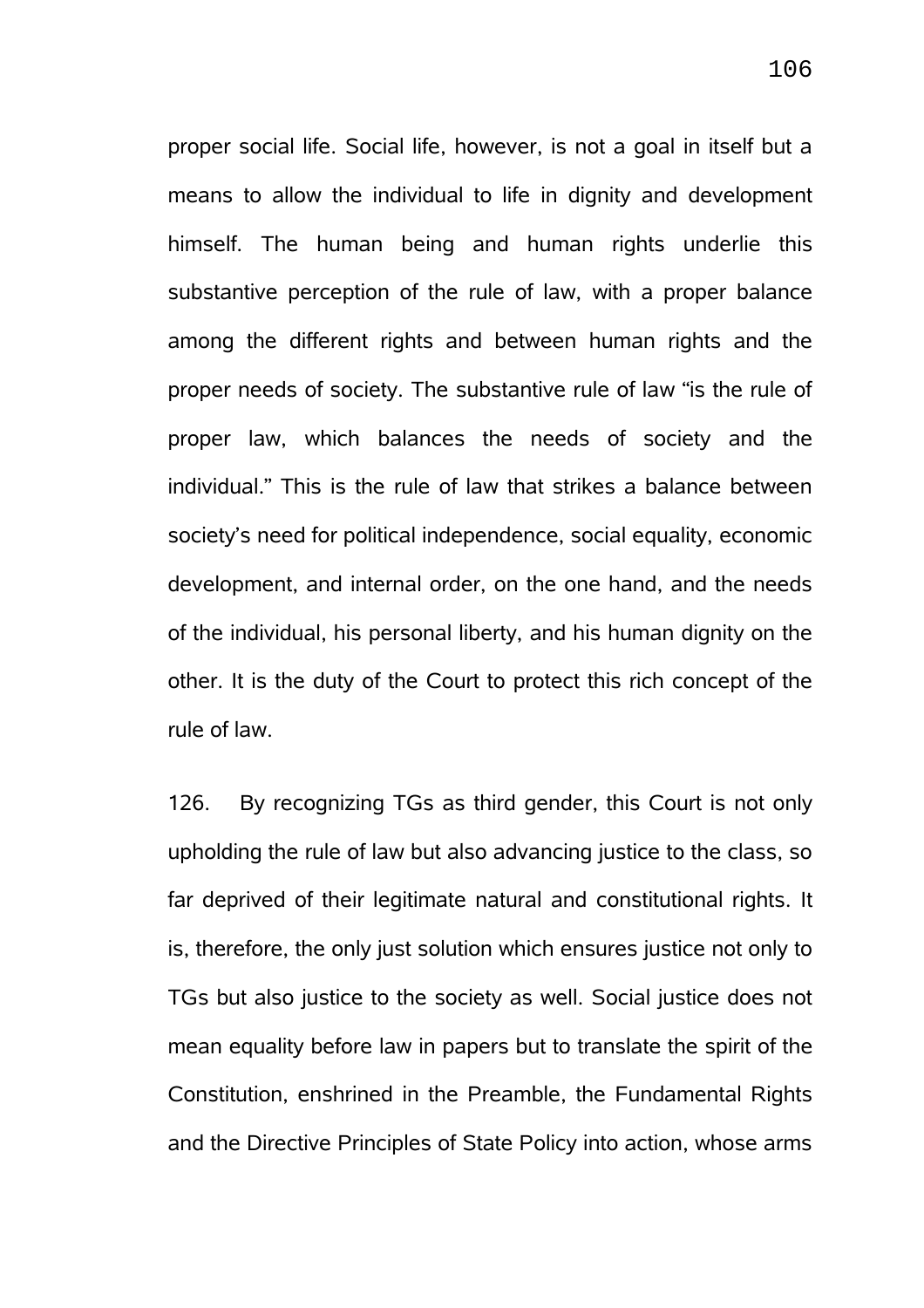proper social life. Social life, however, is not a goal in itself but a means to allow the individual to life in dignity and development himself. The human being and human rights underlie this substantive perception of the rule of law, with a proper balance among the different rights and between human rights and the proper needs of society. The substantive rule of law "is the rule of proper law, which balances the needs of society and the individual." This is the rule of law that strikes a balance between society's need for political independence, social equality, economic development, and internal order, on the one hand, and the needs of the individual, his personal liberty, and his human dignity on the other. It is the duty of the Court to protect this rich concept of the rule of law.

126. By recognizing TGs as third gender, this Court is not only upholding the rule of law but also advancing justice to the class, so far deprived of their legitimate natural and constitutional rights. It is, therefore, the only just solution which ensures justice not only to TGs but also justice to the society as well. Social justice does not mean equality before law in papers but to translate the spirit of the Constitution, enshrined in the Preamble, the Fundamental Rights and the Directive Principles of State Policy into action, whose arms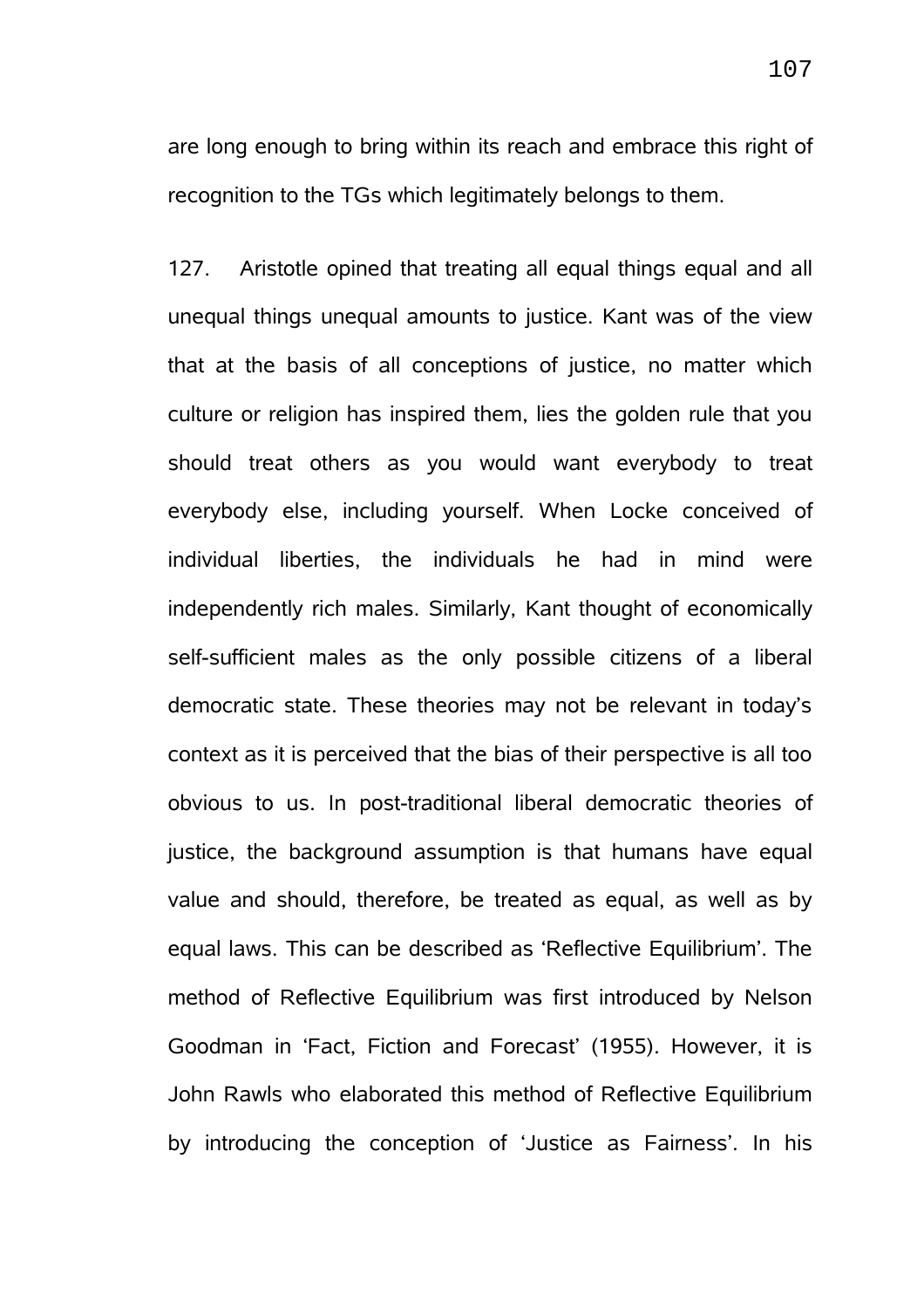are long enough to bring within its reach and embrace this right of recognition to the TGs which legitimately belongs to them.

127. Aristotle opined that treating all equal things equal and all unequal things unequal amounts to justice. Kant was of the view that at the basis of all conceptions of justice, no matter which culture or religion has inspired them, lies the golden rule that you should treat others as you would want everybody to treat everybody else, including yourself. When Locke conceived of individual liberties, the individuals he had in mind were independently rich males. Similarly, Kant thought of economically self-sufficient males as the only possible citizens of a liberal democratic state. These theories may not be relevant in today's context as it is perceived that the bias of their perspective is all too obvious to us. In post-traditional liberal democratic theories of justice, the background assumption is that humans have equal value and should, therefore, be treated as equal, as well as by equal laws. This can be described as 'Reflective Equilibrium'. The method of Reflective Equilibrium was first introduced by Nelson Goodman in 'Fact, Fiction and Forecast' (1955). However, it is John Rawls who elaborated this method of Reflective Equilibrium by introducing the conception of 'Justice as Fairness'. In his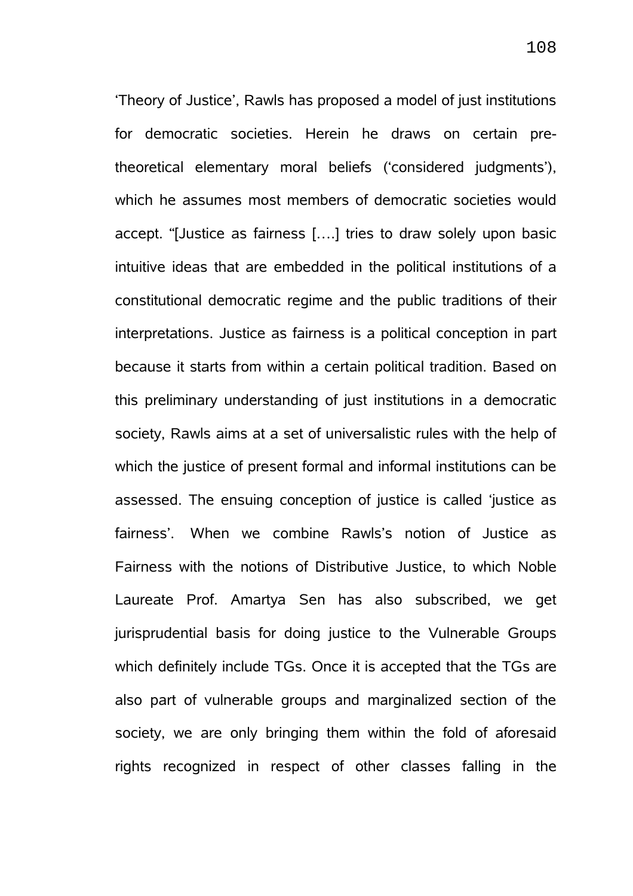'Theory of Justice', Rawls has proposed a model of just institutions for democratic societies. Herein he draws on certain pre-theoretical elementary moral beliefs ('considered judgments'), which he assumes most members of democratic societies would accept. "[Justice as fairness [....] tries to draw solely upon basic intuitive ideas that are embedded in the political institutions of a constitutional democratic regime and the public traditions of their interpretations. Justice as fairness is a political conception in part because it starts from within a certain political tradition. Based on this preliminary understanding of just institutions in a democratic society, Rawls aims at a set of universalistic rules with the help of which the justice of present formal and informal institutions can be assessed. The ensuing conception of justice is called 'justice as fairness'. When we combine Rawls's notion of Justice as Fairness with the notions of Distributive Justice, to which Noble Laureate Prof. Amartya Sen has also subscribed, we get jurisprudential basis for doing justice to the Vulnerable Groups which definitely include TGs. Once it is accepted that the TGs are also part of vulnerable groups and marginalized section of the society, we are only bringing them within the fold of aforesaid rights recognized in respect of other classes falling in the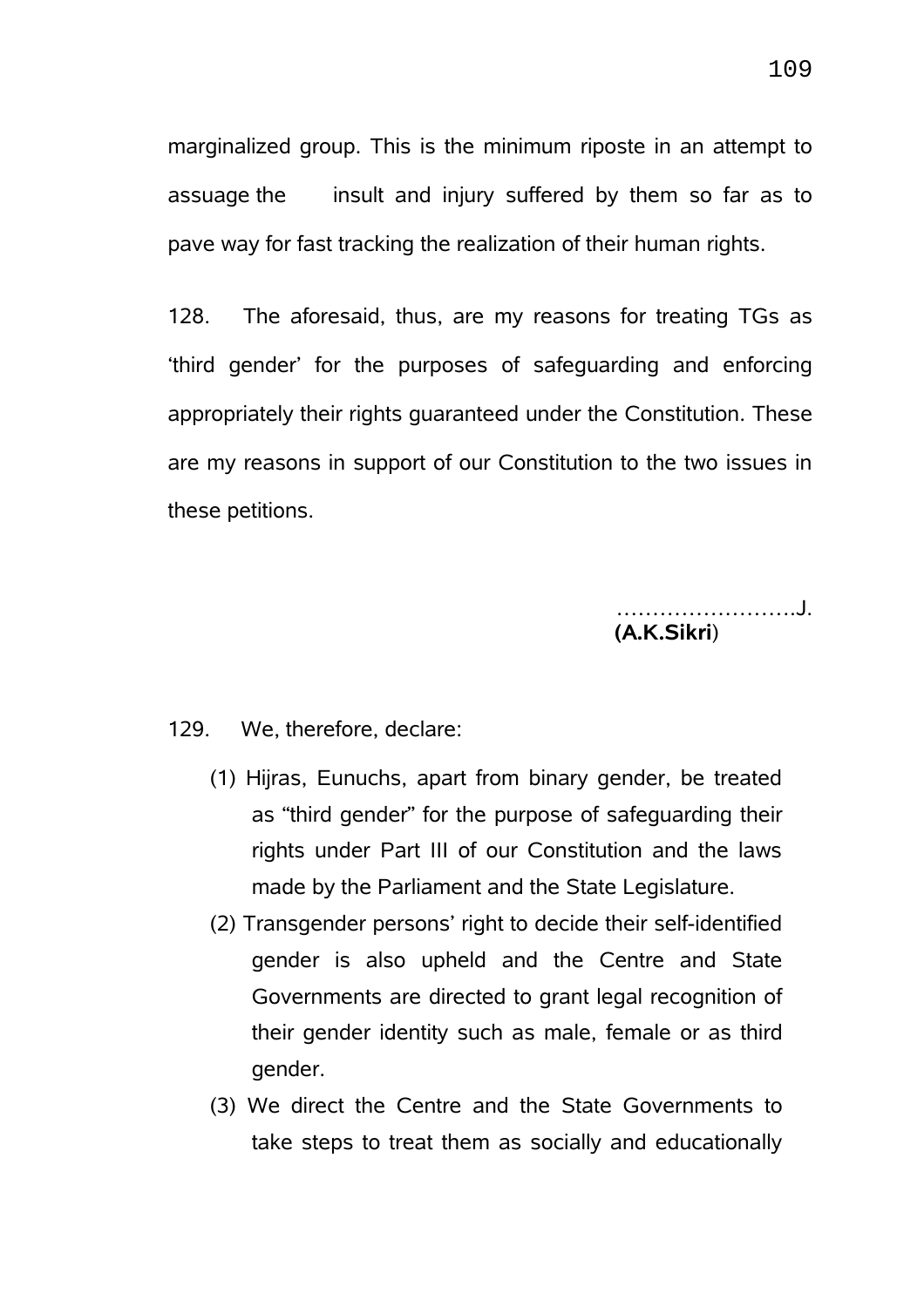marginalized group. This is the minimum riposte in an attempt to assuage the insult and injury suffered by them so far as to pave way for fast tracking the realization of their human rights.

128. The aforesaid, thus, are my reasons for treating TGs as 'third gender' for the purposes of safeguarding and enforcing appropriately their rights guaranteed under the Constitution. These are my reasons in support of our Constitution to the two issues in these petitions.

…………………….J.
**(A.K.Sikri)**

129. We, therefore, declare:

(1) Hijras, Eunuchs, apart from binary gender, be treated as "third gender" for the purpose of safeguarding their rights under Part III of our Constitution and the laws made by the Parliament and the State Legislature.

(2) Transgender persons' right to decide their self-identified gender is also upheld and the Centre and State Governments are directed to grant legal recognition of their gender identity such as male, female or as third gender.

(3) We direct the Centre and the State Governments to take steps to treat them as socially and educationally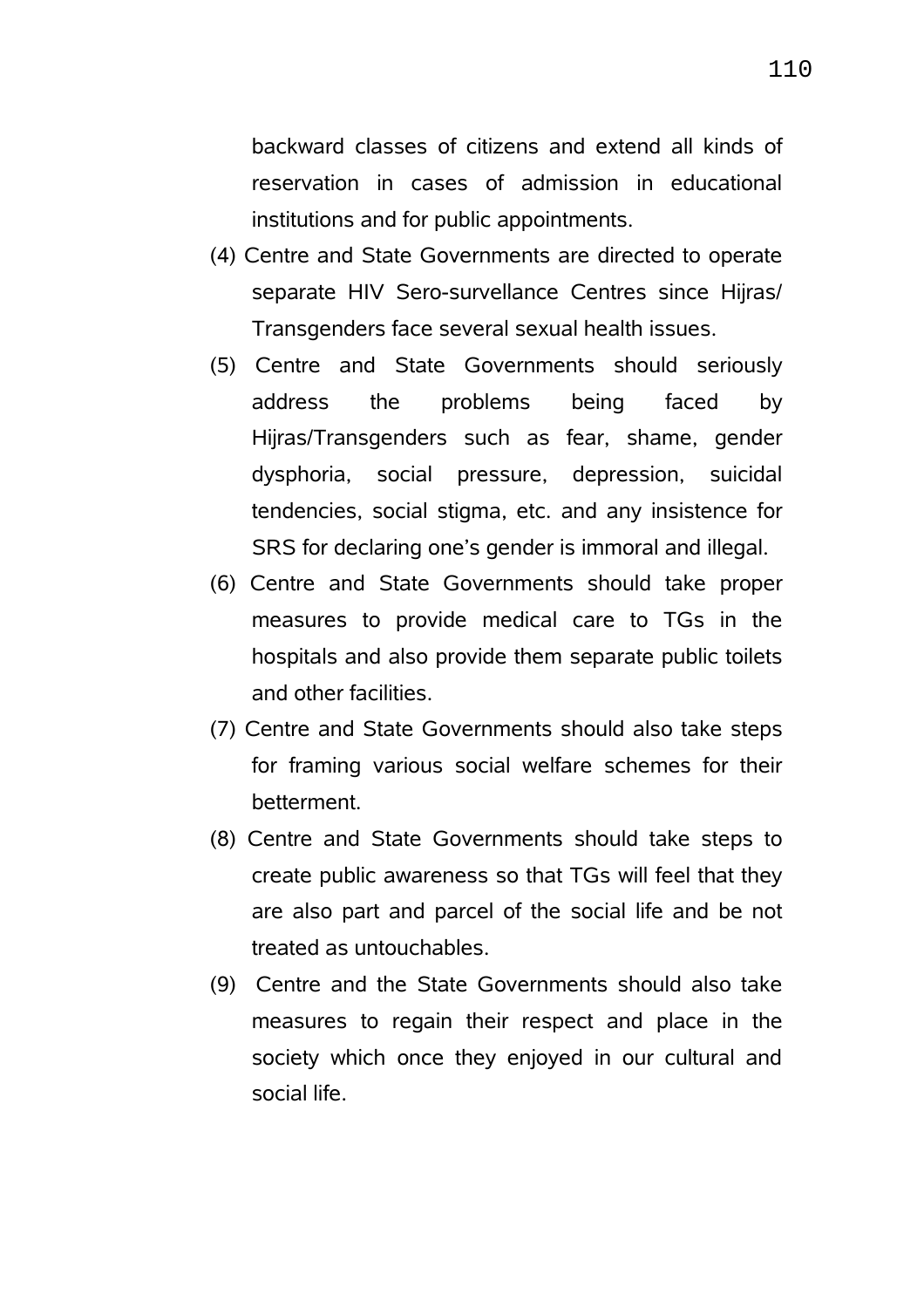backward classes of citizens and extend all kinds of reservation in cases of admission in educational institutions and for public appointments.

(4) Centre and State Governments are directed to operate separate HIV Sero-survellance Centres since Hijras/ Transgenders face several sexual health issues.

(5) Centre and State Governments should seriously address the problems being faced by Hijras/Transgenders such as fear, shame, gender dysphoria, social pressure, depression, suicidal tendencies, social stigma, etc. and any insistence for SRS for declaring one's gender is immoral and illegal.

(6) Centre and State Governments should take proper measures to provide medical care to TGs in the hospitals and also provide them separate public toilets and other facilities.

(7) Centre and State Governments should also take steps for framing various social welfare schemes for their betterment.

(8) Centre and State Governments should take steps to create public awareness so that TGs will feel that they are also part and parcel of the social life and be not treated as untouchables.

(9) Centre and the State Governments should also take measures to regain their respect and place in the society which once they enjoyed in our cultural and social life.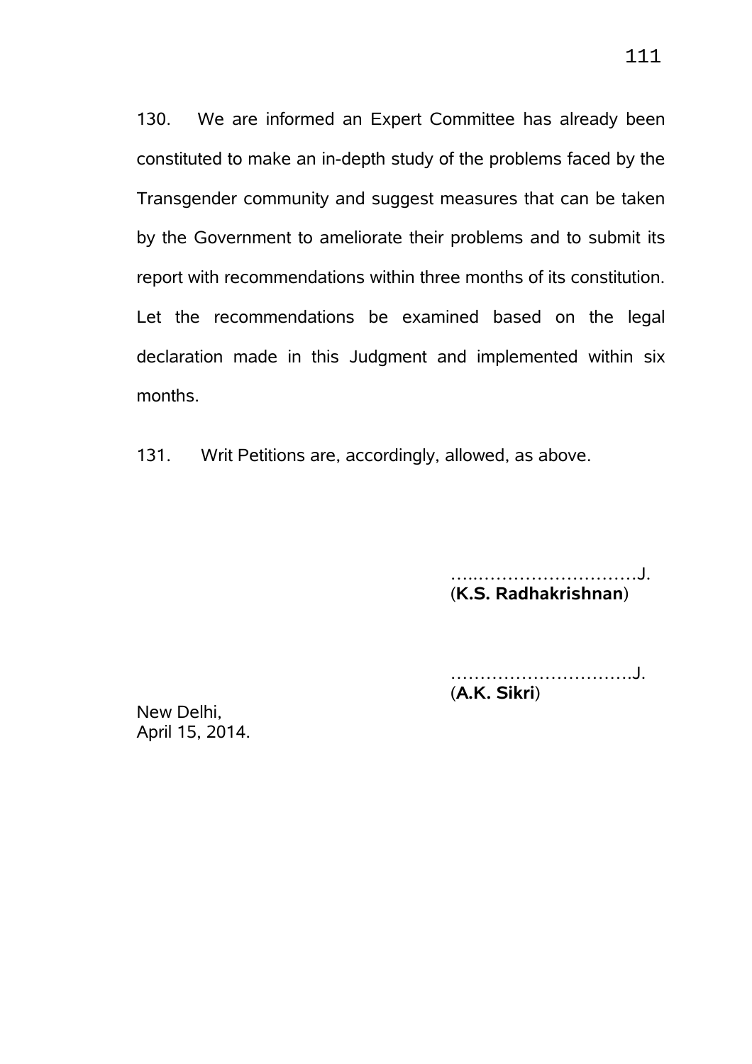130. We are informed an Expert Committee has already been constituted to make an in-depth study of the problems faced by the Transgender community and suggest measures that can be taken by the Government to ameliorate their problems and to submit its report with recommendations within three months of its constitution. Let the recommendations be examined based on the legal declaration made in this Judgment and implemented within six months.

131. Writ Petitions are, accordingly, allowed, as above.

…..………………………J.
(**K.S. Radhakrishnan**)

………………………….J.
(**A.K. Sikri**)

New Delhi,
April 15, 2014.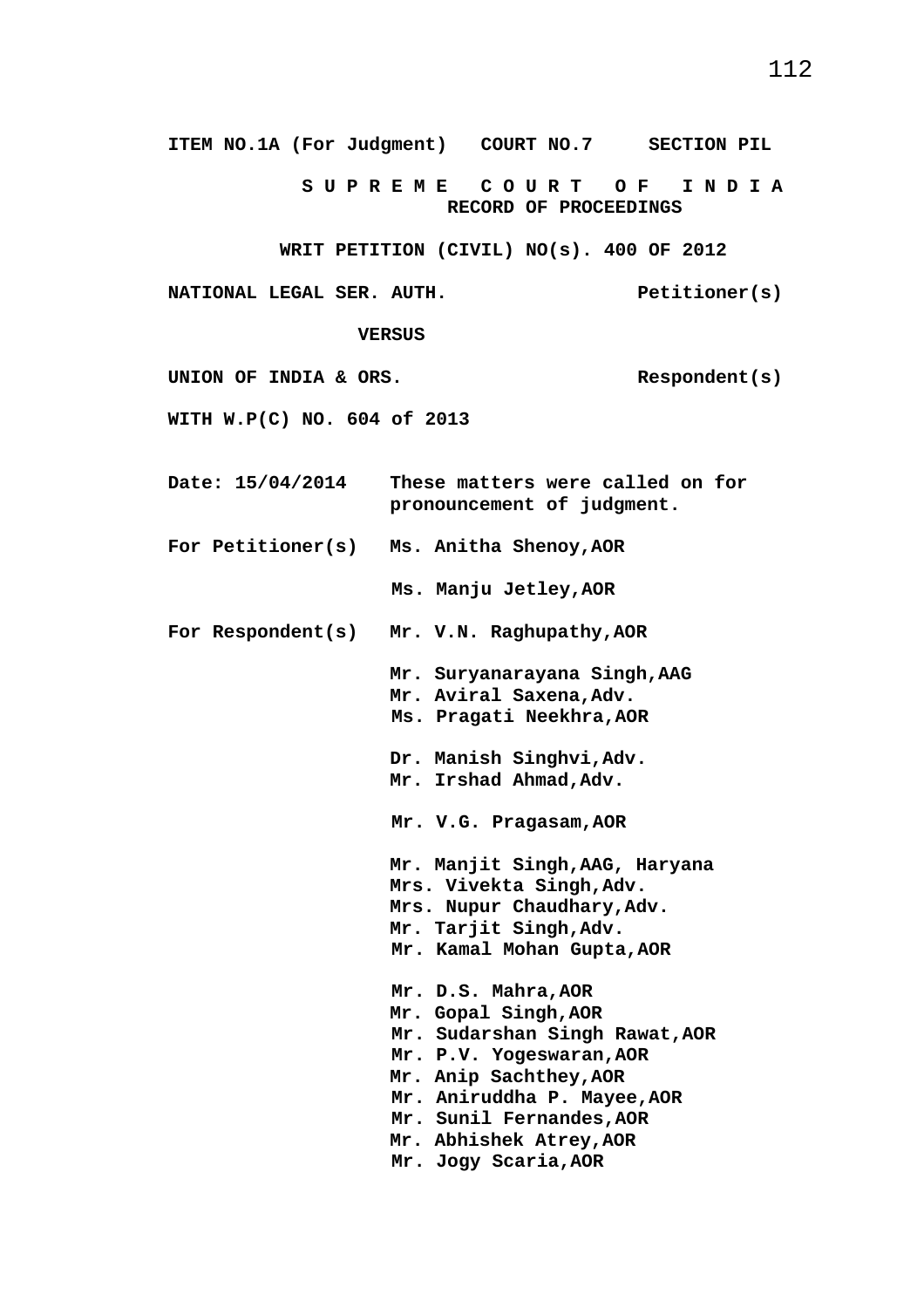**ITEM NO.1A (For Judgment) COURT NO.7 SECTION PIL**

**S U P R E M E C O U R T O F I N D I A**
**RECORD OF PROCEEDINGS**

**WRIT PETITION (CIVIL) NO(s). 400 OF 2012**

**NATIONAL LEGAL SER. AUTH.** **Petitioner(s)**

**VERSUS**

**UNION OF INDIA & ORS.** **Respondent(s)**

**WITH W.P(C) NO. 604 of 2013**

**Date: 15/04/2014** These matters were called on for pronouncement of judgment.

**For Petitioner(s)** Ms. Anitha Shenoy,AOR

Ms. Manju Jetley,AOR

**For Respondent(s)** Mr. V.N. Raghupathy,AOR

Mr. Suryanarayana Singh,AAG
Mr. Aviral Saxena,Adv.
Ms. Pragati Neekhra,AOR

Dr. Manish Singhvi,Adv.
Mr. Irshad Ahmad,Adv.

Mr. V.G. Pragasam,AOR

Mr. Manjit Singh,AAG, Haryana
Mrs. Vivekta Singh,Adv.
Mrs. Nupur Chaudhary,Adv.
Mr. Tarjit Singh,Adv.
Mr. Kamal Mohan Gupta,AOR

Mr. D.S. Mahra,AOR
Mr. Gopal Singh,AOR
Mr. Sudarshan Singh Rawat,AOR
Mr. P.V. Yogeswaran,AOR
Mr. Anip Sachthey,AOR
Mr. Aniruddha P. Mayee,AOR
Mr. Sunil Fernandes,AOR
Mr. Abhishek Atrey,AOR
Mr. Jogy Scaria,AOR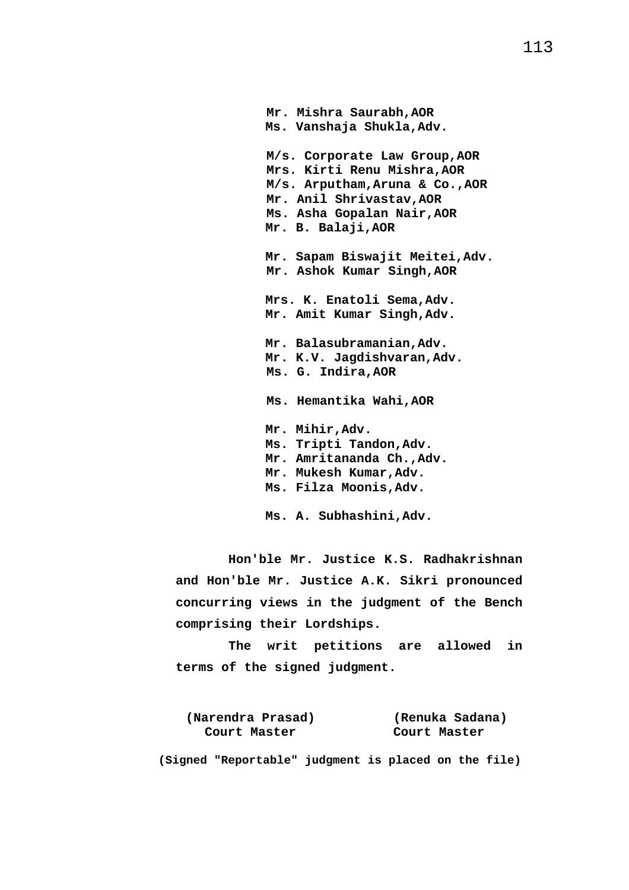**Mr. Mishra Saurabh,AOR**
**Ms. Vanshaja Shukla,Adv.**

**M/s. Corporate Law Group,AOR**
**Mrs. Kirti Renu Mishra,AOR**
**M/s. Arputham,Aruna & Co.,AOR**
**Mr. Anil Shrivastav,AOR**
**Ms. Asha Gopalan Nair,AOR**
**Mr. B. Balaji,AOR**

**Mr. Sapam Biswajit Meitei,Adv.**
**Mr. Ashok Kumar Singh,AOR**

**Mrs. K. Enatoli Sema,Adv.**
**Mr. Amit Kumar Singh,Adv.**

**Mr. Balasubramanian,Adv.**
**Mr. K.V. Jagdishvaran,Adv.**
**Ms. G. Indira,AOR**

**Ms. Hemantika Wahi,AOR**

**Mr. Mihir,Adv.**
**Ms. Tripti Tandon,Adv.**
**Mr. Amritananda Ch.,Adv.**
**Mr. Mukesh Kumar,Adv.**
**Ms. Filza Moonis,Adv.**

**Ms. A. Subhashini,Adv.**

**Hon'ble Mr. Justice K.S. Radhakrishnan and Hon'ble Mr. Justice A.K. Sikri pronounced concurring views in the judgment of the Bench comprising their Lordships.**

**The writ petitions are allowed in terms of the signed judgment.**

**(Narendra Prasad)**
**Court Master**

**(Renuka Sadana)**
**Court Master**

**(Signed "Reportable" judgment is placed on the file)**